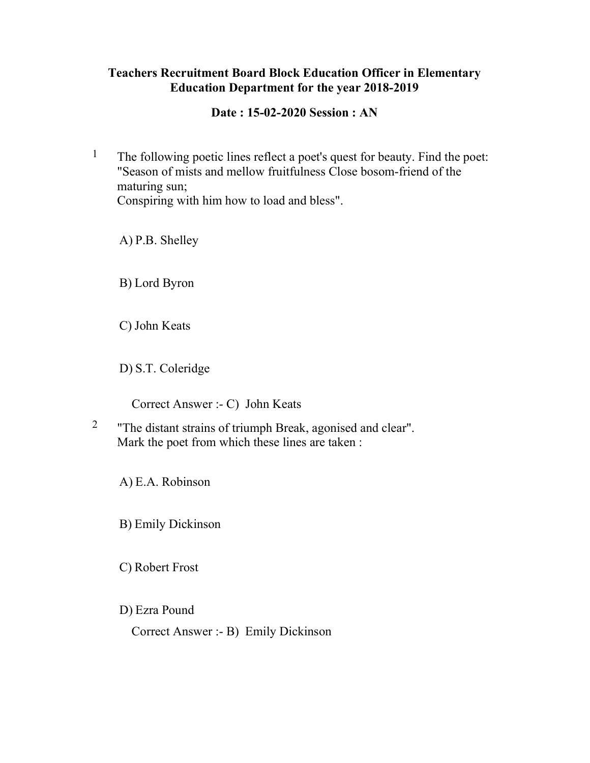**Teachers Recruitment Board Block Education Officer in Elementary Education Department for the year 2018-2019**

**Date : 15-02-2020 Session : AN**

1 The following poetic lines reflect a poet's quest for beauty. Find the poet:
"Season of mists and mellow fruitfulness Close bosom-friend of the maturing sun;
Conspiring with him how to load and bless".

A) P.B. Shelley

B) Lord Byron

C) John Keats

D) S.T. Coleridge

Correct Answer :- C) John Keats

2 "The distant strains of triumph Break, agonised and clear".
Mark the poet from which these lines are taken :

A) E.A. Robinson

B) Emily Dickinson

C) Robert Frost

D) Ezra Pound

Correct Answer :- B) Emily Dickinson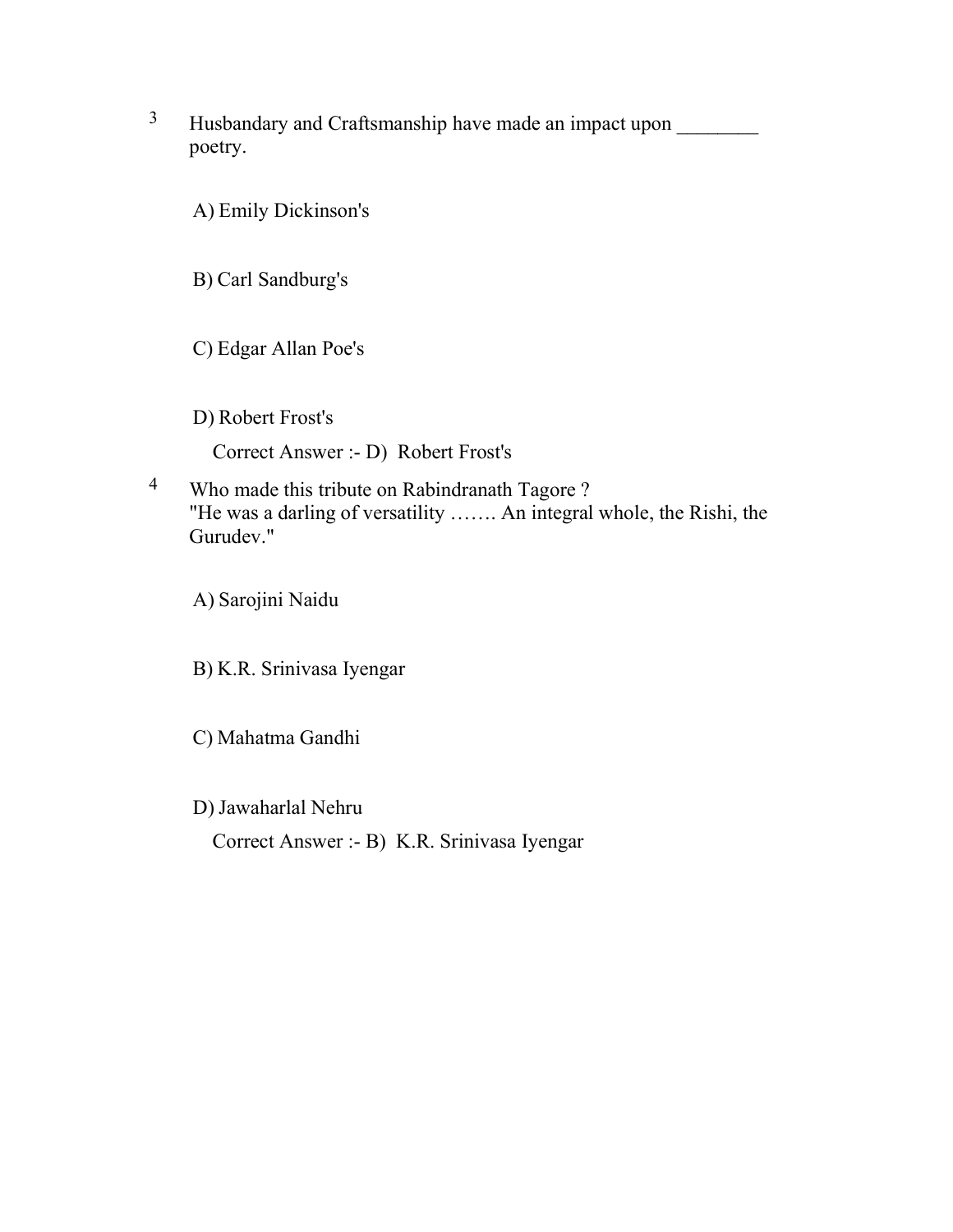3 Husbandary and Craftsmanship have made an impact upon ________ poetry.

A) Emily Dickinson's

B) Carl Sandburg's

C) Edgar Allan Poe's

D) Robert Frost's

Correct Answer :- D) Robert Frost's

4 Who made this tribute on Rabindranath Tagore ?
"He was a darling of versatility ……. An integral whole, the Rishi, the Gurudev."

A) Sarojini Naidu

B) K.R. Srinivasa Iyengar

C) Mahatma Gandhi

D) Jawaharlal Nehru

Correct Answer :- B) K.R. Srinivasa Iyengar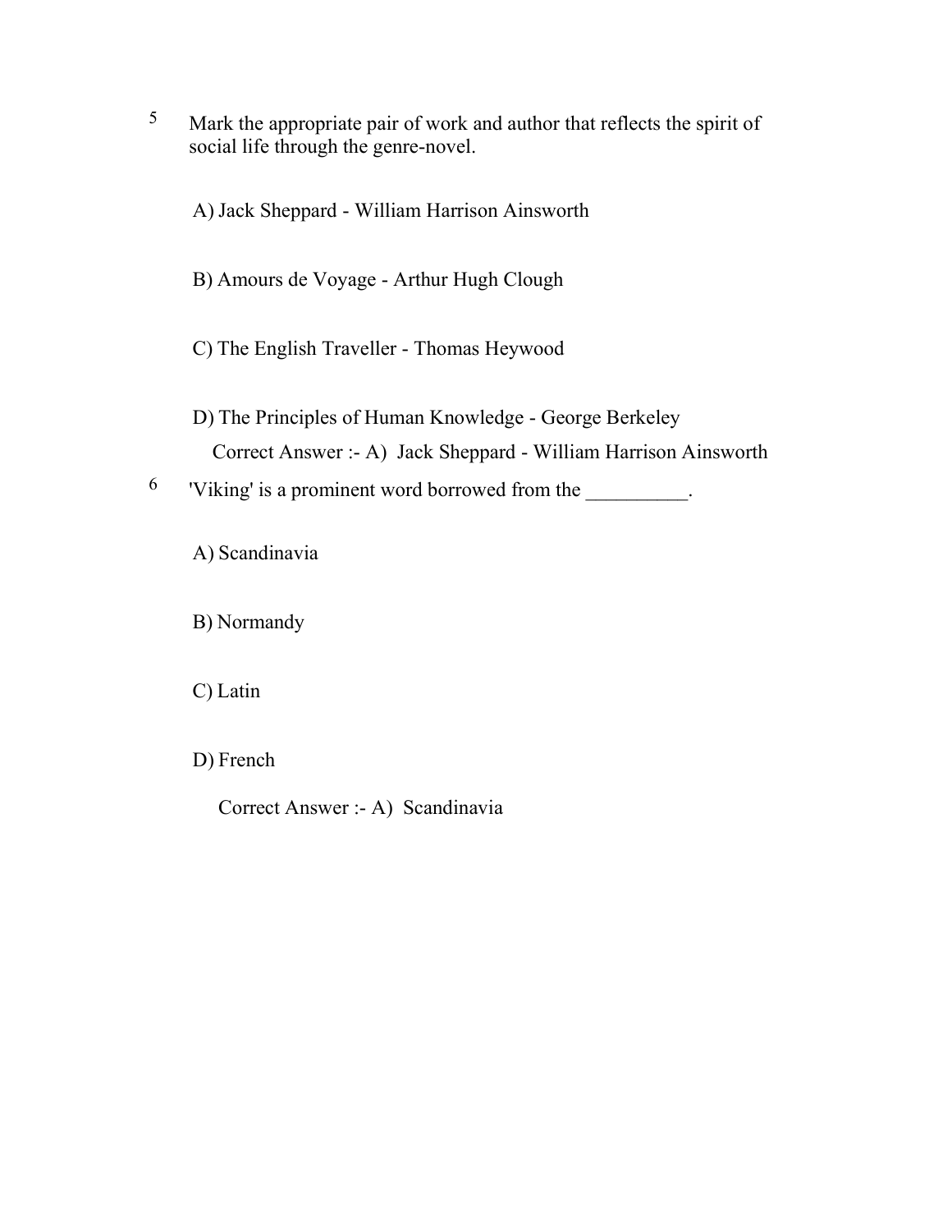5 Mark the appropriate pair of work and author that reflects the spirit of social life through the genre-novel.

A) Jack Sheppard - William Harrison Ainsworth

B) Amours de Voyage - Arthur Hugh Clough

C) The English Traveller - Thomas Heywood

D) The Principles of Human Knowledge - George Berkeley

Correct Answer :- A) Jack Sheppard - William Harrison Ainsworth

6 'Viking' is a prominent word borrowed from the __________.

A) Scandinavia

B) Normandy

C) Latin

D) French

Correct Answer :- A) Scandinavia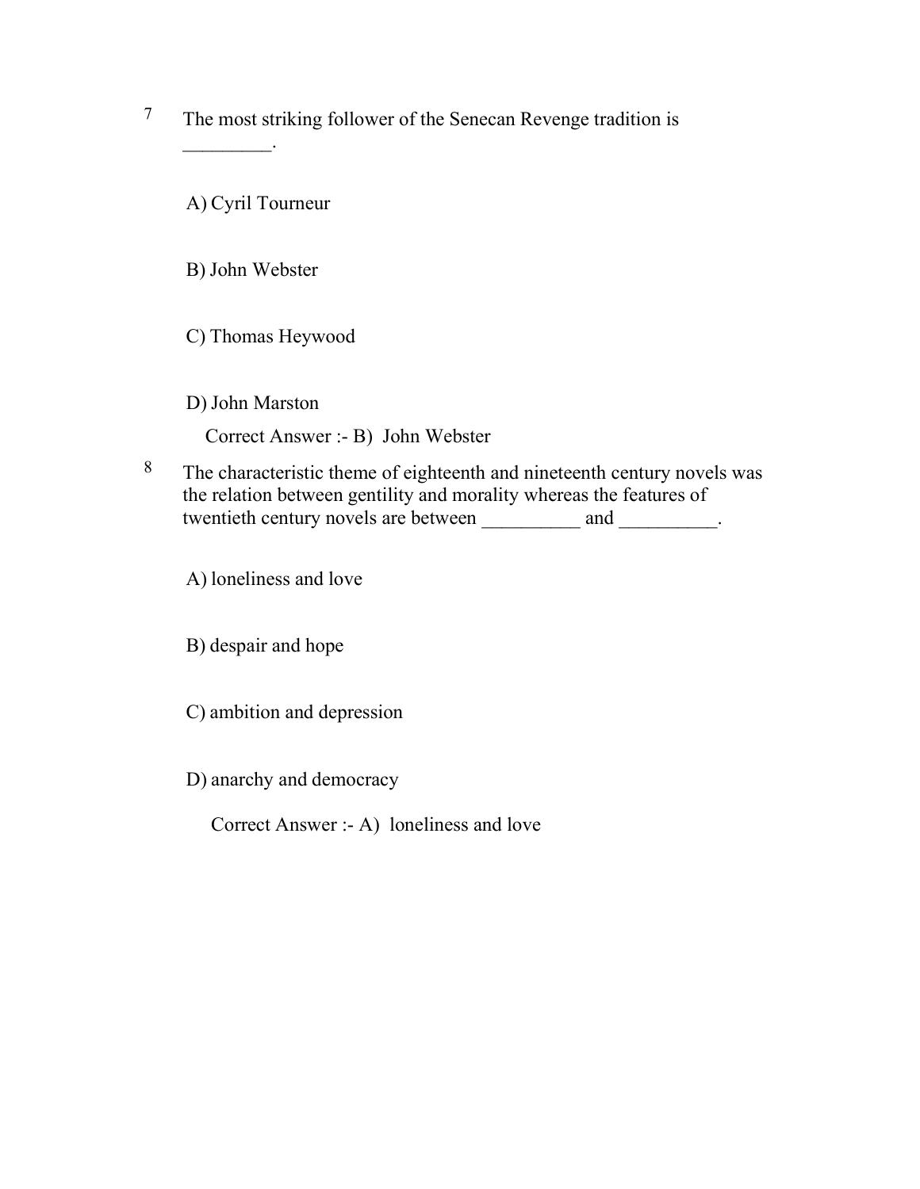7 The most striking follower of the Senecan Revenge tradition is _________.

A) Cyril Tourneur

B) John Webster

C) Thomas Heywood

D) John Marston

Correct Answer :- B) John Webster

8 The characteristic theme of eighteenth and nineteenth century novels was the relation between gentility and morality whereas the features of twentieth century novels are between __________ and __________.

A) loneliness and love

B) despair and hope

C) ambition and depression

D) anarchy and democracy

Correct Answer :- A) loneliness and love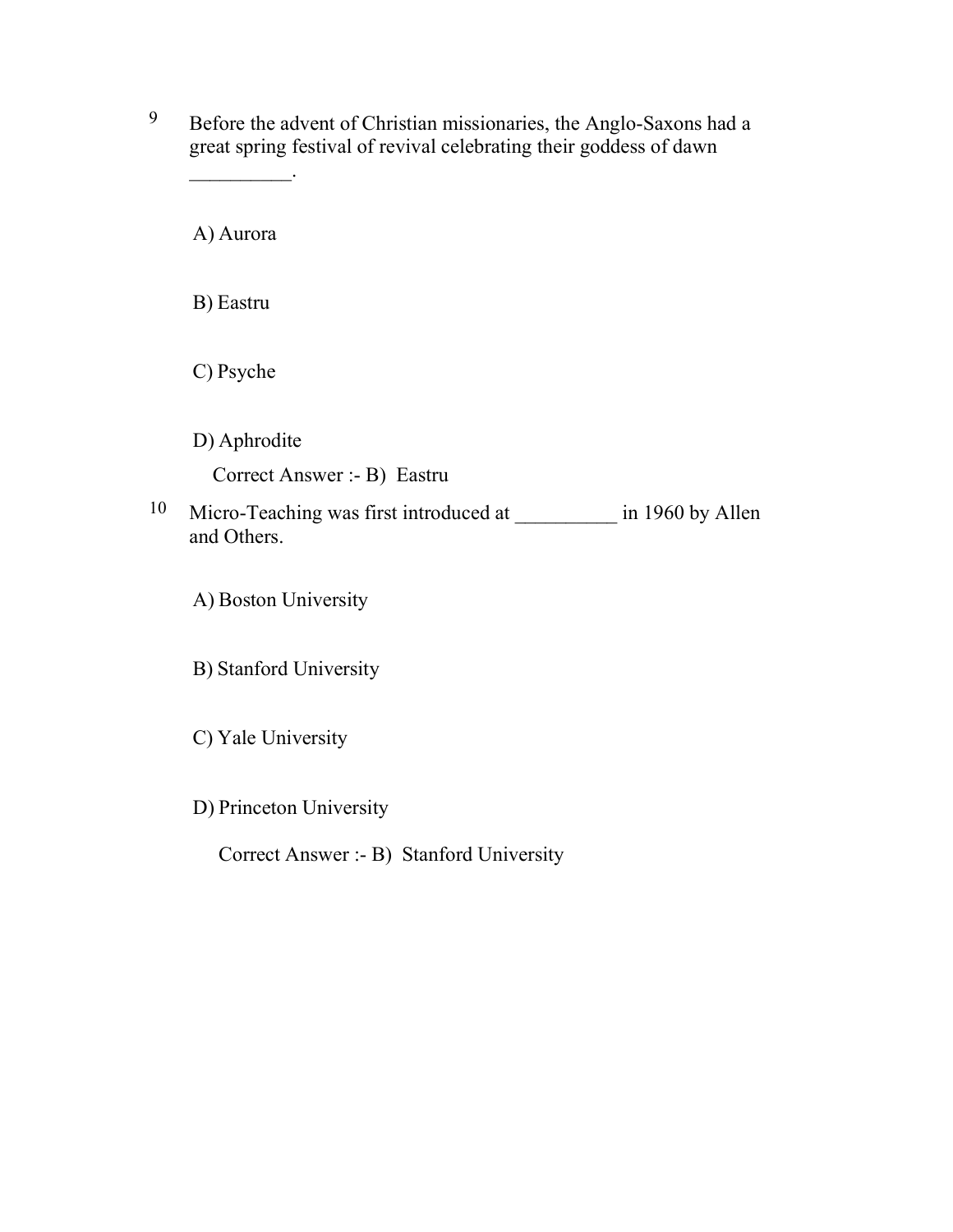9 Before the advent of Christian missionaries, the Anglo-Saxons had a great spring festival of revival celebrating their goddess of dawn __________.

A) Aurora

B) Eastru

C) Psyche

D) Aphrodite

Correct Answer :- B) Eastru

10 Micro-Teaching was first introduced at __________ in 1960 by Allen and Others.

A) Boston University

B) Stanford University

C) Yale University

D) Princeton University

Correct Answer :- B) Stanford University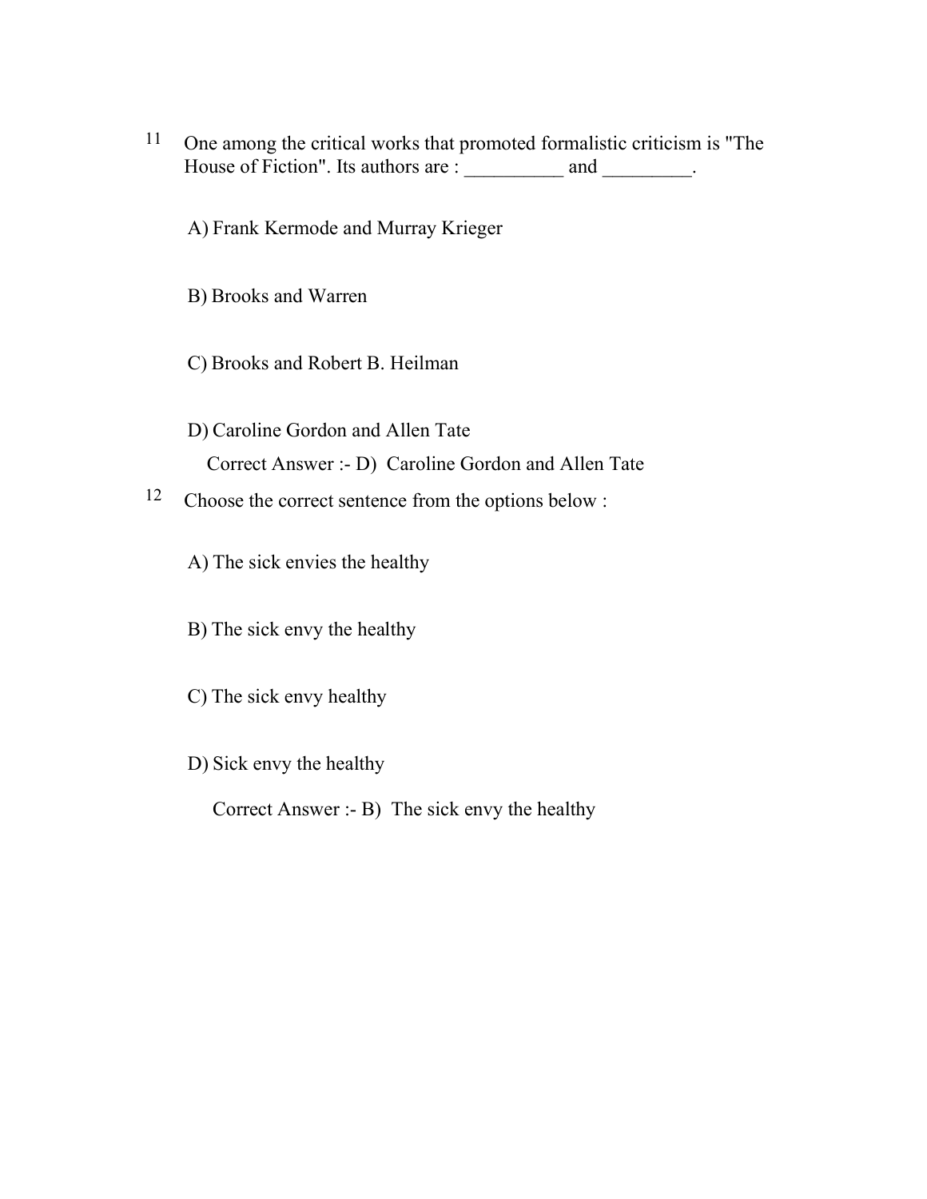11 One among the critical works that promoted formalistic criticism is "The House of Fiction". Its authors are : __________ and _________.

A) Frank Kermode and Murray Krieger

B) Brooks and Warren

C) Brooks and Robert B. Heilman

D) Caroline Gordon and Allen Tate

Correct Answer :- D) Caroline Gordon and Allen Tate

12 Choose the correct sentence from the options below :

A) The sick envies the healthy

B) The sick envy the healthy

C) The sick envy healthy

D) Sick envy the healthy

Correct Answer :- B) The sick envy the healthy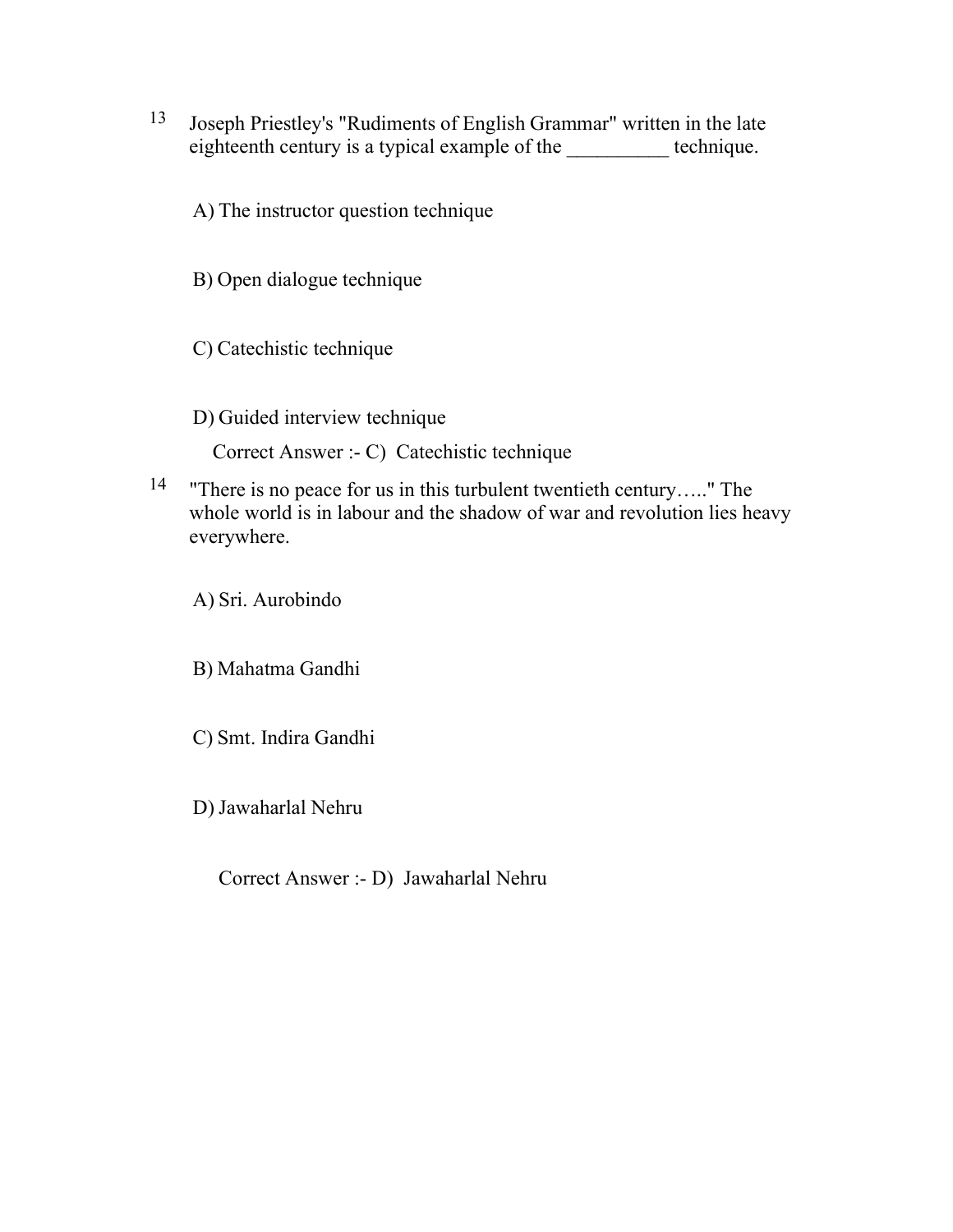13 Joseph Priestley's "Rudiments of English Grammar" written in the late eighteenth century is a typical example of the __________ technique.

A) The instructor question technique

B) Open dialogue technique

C) Catechistic technique

D) Guided interview technique

Correct Answer :- C) Catechistic technique

14 "There is no peace for us in this turbulent twentieth century….." The whole world is in labour and the shadow of war and revolution lies heavy everywhere.

A) Sri. Aurobindo

B) Mahatma Gandhi

C) Smt. Indira Gandhi

D) Jawaharlal Nehru

Correct Answer :- D) Jawaharlal Nehru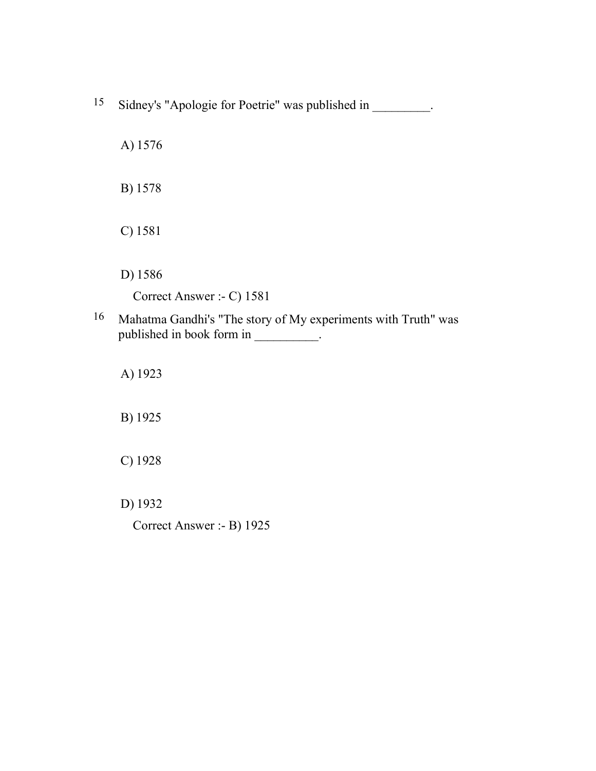15 Sidney's "Apologie for Poetrie" was published in _________.

A) 1576

B) 1578

C) 1581

D) 1586

Correct Answer :- C) 1581

16 Mahatma Gandhi's "The story of My experiments with Truth" was published in book form in __________.

A) 1923

B) 1925

C) 1928

D) 1932

Correct Answer :- B) 1925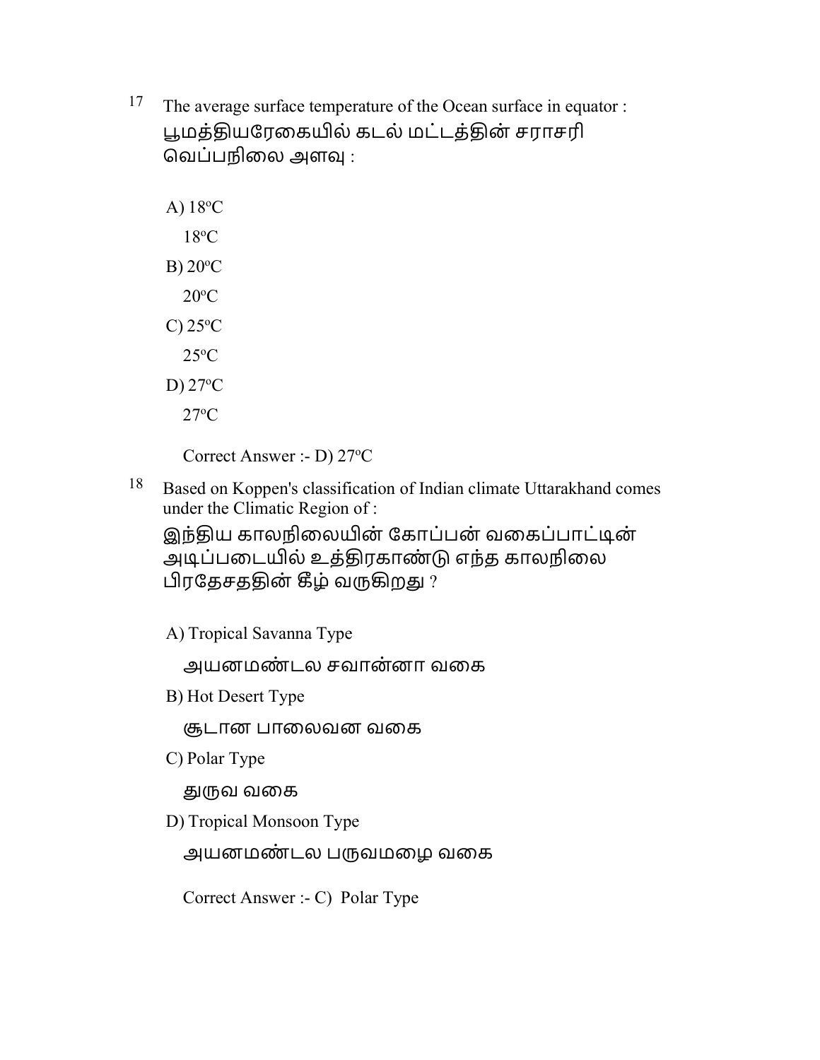17 The average surface temperature of the Ocean surface in equator :
பூமத்தியரேகையில் கடல் மட்டத்தின் சராசரி வெப்பநிலை அளவு :

A) 18ºC

18ºC

B) 20ºC

20ºC

C) 25ºC

25ºC

D) 27ºC

27ºC

Correct Answer :- D) 27ºC

18 Based on Koppen's classification of Indian climate Uttarakhand comes under the Climatic Region of :
இந்திய காலநிலையின் கோப்பன் வகைப்பாட்டின் அடிப்படையில் உத்திரகாண்டு எந்த காலநிலை பிரதேசததின் கீழ் வருகிறது ?

A) Tropical Savanna Type

அயனமண்டல சவான்னா வகை

B) Hot Desert Type

சூடான பாலைவன வகை

C) Polar Type

துருவ வகை

D) Tropical Monsoon Type

அயனமண்டல பருவமழை வகை

Correct Answer :- C) Polar Type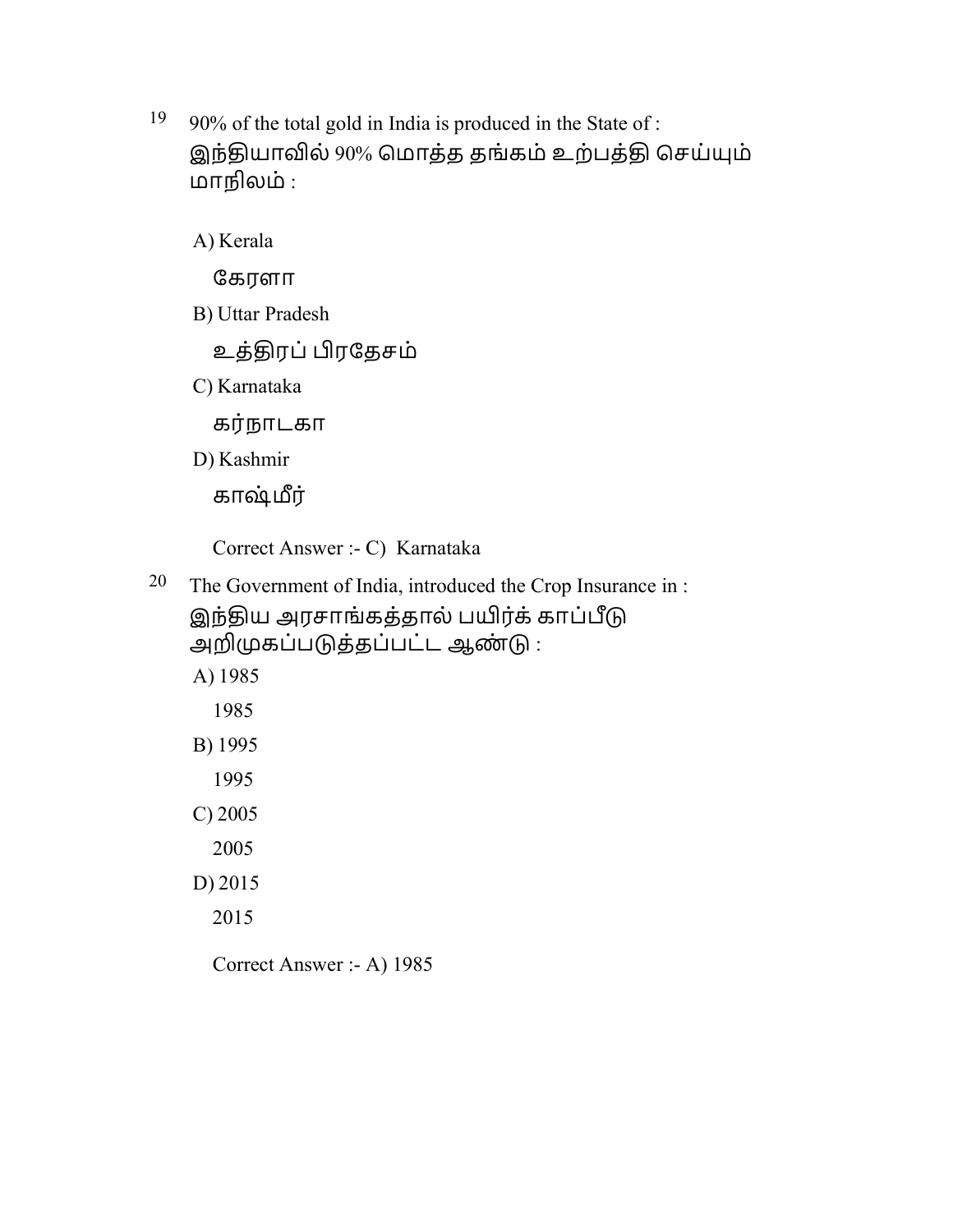19. 90% of the total gold in India is produced in the State of :
இந்தியாவில் 90% மொத்த தங்கம் உற்பத்தி செய்யும் மாநிலம் :

A) Kerala

கேரளா

B) Uttar Pradesh

உத்திரப் பிரதேசம்

C) Karnataka

கர்நாடகா

D) Kashmir

காஷ்மீர்

Correct Answer :- C) Karnataka

20. The Government of India, introduced the Crop Insurance in :
இந்திய அரசாங்கத்தால் பயிர்க் காப்பீடு அறிமுகப்படுத்தப்பட்ட ஆண்டு :

A) 1985

1985

B) 1995

1995

C) 2005

2005

D) 2015

2015

Correct Answer :- A) 1985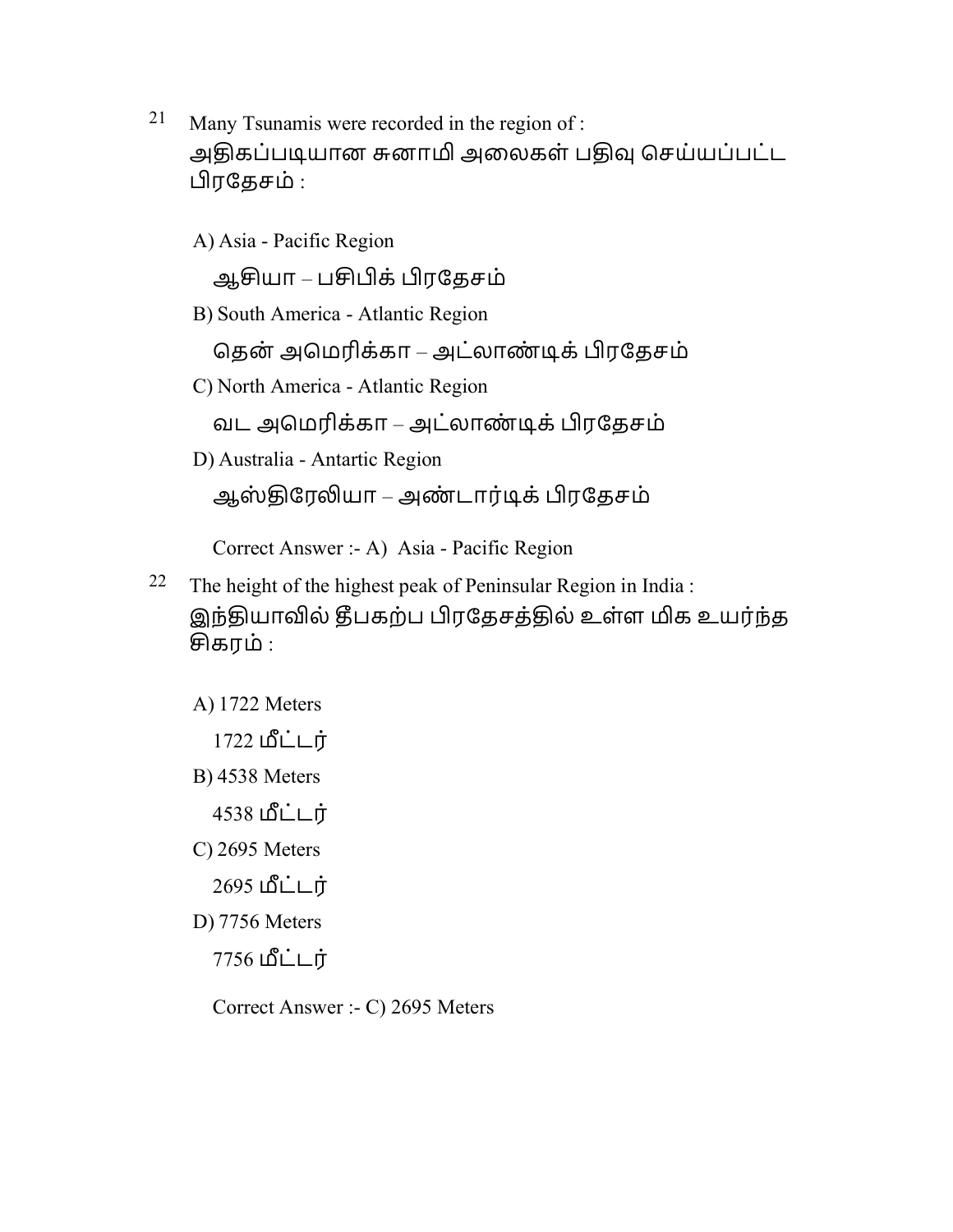21 Many Tsunamis were recorded in the region of :
அதிகப்படியான சுனாமி அலைகள் பதிவு செய்யப்பட்ட பிரதேசம் :

A) Asia - Pacific Region
ஆசியா – பசிபிக் பிரதேசம்

B) South America - Atlantic Region
தென் அமெரிக்கா – அட்லாண்டிக் பிரதேசம்

C) North America - Atlantic Region
வட அமெரிக்கா – அட்லாண்டிக் பிரதேசம்

D) Australia - Antartic Region
ஆஸ்திரேலியா – அண்டார்டிக் பிரதேசம்

Correct Answer :- A) Asia - Pacific Region

22 The height of the highest peak of Peninsular Region in India :
இந்தியாவில் தீபகற்ப பிரதேசத்தில் உள்ள மிக உயர்ந்த சிகரம் :

A) 1722 Meters
1722 மீட்டர்

B) 4538 Meters
4538 மீட்டர்

C) 2695 Meters
2695 மீட்டர்

D) 7756 Meters
7756 மீட்டர்

Correct Answer :- C) 2695 Meters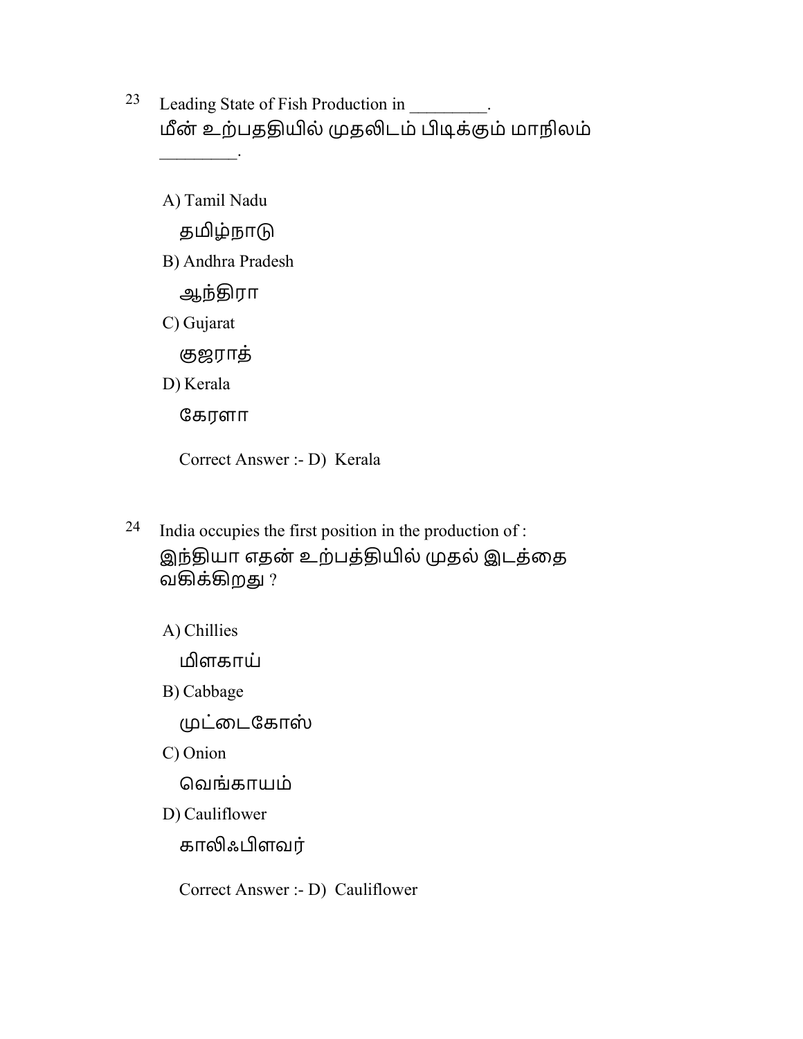23 Leading State of Fish Production in _________.
மீன் உற்பததியில் முதலிடம் பிடிக்கும் மாநிலம் _________.

A) Tamil Nadu
   தமிழ்நாடு
B) Andhra Pradesh
   ஆந்திரா
C) Gujarat
   குஜராத்
D) Kerala
   கேரளா

Correct Answer :- D)  Kerala

24 India occupies the first position in the production of :
இந்தியா எதன் உற்பத்தியில் முதல் இடத்தை வகிக்கிறது ?

A) Chillies
   மிளகாய்
B) Cabbage
   முட்டைகோஸ்
C) Onion
   வெங்காயம்
D) Cauliflower
   காலிஃபிளவர்

Correct Answer :- D)  Cauliflower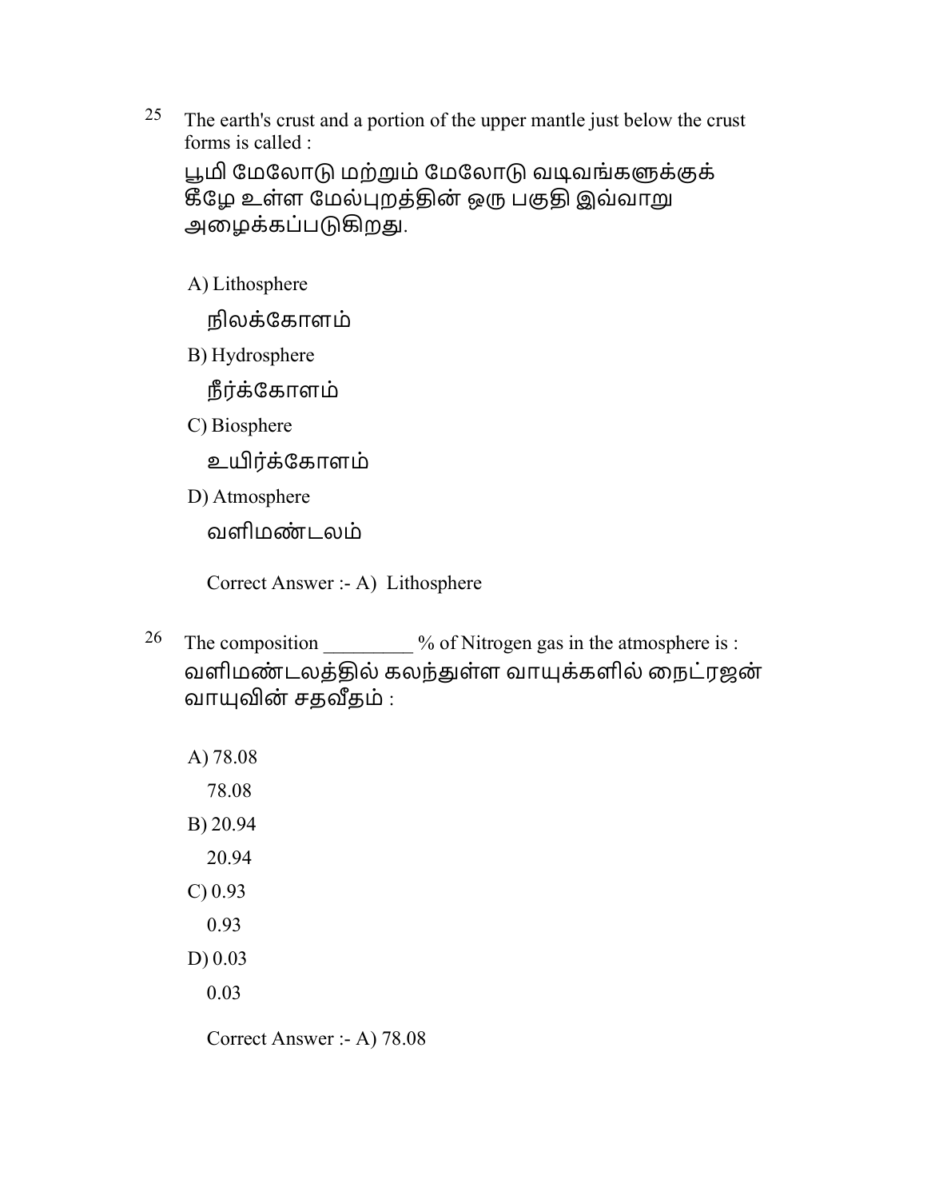25 The earth's crust and a portion of the upper mantle just below the crust forms is called :

பூமி மேலோடு மற்றும் மேலோடு வடிவங்களுக்குக் கீழே உள்ள மேல்புறத்தின் ஒரு பகுதி இவ்வாறு அழைக்கப்படுகிறது.

A) Lithosphere

நிலக்கோளம்

B) Hydrosphere

நீர்க்கோளம்

C) Biosphere

உயிர்க்கோளம்

D) Atmosphere

வளிமண்டலம்

Correct Answer :- A) Lithosphere

26 The composition _________ % of Nitrogen gas in the atmosphere is :

வளிமண்டலத்தில் கலந்துள்ள வாயுக்களில் நைட்ரஜன் வாயுவின் சதவீதம் :

A) 78.08

78.08

B) 20.94

20.94

C) 0.93

0.93

D) 0.03

0.03

Correct Answer :- A) 78.08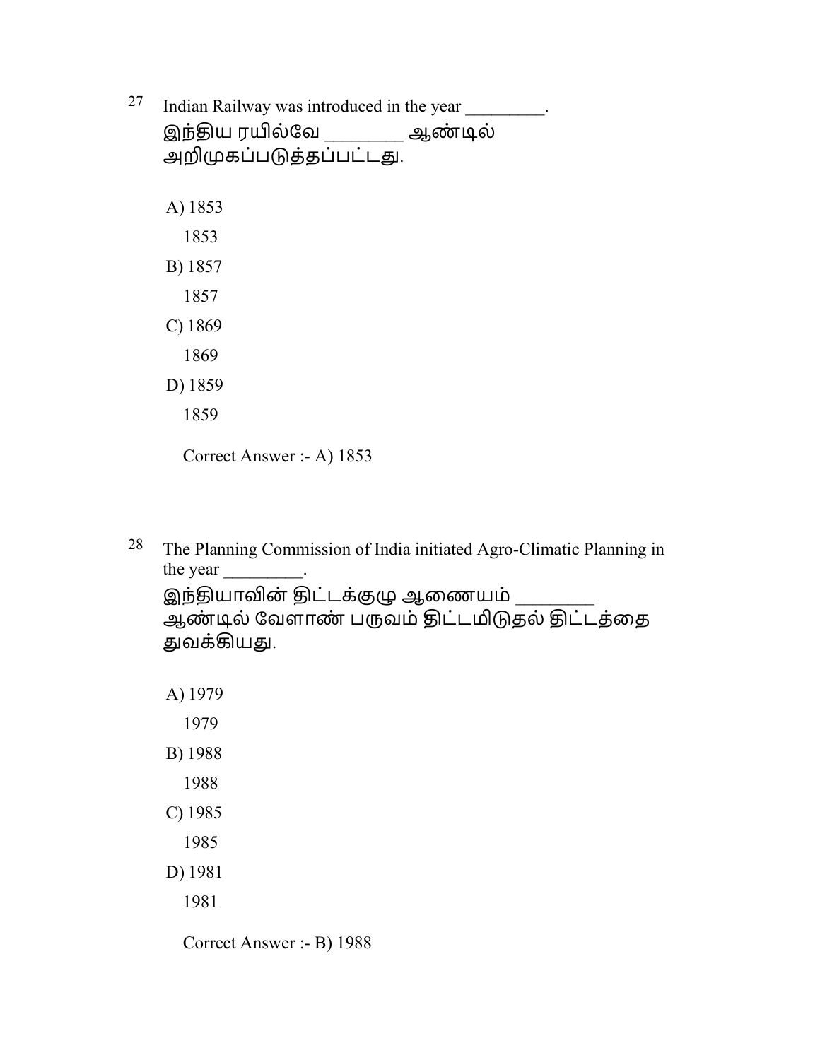27 Indian Railway was introduced in the year _________.
இந்திய ரயில்வே ________ ஆண்டில் அறிமுகப்படுத்தப்பட்டது.

A) 1853
   1853
B) 1857
   1857
C) 1869
   1869
D) 1859
   1859

Correct Answer :- A) 1853

28 The Planning Commission of India initiated Agro-Climatic Planning in the year _________.
இந்தியாவின் திட்டக்குழு ஆணையம் ________ ஆண்டில் வேளாண் பருவம் திட்டமிடுதல் திட்டத்தை துவக்கியது.

A) 1979
   1979
B) 1988
   1988
C) 1985
   1985
D) 1981
   1981

Correct Answer :- B) 1988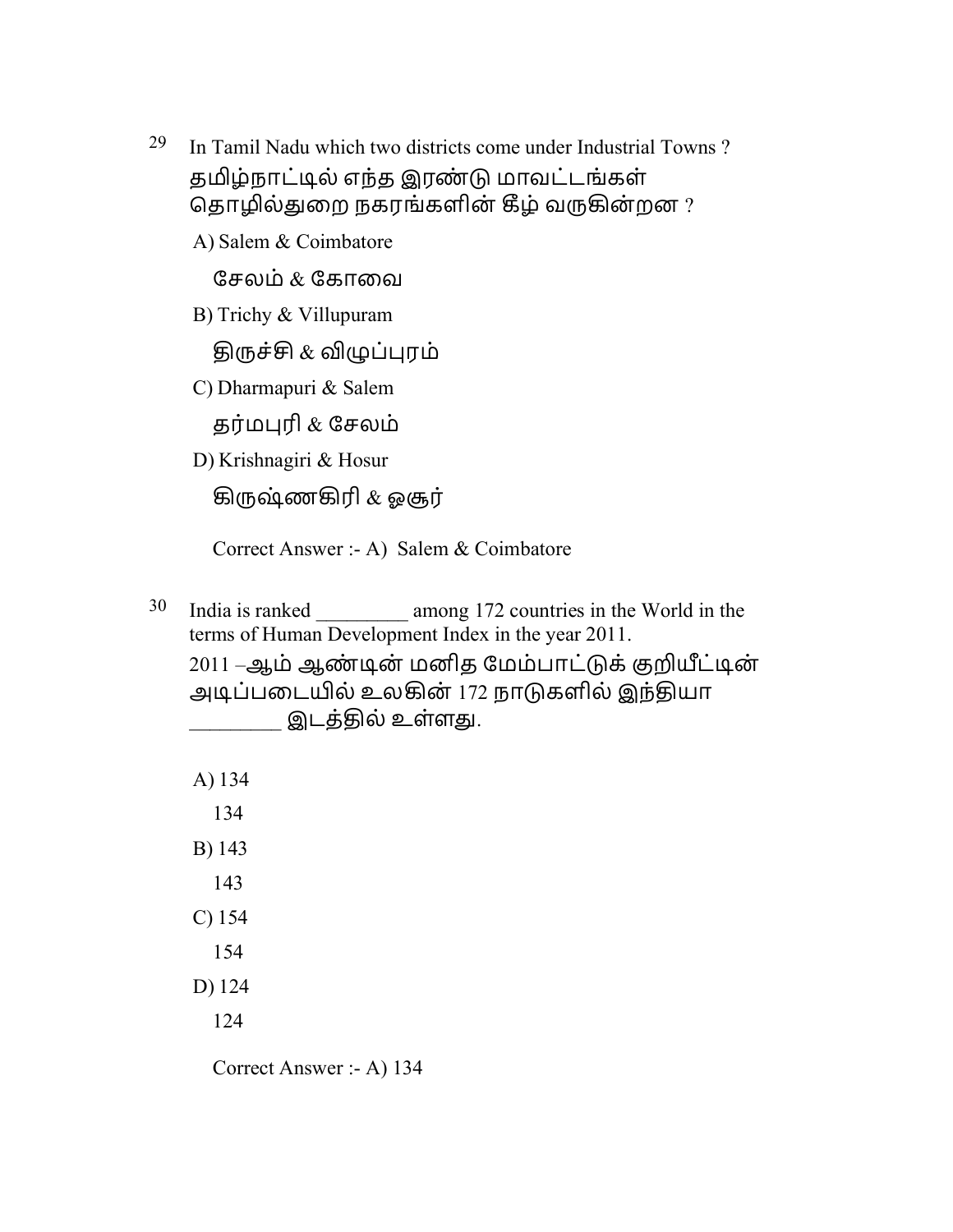29 In Tamil Nadu which two districts come under Industrial Towns ?
தமிழ்நாட்டில் எந்த இரண்டு மாவட்டங்கள் தொழில்துறை நகரங்களின் கீழ் வருகின்றன ?

A) Salem & Coimbatore

சேலம் & கோவை

B) Trichy & Villupuram

திருச்சி & விழுப்புரம்

C) Dharmapuri & Salem

தர்மபுரி & சேலம்

D) Krishnagiri & Hosur

கிருஷ்ணகிரி & ஓசூர்

Correct Answer :- A) Salem & Coimbatore

30 India is ranked _________ among 172 countries in the World in the terms of Human Development Index in the year 2011.
2011 –ஆம் ஆண்டின் மனித மேம்பாட்டுக் குறியீட்டின் அடிப்படையில் உலகின் 172 நாடுகளில் இந்தியா _________ இடத்தில் உள்ளது.

A) 134

134

B) 143

143

C) 154

154

D) 124

124

Correct Answer :- A) 134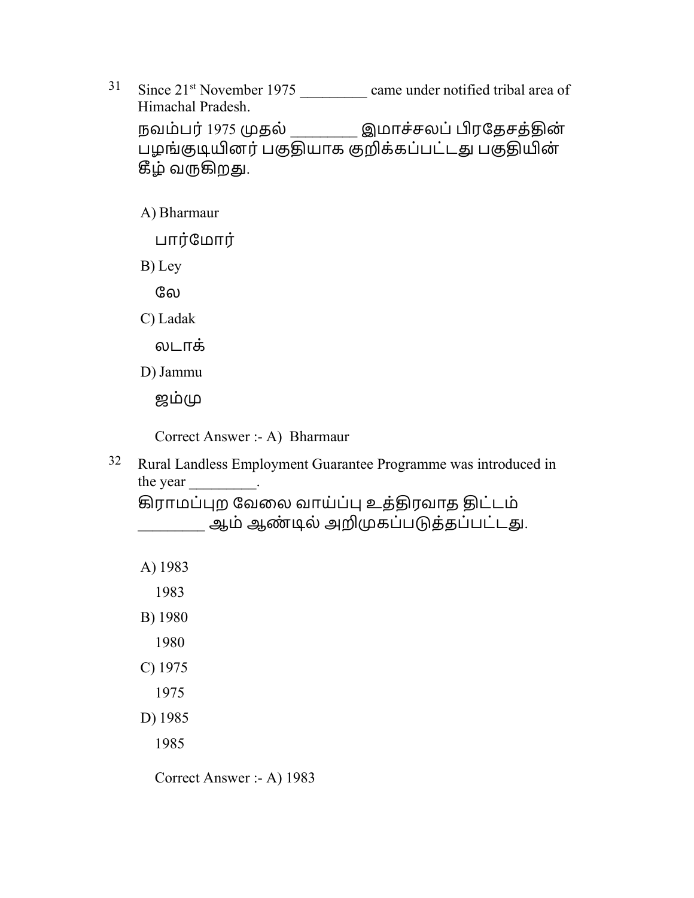31 Since 21st November 1975 _________ came under notified tribal area of Himachal Pradesh.

நவம்பர் 1975 முதல் ________ இமாச்சலப் பிரதேசத்தின் பழங்குடியினர் பகுதியாக குறிக்கப்பட்டது பகுதியின் கீழ் வருகிறது.

A) Bharmaur

பார்மோர்

B) Ley

லே

C) Ladak

லடாக்

D) Jammu

ஜம்மு

Correct Answer :- A) Bharmaur

32 Rural Landless Employment Guarantee Programme was introduced in the year _________.

கிராமப்புற வேலை வாய்ப்பு உத்திரவாத திட்டம் ________ ஆம் ஆண்டில் அறிமுகப்படுத்தப்பட்டது.

A) 1983

1983

B) 1980

1980

C) 1975

1975

D) 1985

1985

Correct Answer :- A) 1983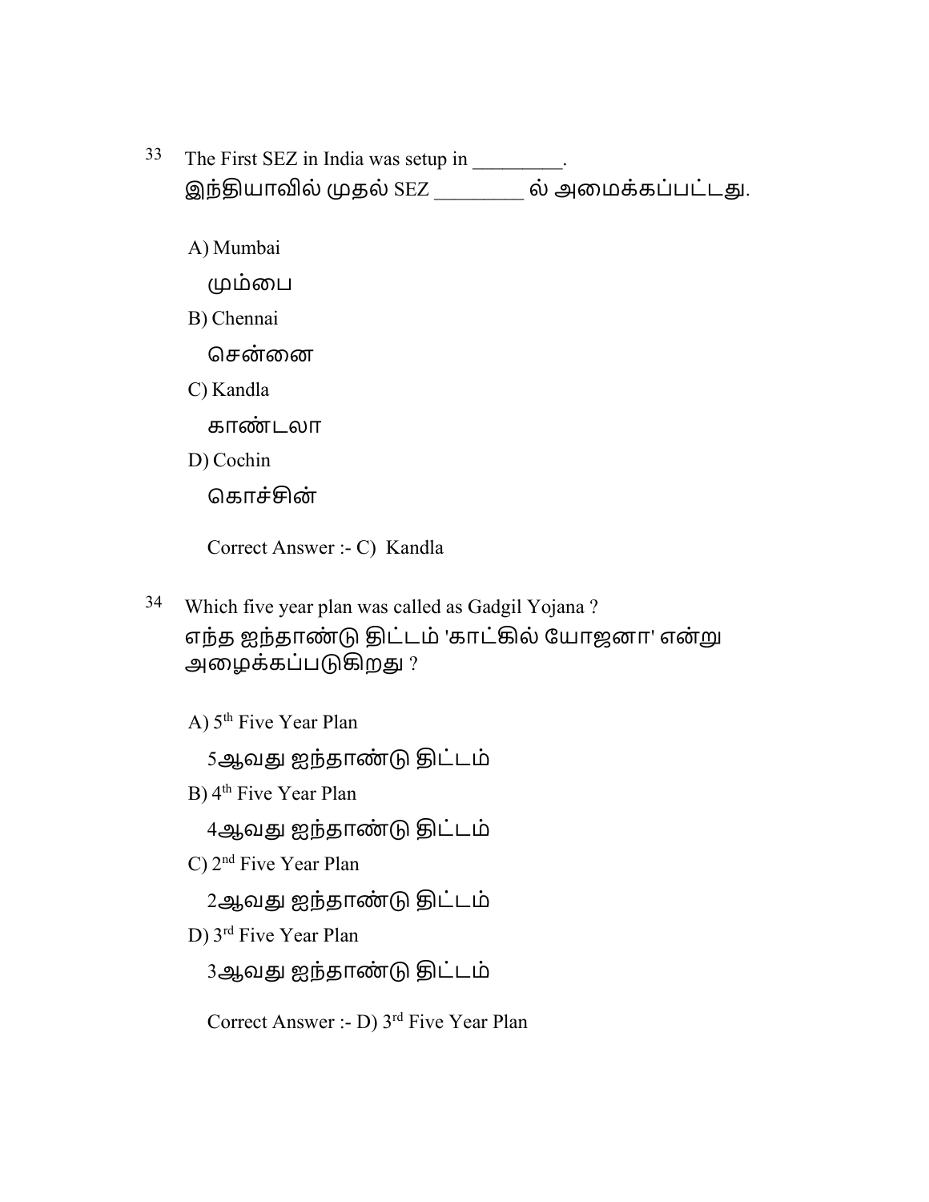33 The First SEZ in India was setup in _________.
இந்தியாவில் முதல் SEZ ________ ல் அமைக்கப்பட்டது.

A) Mumbai

மும்பை

B) Chennai

சென்னை

C) Kandla

காண்டலா

D) Cochin

கொச்சின்

Correct Answer :- C) Kandla

34 Which five year plan was called as Gadgil Yojana ?
எந்த ஐந்தாண்டு திட்டம் 'காட்கில் யோஜனா' என்று அழைக்கப்படுகிறது ?

A) 5th Five Year Plan

5ஆவது ஐந்தாண்டு திட்டம்

B) 4th Five Year Plan

4ஆவது ஐந்தாண்டு திட்டம்

C) 2nd Five Year Plan

2ஆவது ஐந்தாண்டு திட்டம்

D) 3rd Five Year Plan

3ஆவது ஐந்தாண்டு திட்டம்

Correct Answer :- D) 3rd Five Year Plan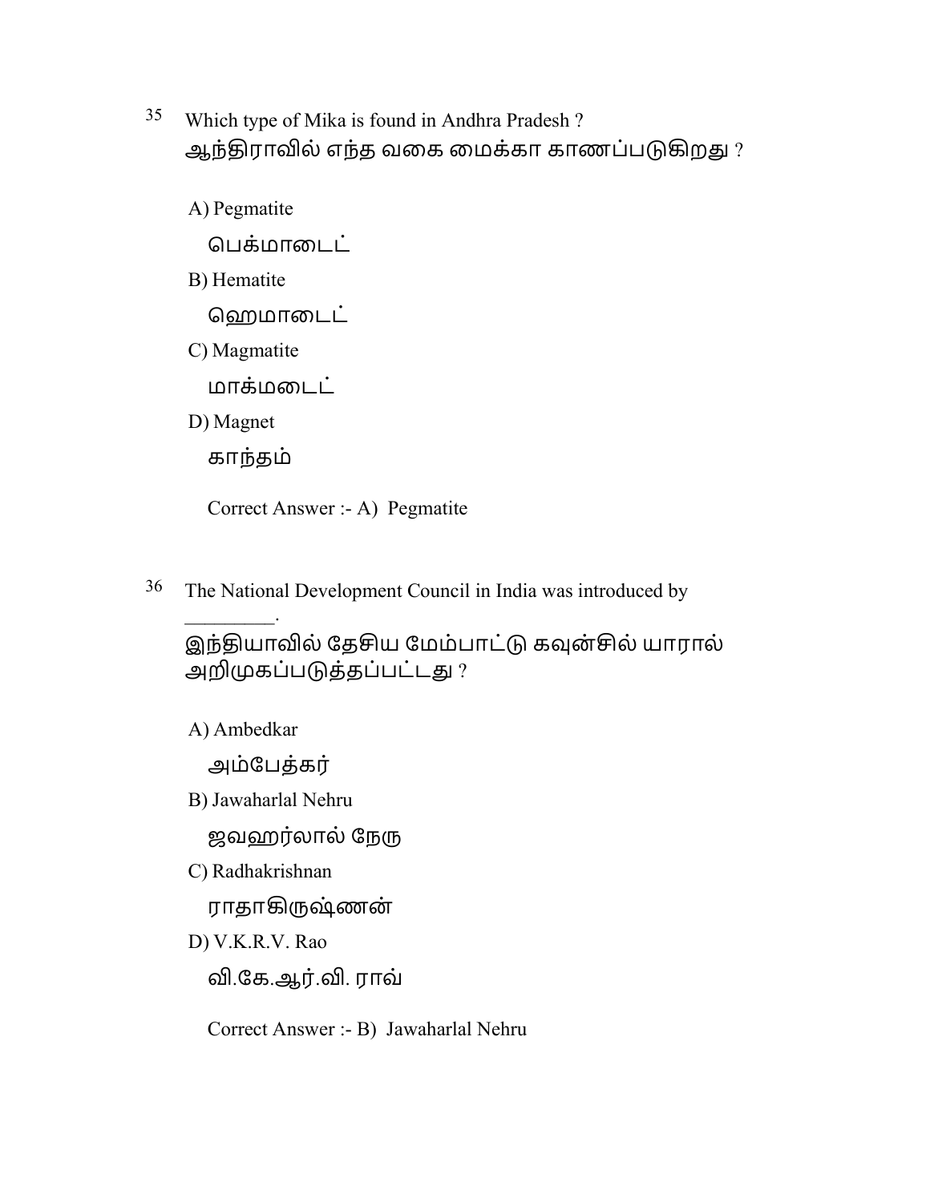35 Which type of Mika is found in Andhra Pradesh ?
ஆந்திராவில் எந்த வகை மைக்கா காணப்படுகிறது ?

A) Pegmatite
பெக்மாடைட்

B) Hematite
ஹெமாடைட்

C) Magmatite
மாக்மடைட்

D) Magnet
காந்தம்

Correct Answer :- A) Pegmatite

36 The National Development Council in India was introduced by _________.
இந்தியாவில் தேசிய மேம்பாட்டு கவுன்சில் யாரால் அறிமுகப்படுத்தப்பட்டது ?

A) Ambedkar
அம்பேத்கர்

B) Jawaharlal Nehru
ஜவஹர்லால் நேரு

C) Radhakrishnan
ராதாகிருஷ்ணன்

D) V.K.R.V. Rao
வி.கே.ஆர்.வி. ராவ்

Correct Answer :- B) Jawaharlal Nehru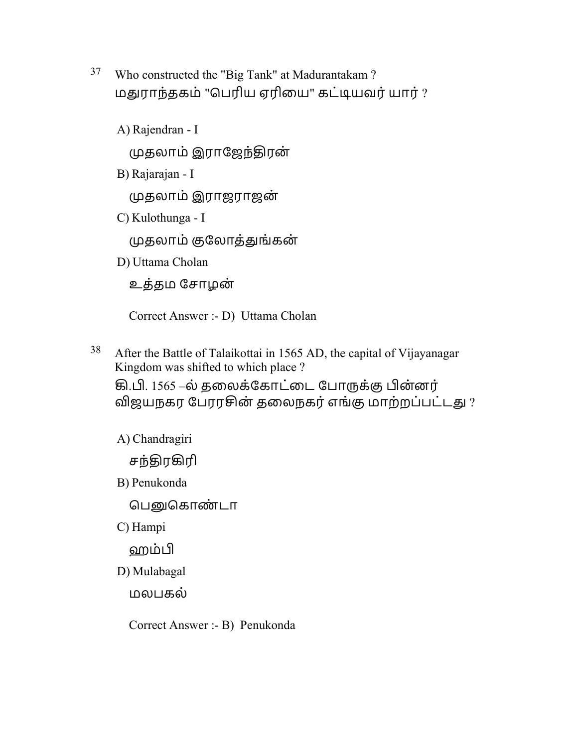37 Who constructed the "Big Tank" at Madurantakam ?
மதுராந்தகம் "பெரிய ஏரியை" கட்டியவர் யார் ?

A) Rajendran - I

முதலாம் இராஜேந்திரன்

B) Rajarajan - I

முதலாம் இராஜராஜன்

C) Kulothunga - I

முதலாம் குலோத்துங்கன்

D) Uttama Cholan

உத்தம சோழன்

Correct Answer :- D) Uttama Cholan

38 After the Battle of Talaikottai in 1565 AD, the capital of Vijayanagar Kingdom was shifted to which place ?
கி.பி. 1565 –ல் தலைக்கோட்டை போருக்கு பின்னர் விஜயநகர பேரரசின் தலைநகர் எங்கு மாற்றப்பட்டது ?

A) Chandragiri

சந்திரகிரி

B) Penukonda

பெனுகொண்டா

C) Hampi

ஹம்பி

D) Mulabagal

மலபகல்

Correct Answer :- B) Penukonda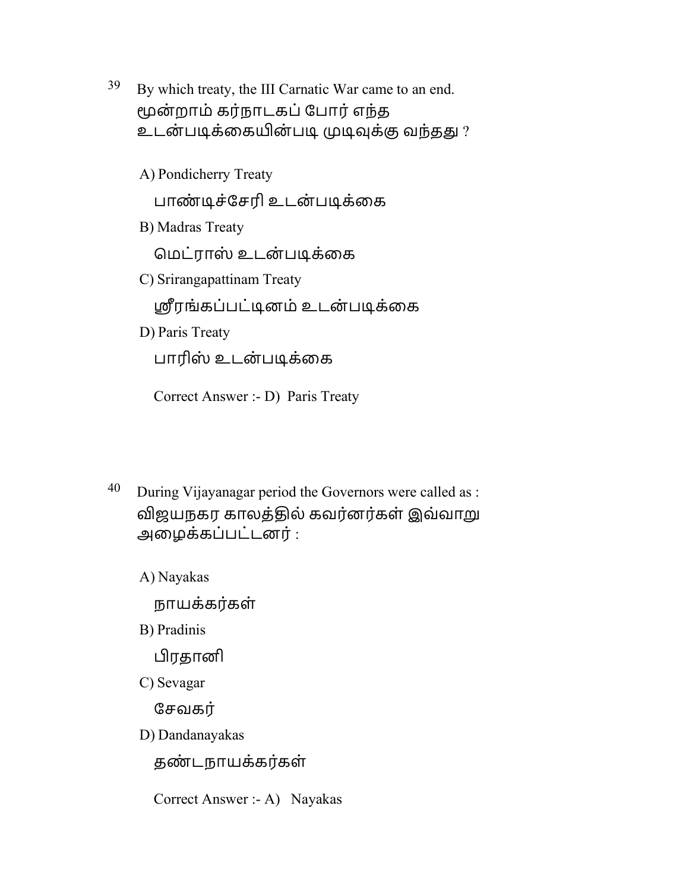39 By which treaty, the III Carnatic War came to an end.
மூன்றாம் கர்நாடகப் போர் எந்த உடன்படிக்கையின்படி முடிவுக்கு வந்தது ?

A) Pondicherry Treaty
பாண்டிச்சேரி உடன்படிக்கை

B) Madras Treaty
மெட்ராஸ் உடன்படிக்கை

C) Srirangapattinam Treaty
ஸ்ரீரங்கப்பட்டினம் உடன்படிக்கை

D) Paris Treaty
பாரிஸ் உடன்படிக்கை

Correct Answer :- D) Paris Treaty

40 During Vijayanagar period the Governors were called as :
விஜயநகர காலத்தில் கவர்னர்கள் இவ்வாறு அழைக்கப்பட்டனர் :

A) Nayakas
நாயக்கர்கள்

B) Pradinis
பிரதானி

C) Sevagar
சேவகர்

D) Dandanayakas
தண்டநாயக்கர்கள்

Correct Answer :- A) Nayakas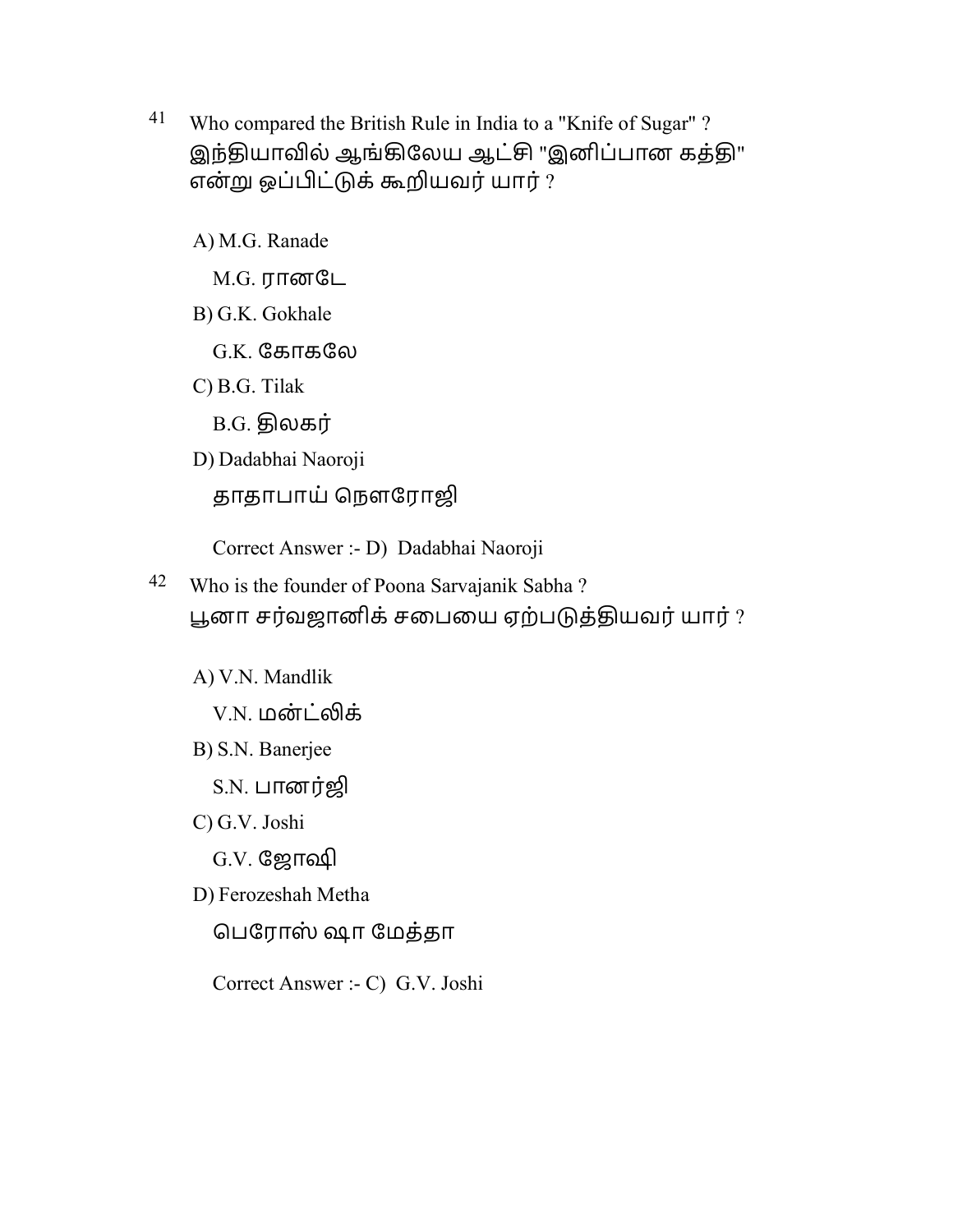41 Who compared the British Rule in India to a "Knife of Sugar" ?
இந்தியாவில் ஆங்கிலேய ஆட்சி "இனிப்பான கத்தி" என்று ஒப்பிட்டுக் கூறியவர் யார் ?

A) M.G. Ranade

M.G. ரானடே

B) G.K. Gokhale

G.K. கோகலே

C) B.G. Tilak

B.G. திலகர்

D) Dadabhai Naoroji

தாதாபாய் நௌரோஜி

Correct Answer :- D) Dadabhai Naoroji

42 Who is the founder of Poona Sarvajanik Sabha ?
பூனா சர்வஜானிக் சபையை ஏற்படுத்தியவர் யார் ?

A) V.N. Mandlik

V.N. மன்ட்லிக்

B) S.N. Banerjee

S.N. பானர்ஜி

C) G.V. Joshi

G.V. ஜோஷி

D) Ferozeshah Metha

பெரோஸ் ஷா மேத்தா

Correct Answer :- C) G.V. Joshi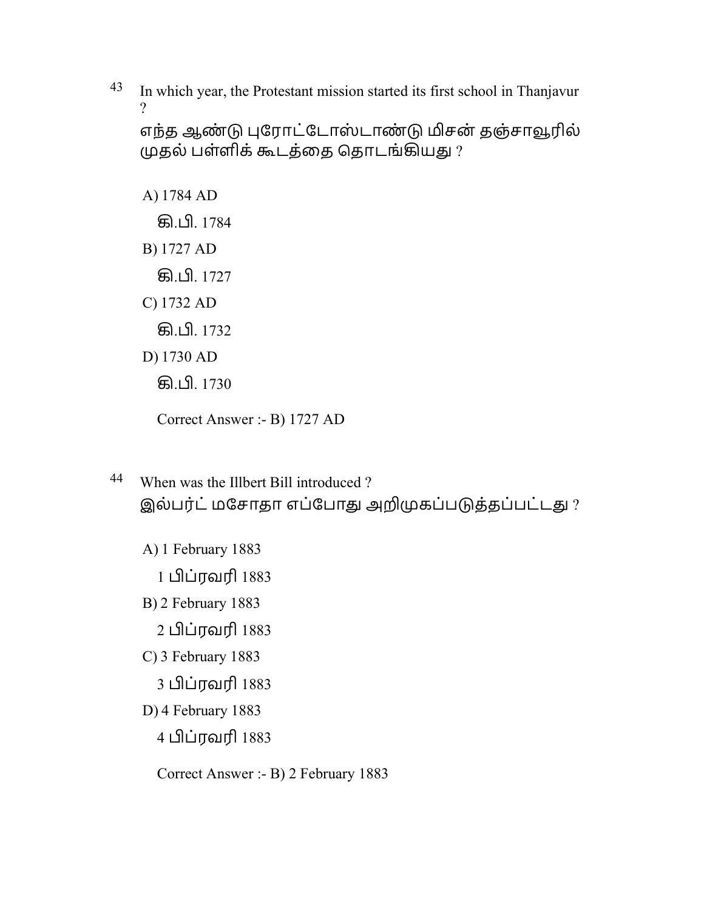43 In which year, the Protestant mission started its first school in Thanjavur ?

எந்த ஆண்டு புரோட்டோஸ்டாண்டு மிசன் தஞ்சாவூரில் முதல் பள்ளிக் கூடத்தை தொடங்கியது ?

A) 1784 AD

கி.பி. 1784

B) 1727 AD

கி.பி. 1727

C) 1732 AD

கி.பி. 1732

D) 1730 AD

கி.பி. 1730

Correct Answer :- B) 1727 AD

44 When was the Illbert Bill introduced ?

இல்பர்ட் மசோதா எப்போது அறிமுகப்படுத்தப்பட்டது ?

A) 1 February 1883

1 பிப்ரவரி 1883

B) 2 February 1883

2 பிப்ரவரி 1883

C) 3 February 1883

3 பிப்ரவரி 1883

D) 4 February 1883

4 பிப்ரவரி 1883

Correct Answer :- B) 2 February 1883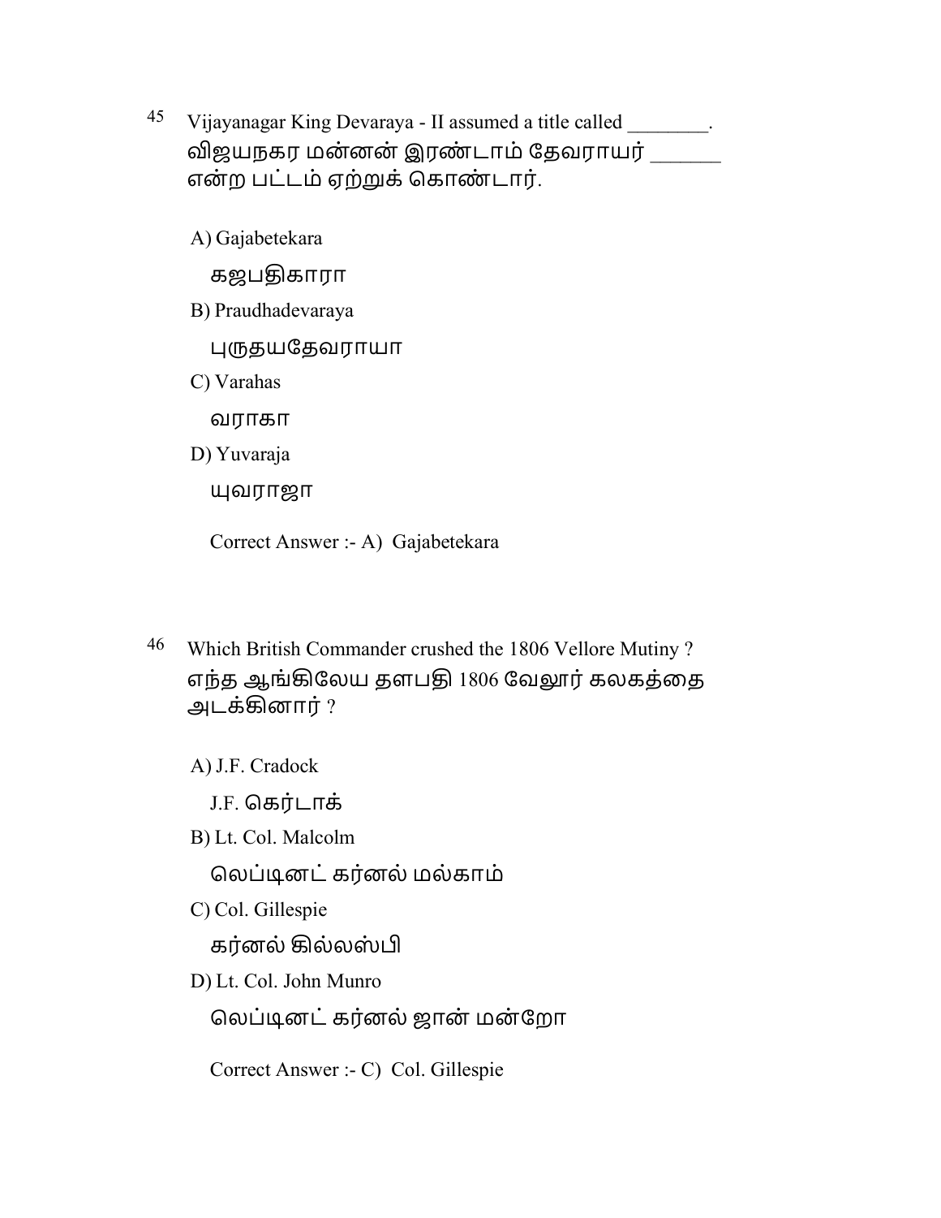45 Vijayanagar King Devaraya - II assumed a title called ________.
விஜயநகர மன்னன் இரண்டாம் தேவராயர் ______ என்ற பட்டம் ஏற்றுக் கொண்டார்.

A) Gajabetekara
கஜபதிகாரா

B) Praudhadevaraya
புருதயதேவராயா

C) Varahas
வராகா

D) Yuvaraja
யுவராஜா

Correct Answer :- A) Gajabetekara

46 Which British Commander crushed the 1806 Vellore Mutiny ?
எந்த ஆங்கிலேய தளபதி 1806 வேலூர் கலகத்தை அடக்கினார் ?

A) J.F. Cradock
J.F. கெர்டாக்

B) Lt. Col. Malcolm
லெப்டினட் கர்னல் மல்காம்

C) Col. Gillespie
கர்னல் கில்லஸ்பி

D) Lt. Col. John Munro
லெப்டினட் கர்னல் ஜான் மன்றோ

Correct Answer :- C) Col. Gillespie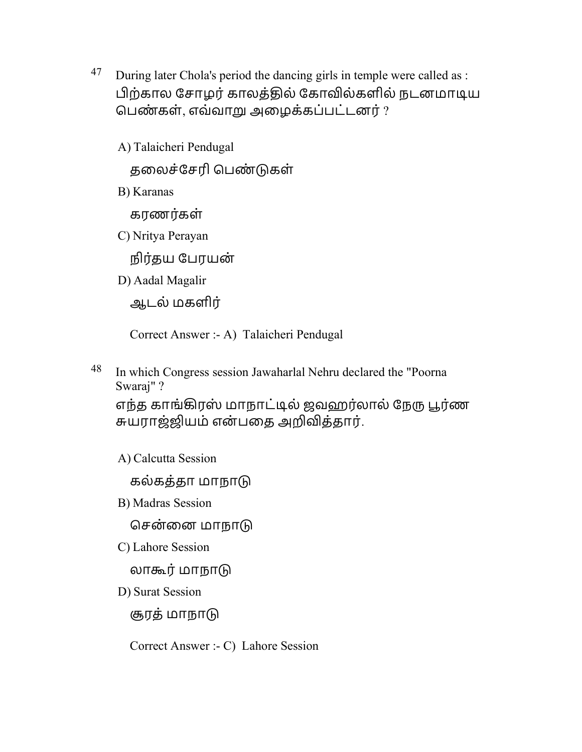47 During later Chola's period the dancing girls in temple were called as :
பிற்கால சோழர் காலத்தில் கோவில்களில் நடனமாடிய பெண்கள், எவ்வாறு அழைக்கப்பட்டனர் ?

A) Talaicheri Pendugal

தலைச்சேரி பெண்டுகள்

B) Karanas

கரணர்கள்

C) Nritya Perayan

நிர்தய பேரயன்

D) Aadal Magalir

ஆடல் மகளிர்

Correct Answer :- A) Talaicheri Pendugal

48 In which Congress session Jawaharlal Nehru declared the "Poorna Swaraj" ?
எந்த காங்கிரஸ் மாநாட்டில் ஜவஹர்லால் நேரு பூர்ண சுயராஜ்ஜியம் என்பதை அறிவித்தார்.

A) Calcutta Session

கல்கத்தா மாநாடு

B) Madras Session

சென்னை மாநாடு

C) Lahore Session

லாகூர் மாநாடு

D) Surat Session

சூரத் மாநாடு

Correct Answer :- C) Lahore Session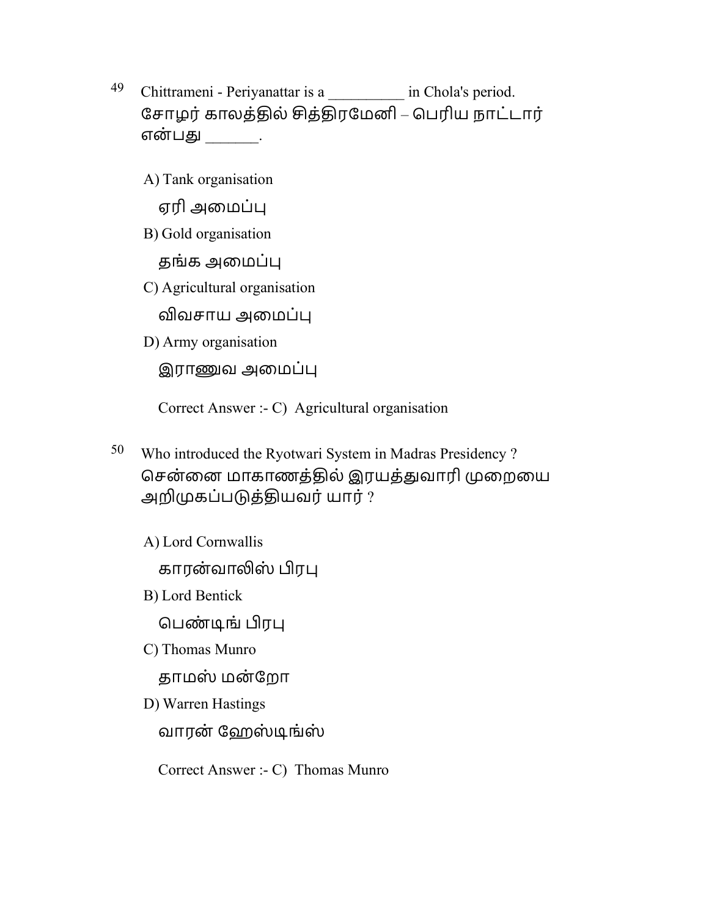49 Chittrameni - Periyanattar is a __________ in Chola's period.
சோழர் காலத்தில் சித்திரமேனி – பெரிய நாட்டார் என்பது _______.

A) Tank organisation
ஏரி அமைப்பு

B) Gold organisation
தங்க அமைப்பு

C) Agricultural organisation
விவசாய அமைப்பு

D) Army organisation
இராணுவ அமைப்பு

Correct Answer :- C) Agricultural organisation

50 Who introduced the Ryotwari System in Madras Presidency ?
சென்னை மாகாணத்தில் இரயத்துவாரி முறையை அறிமுகப்படுத்தியவர் யார் ?

A) Lord Cornwallis
காரன்வாலிஸ் பிரபு

B) Lord Bentick
பெண்டிங் பிரபு

C) Thomas Munro
தாமஸ் மன்றோ

D) Warren Hastings
வாரன் ஹேஸ்டிங்ஸ்

Correct Answer :- C) Thomas Munro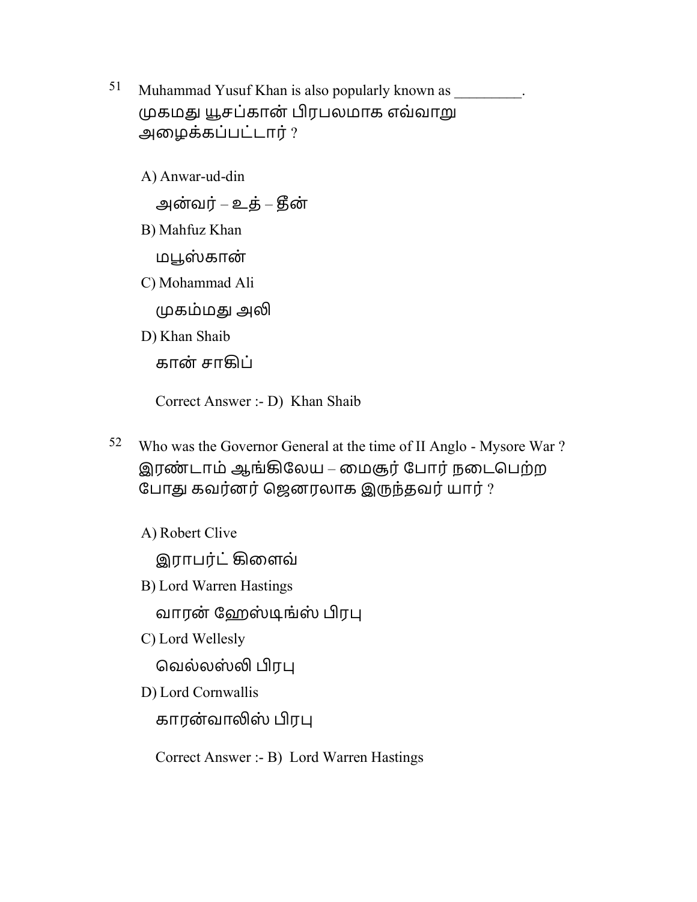51 Muhammad Yusuf Khan is also popularly known as _________.
முகமது யூசப்கான் பிரபலமாக எவ்வாறு அழைக்கப்பட்டார் ?

A) Anwar-ud-din
அன்வர் – உத் – தீன்

B) Mahfuz Khan
மபூஸ்கான்

C) Mohammad Ali
முகம்மது அலி

D) Khan Shaib
கான் சாகிப்

Correct Answer :- D) Khan Shaib

52 Who was the Governor General at the time of II Anglo - Mysore War ?
இரண்டாம் ஆங்கிலேய – மைசூர் போர் நடைபெற்ற போது கவர்னர் ஜெனரலாக இருந்தவர் யார் ?

A) Robert Clive
இராபர்ட் கிளைவ்

B) Lord Warren Hastings
வாரன் ஹேஸ்டிங்ஸ் பிரபு

C) Lord Wellesly
வெல்லஸ்லி பிரபு

D) Lord Cornwallis
காரன்வாலிஸ் பிரபு

Correct Answer :- B) Lord Warren Hastings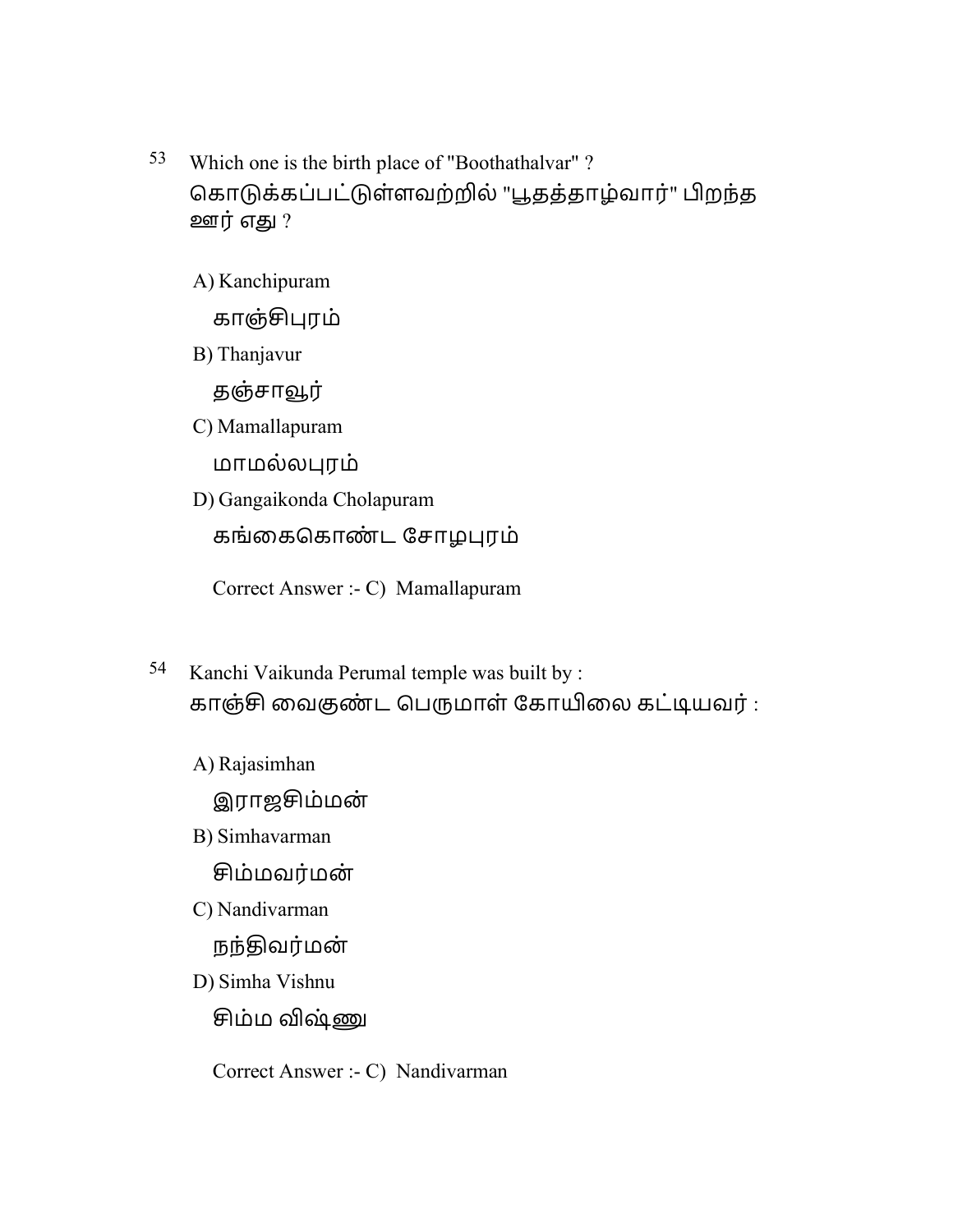53 Which one is the birth place of "Boothathalvar" ?
கொடுக்கப்பட்டுள்ளவற்றில் "பூதத்தாழ்வார்" பிறந்த ஊர் எது ?

A) Kanchipuram
காஞ்சிபுரம்

B) Thanjavur
தஞ்சாவூர்

C) Mamallapuram
மாமல்லபுரம்

D) Gangaikonda Cholapuram
கங்கைகொண்ட சோழபுரம்

Correct Answer :- C) Mamallapuram

54 Kanchi Vaikunda Perumal temple was built by :
காஞ்சி வைகுண்ட பெருமாள் கோயிலை கட்டியவர் :

A) Rajasimhan
இராஜசிம்மன்

B) Simhavarman
சிம்மவர்மன்

C) Nandivarman
நந்திவர்மன்

D) Simha Vishnu
சிம்ம விஷ்ணு

Correct Answer :- C) Nandivarman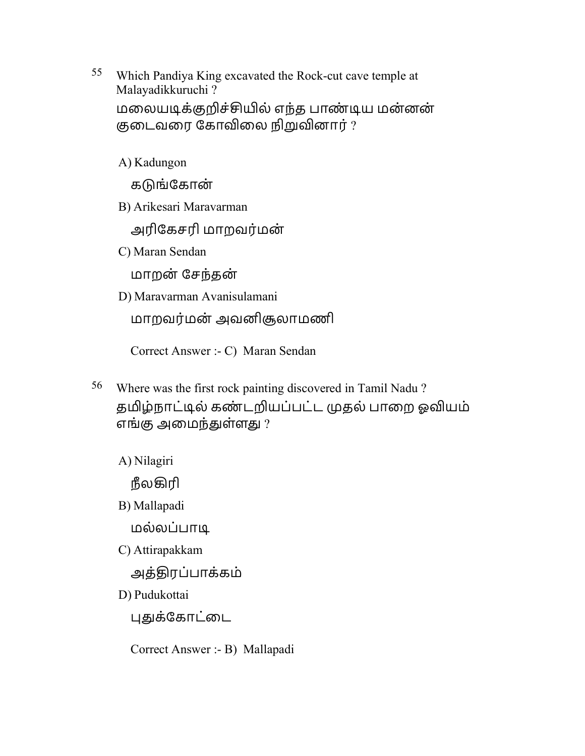55 Which Pandiya King excavated the Rock-cut cave temple at Malayadikkuruchi ?
மலையடிக்குறிச்சியில் எந்த பாண்டிய மன்னன் குடைவரை கோவிலை நிறுவினார் ?

A) Kadungon
கடுங்கோன்

B) Arikesari Maravarman
அரிகேசரி மாறவர்மன்

C) Maran Sendan
மாறன் சேந்தன்

D) Maravarman Avanisulamani
மாறவர்மன் அவனிசூலாமணி

Correct Answer :- C) Maran Sendan

56 Where was the first rock painting discovered in Tamil Nadu ?
தமிழ்நாட்டில் கண்டறியப்பட்ட முதல் பாறை ஓவியம் எங்கு அமைந்துள்ளது ?

A) Nilagiri
நீலகிரி

B) Mallapadi
மல்லப்பாடி

C) Attirapakkam
அத்திரப்பாக்கம்

D) Pudukottai
புதுக்கோட்டை

Correct Answer :- B) Mallapadi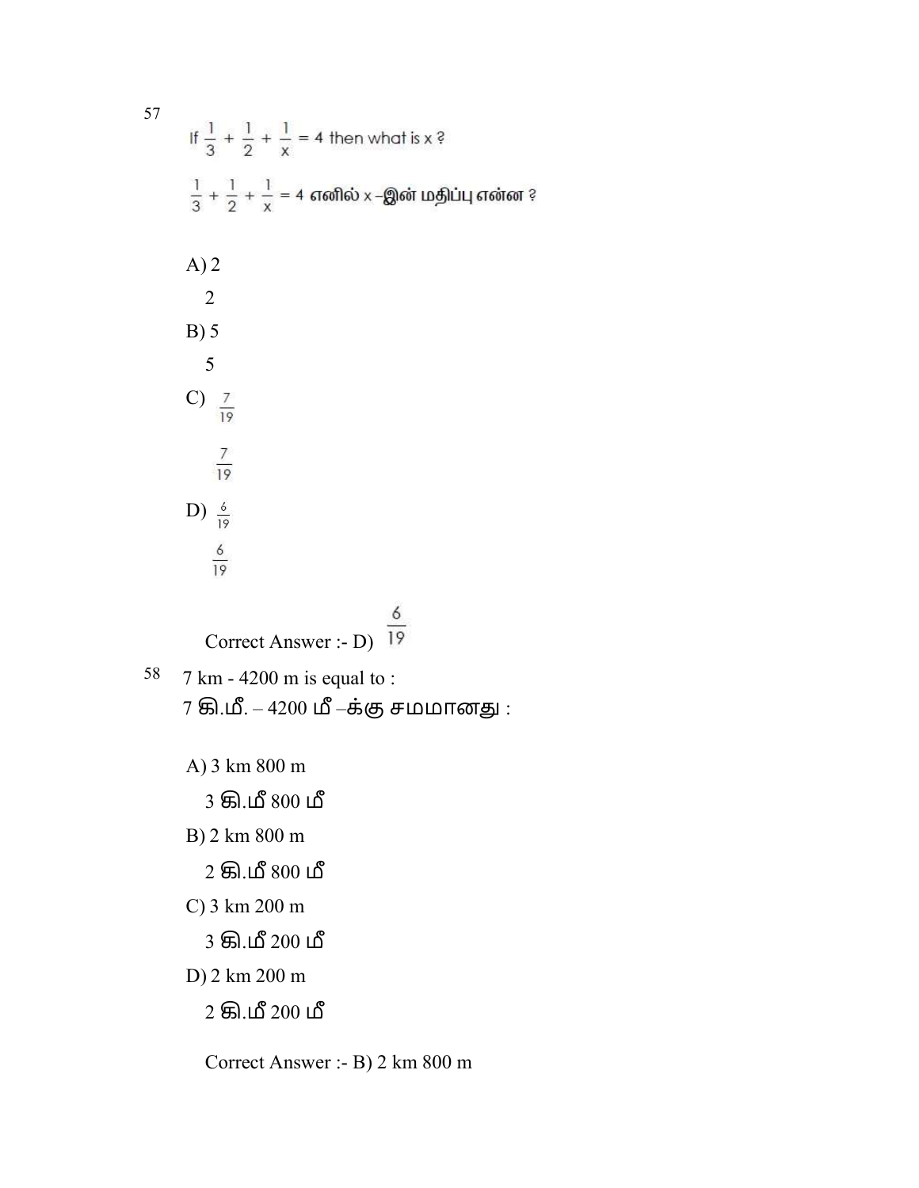57

If $\frac{1}{3} + \frac{1}{2} + \frac{1}{x} = 4$ then what is x ?

$\frac{1}{3} + \frac{1}{2} + \frac{1}{x} = 4$ எனில் x –இன் மதிப்பு என்ன ?

A) 2

2

B) 5

5

C) $\frac{7}{19}$

$\frac{7}{19}$

D) $\frac{6}{19}$

$\frac{6}{19}$

Correct Answer :- D) $\frac{6}{19}$

58 7 km - 4200 m is equal to :

7 கி.மீ. – 4200 மீ –க்கு சமமானது :

A) 3 km 800 m

3 கி.மீ 800 மீ

B) 2 km 800 m

2 கி.மீ 800 மீ

C) 3 km 200 m

3 கி.மீ 200 மீ

D) 2 km 200 m

2 கி.மீ 200 மீ

Correct Answer :- B) 2 km 800 m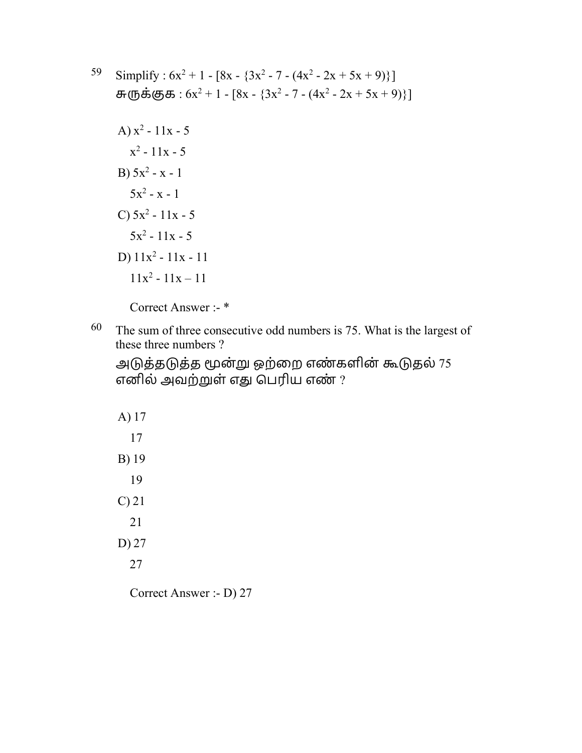59 Simplify : $6x^2 + 1 - [8x - \{3x^2 - 7 - (4x^2 - 2x + 5x + 9)\}]$
சுருக்குக : $6x^2 + 1 - [8x - \{3x^2 - 7 - (4x^2 - 2x + 5x + 9)\}]$

A) $x^2 - 11x - 5$

$x^2 - 11x - 5$

B) $5x^2 - x - 1$

$5x^2 - x - 1$

C) $5x^2 - 11x - 5$

$5x^2 - 11x - 5$

D) $11x^2 - 11x - 11$

$11x^2 - 11x – 11$

Correct Answer :- *

60 The sum of three consecutive odd numbers is 75. What is the largest of these three numbers ?
அடுத்தடுத்த மூன்று ஒற்றை எண்களின் கூடுதல் 75 எனில் அவற்றுள் எது பெரிய எண் ?

A) 17

17

B) 19

19

C) 21

21

D) 27

27

Correct Answer :- D) 27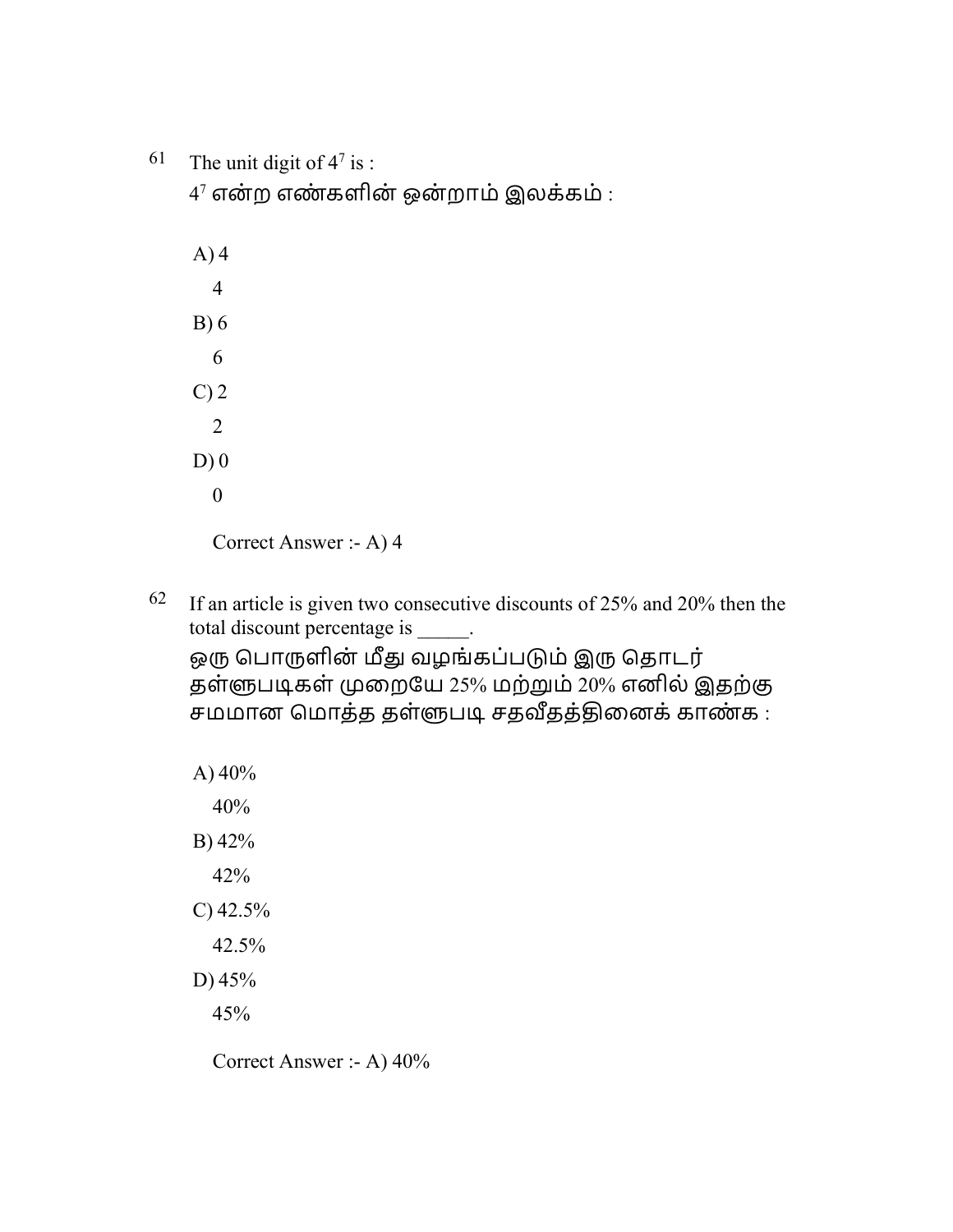61 The unit digit of $4^7$ is :

$4^7$ என்ற எண்களின் ஒன்றாம் இலக்கம் :

A) 4

4

B) 6

6

C) 2

2

D) 0

0

Correct Answer :- A) 4

62 If an article is given two consecutive discounts of 25% and 20% then the total discount percentage is _____.

ஒரு பொருளின் மீது வழங்கப்படும் இரு தொடர் தள்ளுபடிகள் முறையே 25% மற்றும் 20% எனில் இதற்கு சமமான மொத்த தள்ளுபடி சதவீதத்தினைக் காண்க :

A) 40%

40%

B) 42%

42%

C) 42.5%

42.5%

D) 45%

45%

Correct Answer :- A) 40%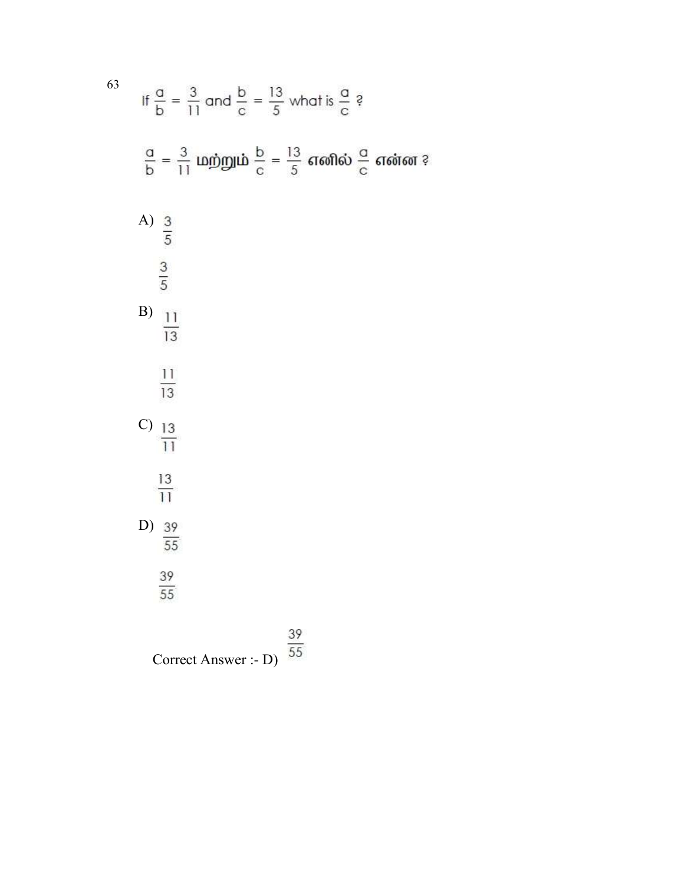63

If $\frac{a}{b} = \frac{3}{11}$ and $\frac{b}{c} = \frac{13}{5}$ what is $\frac{a}{c}$ ?

$\frac{a}{b} = \frac{3}{11}$ மற்றும் $\frac{b}{c} = \frac{13}{5}$ எனில் $\frac{a}{c}$ என்ன ?

A) $\frac{3}{5}$

$\frac{3}{5}$

B) $\frac{11}{13}$

$\frac{11}{13}$

C) $\frac{13}{11}$

$\frac{13}{11}$

D) $\frac{39}{55}$

$\frac{39}{55}$

Correct Answer :- D) $\frac{39}{55}$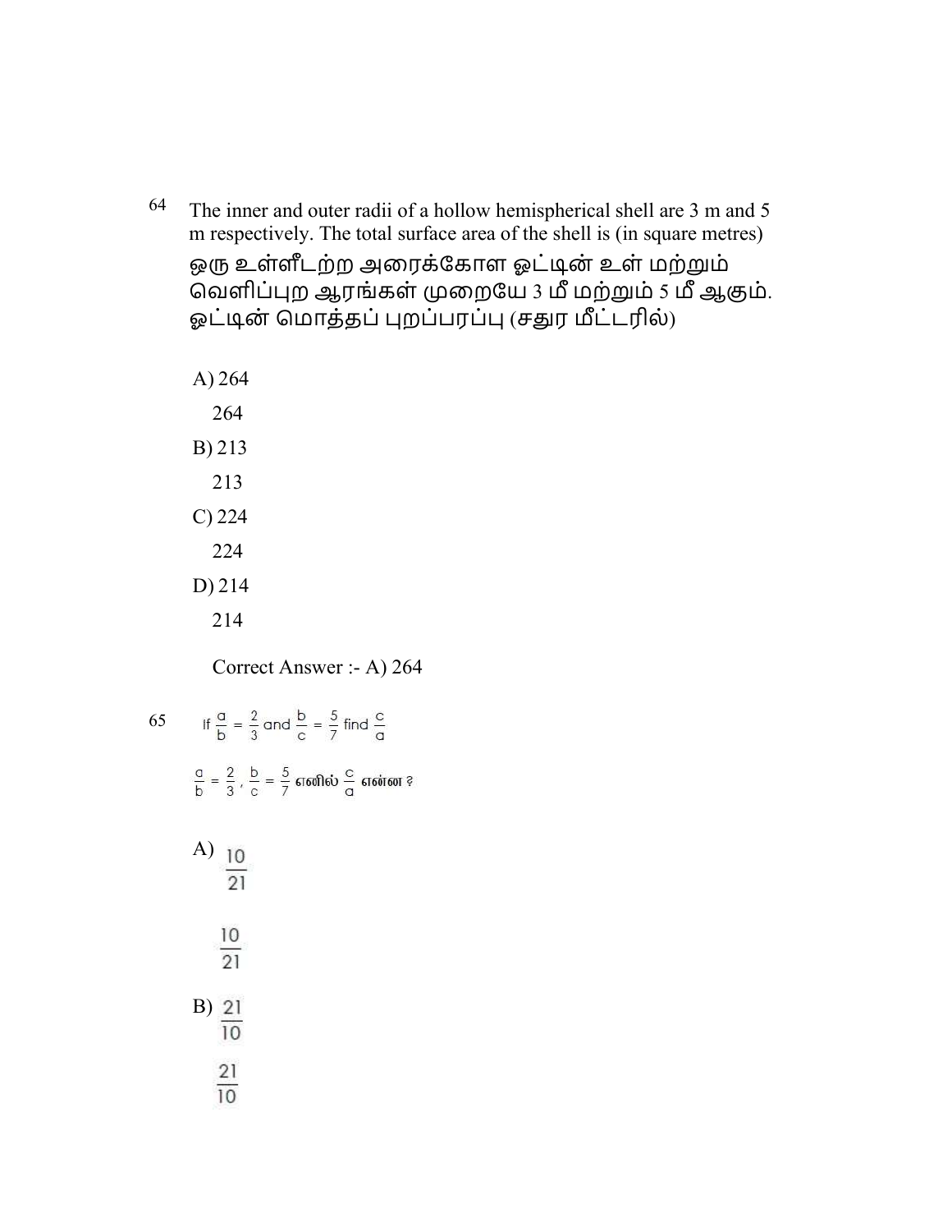64 The inner and outer radii of a hollow hemispherical shell are 3 m and 5 m respectively. The total surface area of the shell is (in square metres)

ஒரு உள்ளீடற்ற அரைக்கோள ஓட்டின் உள் மற்றும் வெளிப்புற ஆரங்கள் முறையே 3 மீ மற்றும் 5 மீ ஆகும். ஓட்டின் மொத்தப் புறப்பரப்பு (சதுர மீட்டரில்)

A) 264

264

B) 213

213

C) 224

224

D) 214

214

Correct Answer :- A) 264

65 If $\frac{a}{b} = \frac{2}{3}$ and $\frac{b}{c} = \frac{5}{7}$ find $\frac{c}{a}$

$\frac{a}{b} = \frac{2}{3}$, $\frac{b}{c} = \frac{5}{7}$ எனில் $\frac{c}{a}$ என்ன ?

A) $\frac{10}{21}$

$\frac{10}{21}$

B) $\frac{21}{10}$

$\frac{21}{10}$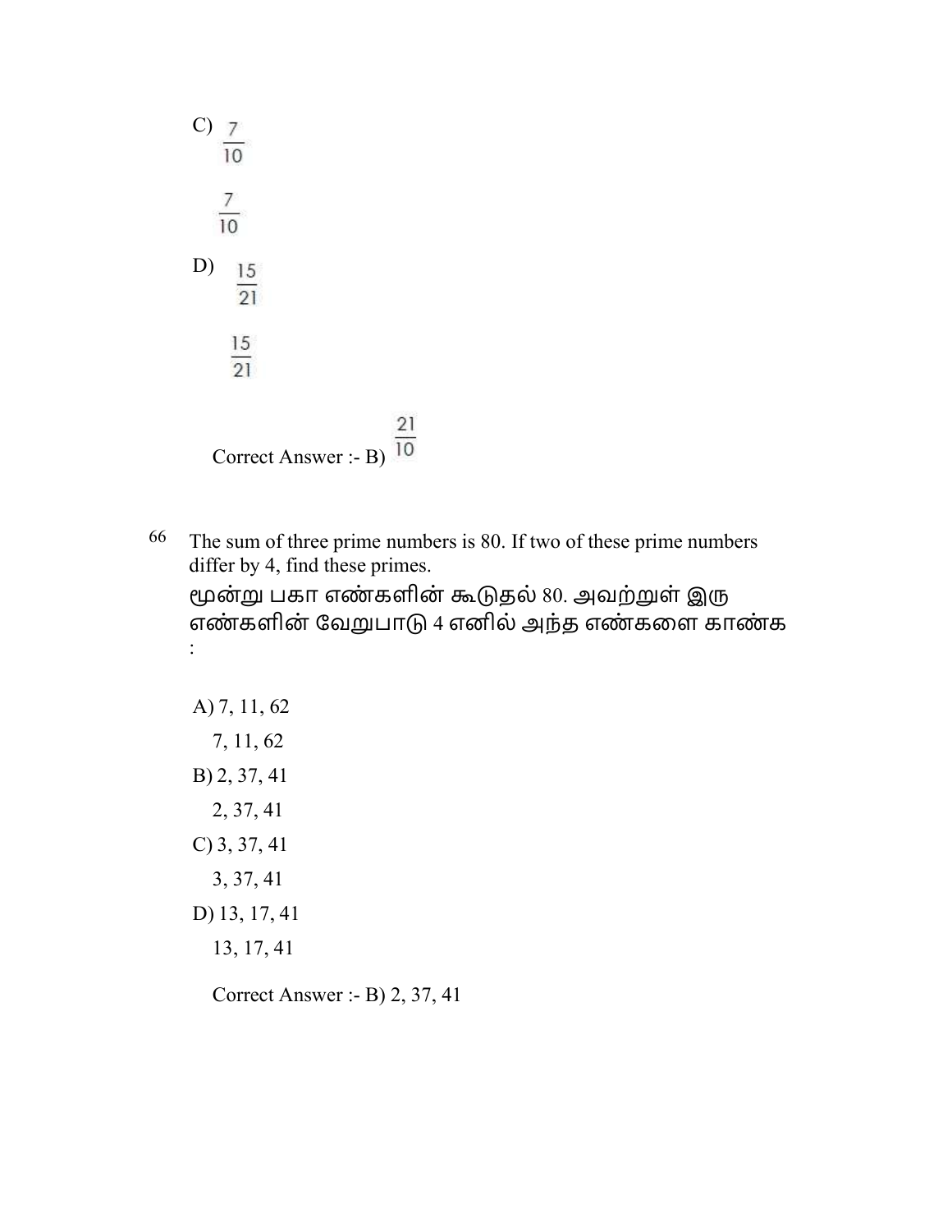C) $\frac{7}{10}$

$\frac{7}{10}$

D) $\frac{15}{21}$

$\frac{15}{21}$

Correct Answer :- B) $\frac{21}{10}$

66 The sum of three prime numbers is 80. If two of these prime numbers differ by 4, find these primes.

மூன்று பகா எண்களின் கூடுதல் 80. அவற்றுள் இரு எண்களின் வேறுபாடு 4 எனில் அந்த எண்களை காண்க :

A) 7, 11, 62

7, 11, 62

B) 2, 37, 41

2, 37, 41

C) 3, 37, 41

3, 37, 41

D) 13, 17, 41

13, 17, 41

Correct Answer :- B) 2, 37, 41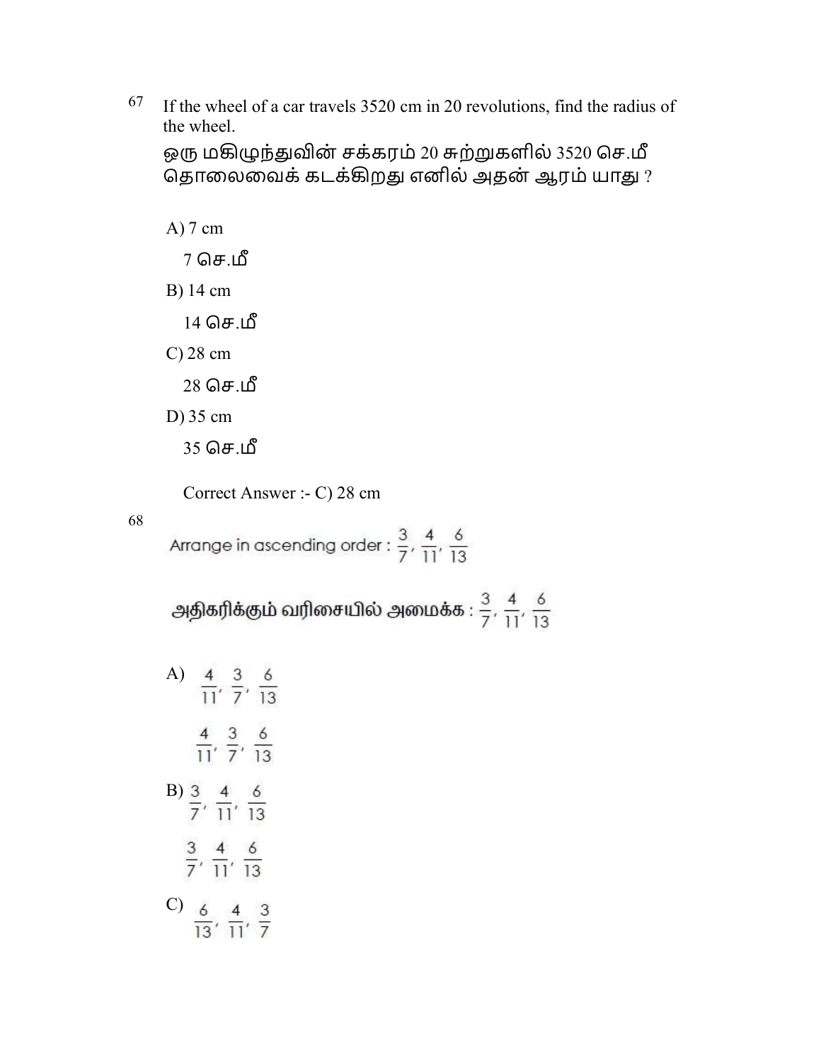67 If the wheel of a car travels 3520 cm in 20 revolutions, find the radius of the wheel.

ஒரு மகிழுந்துவின் சக்கரம் 20 சுற்றுகளில் 3520 செ.மீ தொலைவைக் கடக்கிறது எனில் அதன் ஆரம் யாது ?

A) 7 cm

7 செ.மீ

B) 14 cm

14 செ.மீ

C) 28 cm

28 செ.மீ

D) 35 cm

35 செ.மீ

Correct Answer :- C) 28 cm

68 Arrange in ascending order : $\frac{3}{7}, \frac{4}{11}, \frac{6}{13}$

அதிகரிக்கும் வரிசையில் அமைக்க : $\frac{3}{7}, \frac{4}{11}, \frac{6}{13}$

A) $\frac{4}{11}, \frac{3}{7}, \frac{6}{13}$

$\frac{4}{11}, \frac{3}{7}, \frac{6}{13}$

B) $\frac{3}{7}, \frac{4}{11}, \frac{6}{13}$

$\frac{3}{7}, \frac{4}{11}, \frac{6}{13}$

C) $\frac{6}{13}, \frac{4}{11}, \frac{3}{7}$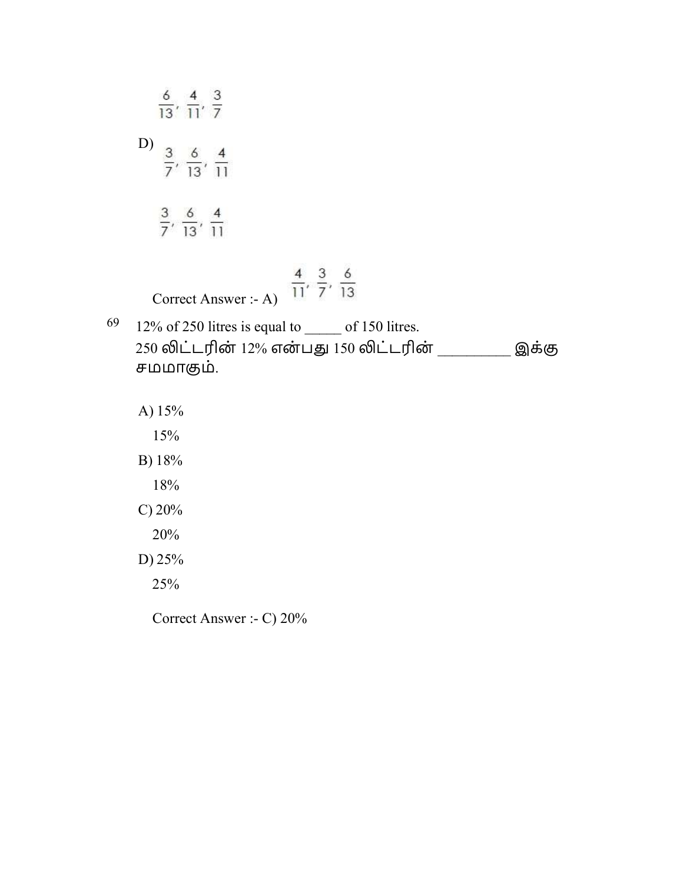$\frac{6}{13}, \frac{4}{11}, \frac{3}{7}$

D) $\frac{3}{7}, \frac{6}{13}, \frac{4}{11}$

$\frac{3}{7}, \frac{6}{13}, \frac{4}{11}$

Correct Answer :- A) $\frac{4}{11}, \frac{3}{7}, \frac{6}{13}$

69 12% of 250 litres is equal to _____ of 150 litres.
250 லிட்டரின் 12% என்பது 150 லிட்டரின் _________ இக்கு சமமாகும்.

A) 15%

15%

B) 18%

18%

C) 20%

20%

D) 25%

25%

Correct Answer :- C) 20%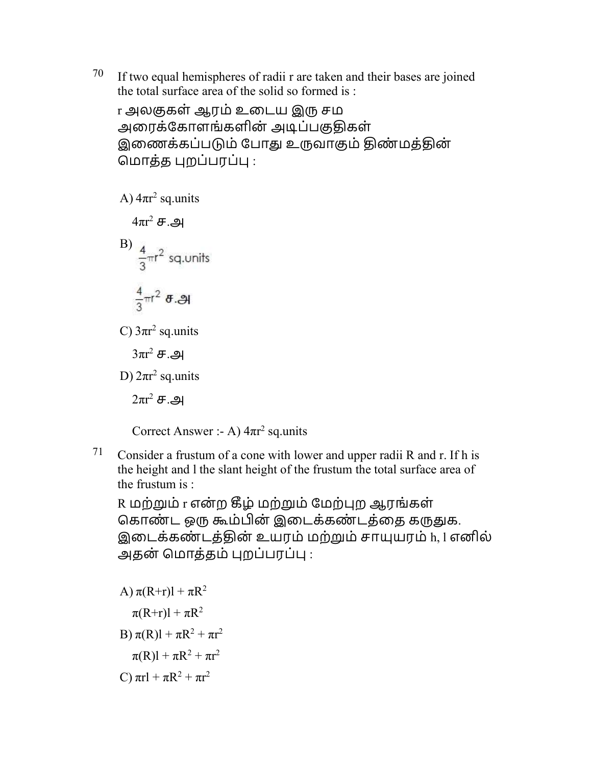70 If two equal hemispheres of radii r are taken and their bases are joined the total surface area of the solid so formed is :

r அலகுகள் ஆரம் உடைய இரு சம அரைக்கோளங்களின் அடிப்பகுதிகள் இணைக்கப்படும் போது உருவாகும் திண்மத்தின் மொத்த புறப்பரப்பு :

A) $4\pi r^2$ sq.units

$4\pi r^2$ ச.அ

B) $\frac{4}{3}\pi r^2$ sq.units

$\frac{4}{3}\pi r^2$ ச.அ

C) $3\pi r^2$ sq.units

$3\pi r^2$ ச.அ

D) $2\pi r^2$ sq.units

$2\pi r^2$ ச.அ

Correct Answer :- A) $4\pi r^2$ sq.units

71 Consider a frustum of a cone with lower and upper radii R and r. If h is the height and l the slant height of the frustum the total surface area of the frustum is :

R மற்றும் r என்ற கீழ் மற்றும் மேற்புற ஆரங்கள் கொண்ட ஒரு கூம்பின் இடைக்கண்டத்தை கருதுக. இடைக்கண்டத்தின் உயரம் மற்றும் சாயுயரம் h, l எனில் அதன் மொத்தம் புறப்பரப்பு :

A) $\pi(R+r)l + \pi R^2$

$\pi(R+r)l + \pi R^2$

B) $\pi(R)l + \pi R^2 + \pi r^2$

$\pi(R)l + \pi R^2 + \pi r^2$

C) $\pi rl + \pi R^2 + \pi r^2$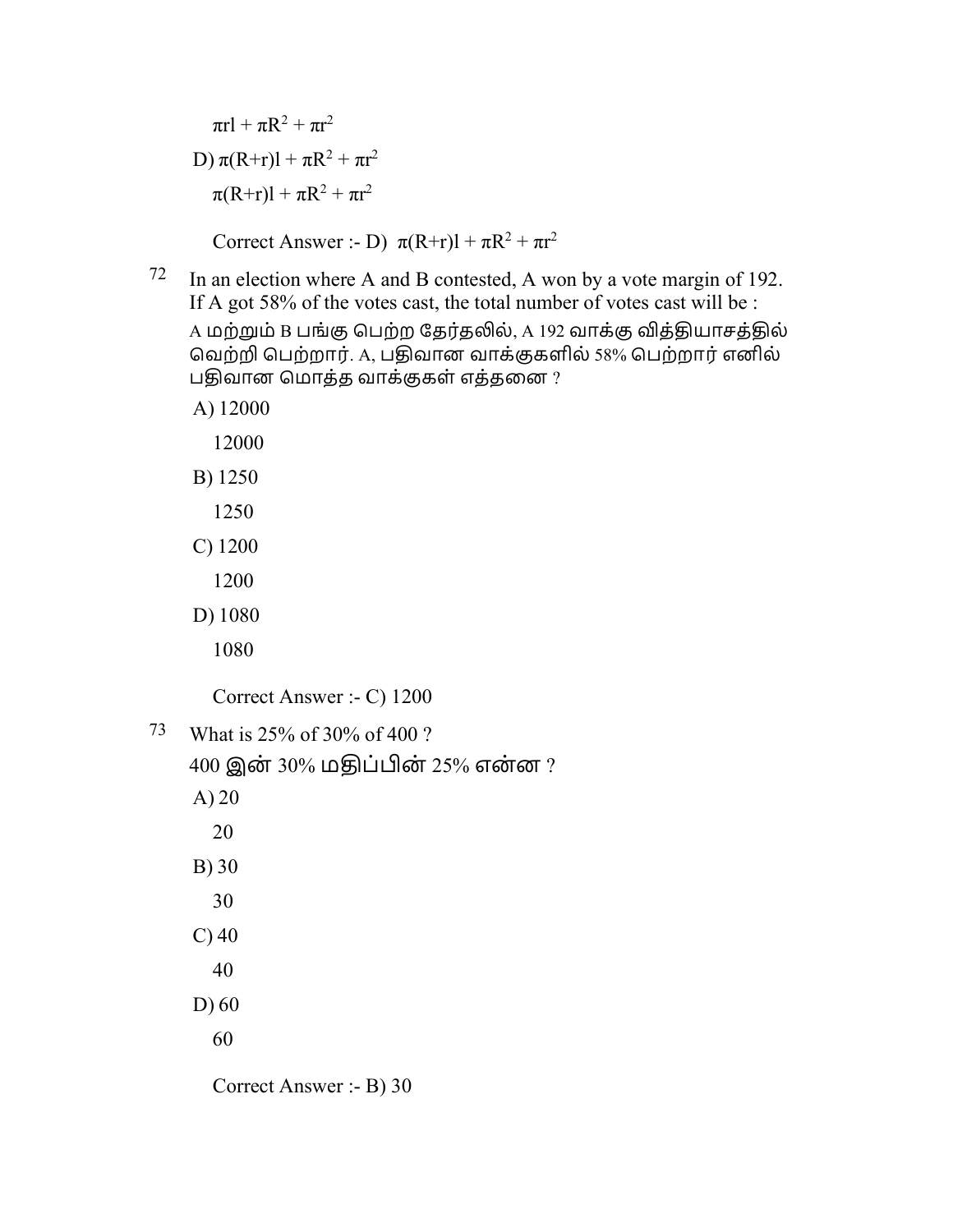$\pi rl + \pi R^2 + \pi r^2$

D) $\pi(R+r)l + \pi R^2 + \pi r^2$

$\pi(R+r)l + \pi R^2 + \pi r^2$

Correct Answer :- D) $\pi(R+r)l + \pi R^2 + \pi r^2$

72 In an election where A and B contested, A won by a vote margin of 192. If A got 58% of the votes cast, the total number of votes cast will be :

A மற்றும் B பங்கு பெற்ற தேர்தலில், A 192 வாக்கு வித்தியாசத்தில் வெற்றி பெற்றார். A, பதிவான வாக்குகளில் 58% பெற்றார் எனில் பதிவான மொத்த வாக்குகள் எத்தனை ?

A) 12000

12000

B) 1250

1250

C) 1200

1200

D) 1080

1080

Correct Answer :- C) 1200

73 What is 25% of 30% of 400 ?

400 இன் 30% மதிப்பின் 25% என்ன ?

A) 20

20

B) 30

30

C) 40

40

D) 60

60

Correct Answer :- B) 30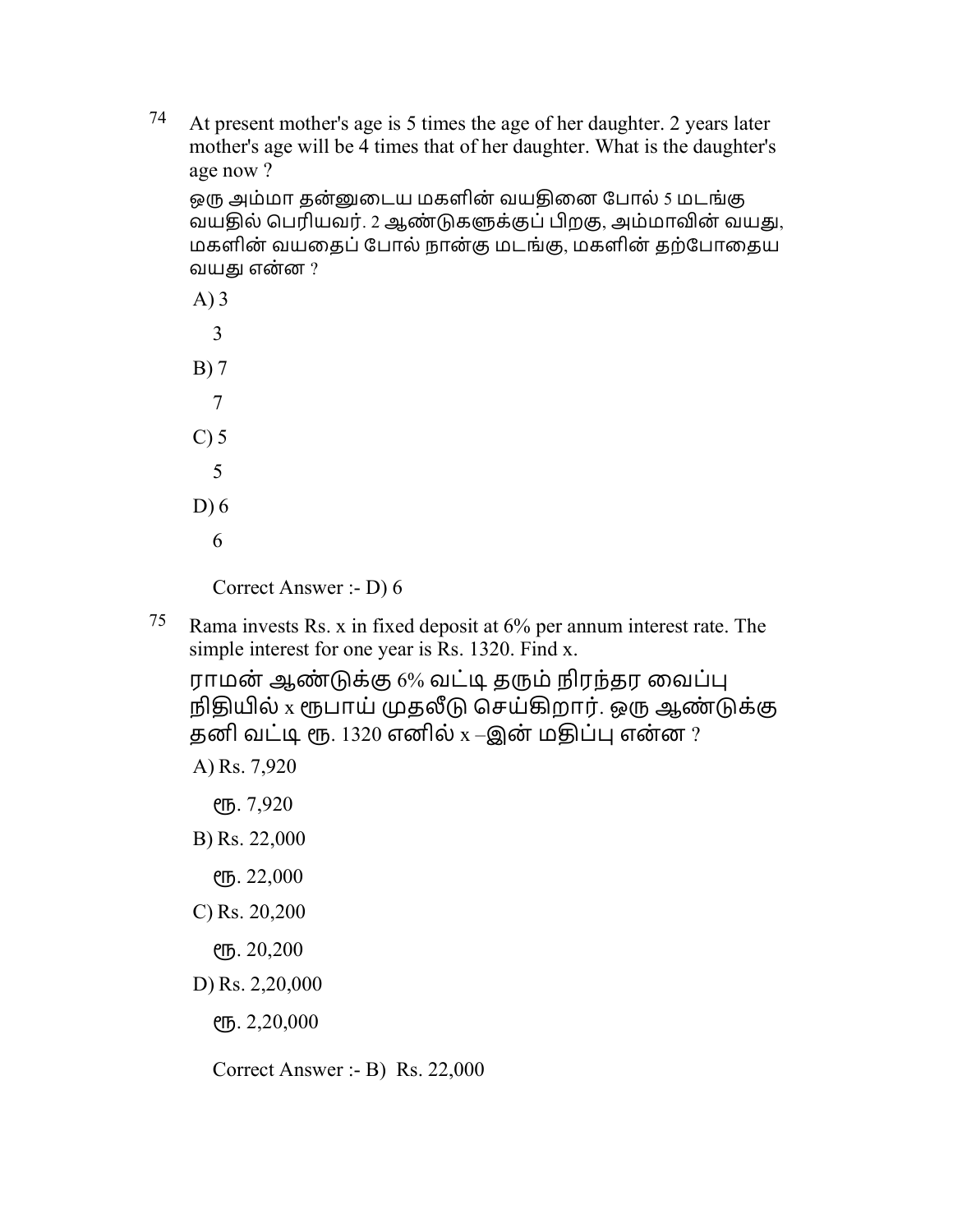74 At present mother's age is 5 times the age of her daughter. 2 years later mother's age will be 4 times that of her daughter. What is the daughter's age now ?

ஒரு அம்மா தன்னுடைய மகளின் வயதினை போல் 5 மடங்கு வயதில் பெரியவர். 2 ஆண்டுகளுக்குப் பிறகு, அம்மாவின் வயது, மகளின் வயதைப் போல் நான்கு மடங்கு, மகளின் தற்போதைய வயது என்ன ?

A) 3

3

B) 7

7

C) 5

5

D) 6

6

Correct Answer :- D) 6

75 Rama invests Rs. x in fixed deposit at 6% per annum interest rate. The simple interest for one year is Rs. 1320. Find x.

ராமன் ஆண்டுக்கு 6% வட்டி தரும் நிரந்தர வைப்பு நிதியில் x ரூபாய் முதலீடு செய்கிறார். ஒரு ஆண்டுக்கு தனி வட்டி ரூ. 1320 எனில் x –இன் மதிப்பு என்ன ?

A) Rs. 7,920

ரூ. 7,920

B) Rs. 22,000

ரூ. 22,000

C) Rs. 20,200

ரூ. 20,200

D) Rs. 2,20,000

ரூ. 2,20,000

Correct Answer :- B) Rs. 22,000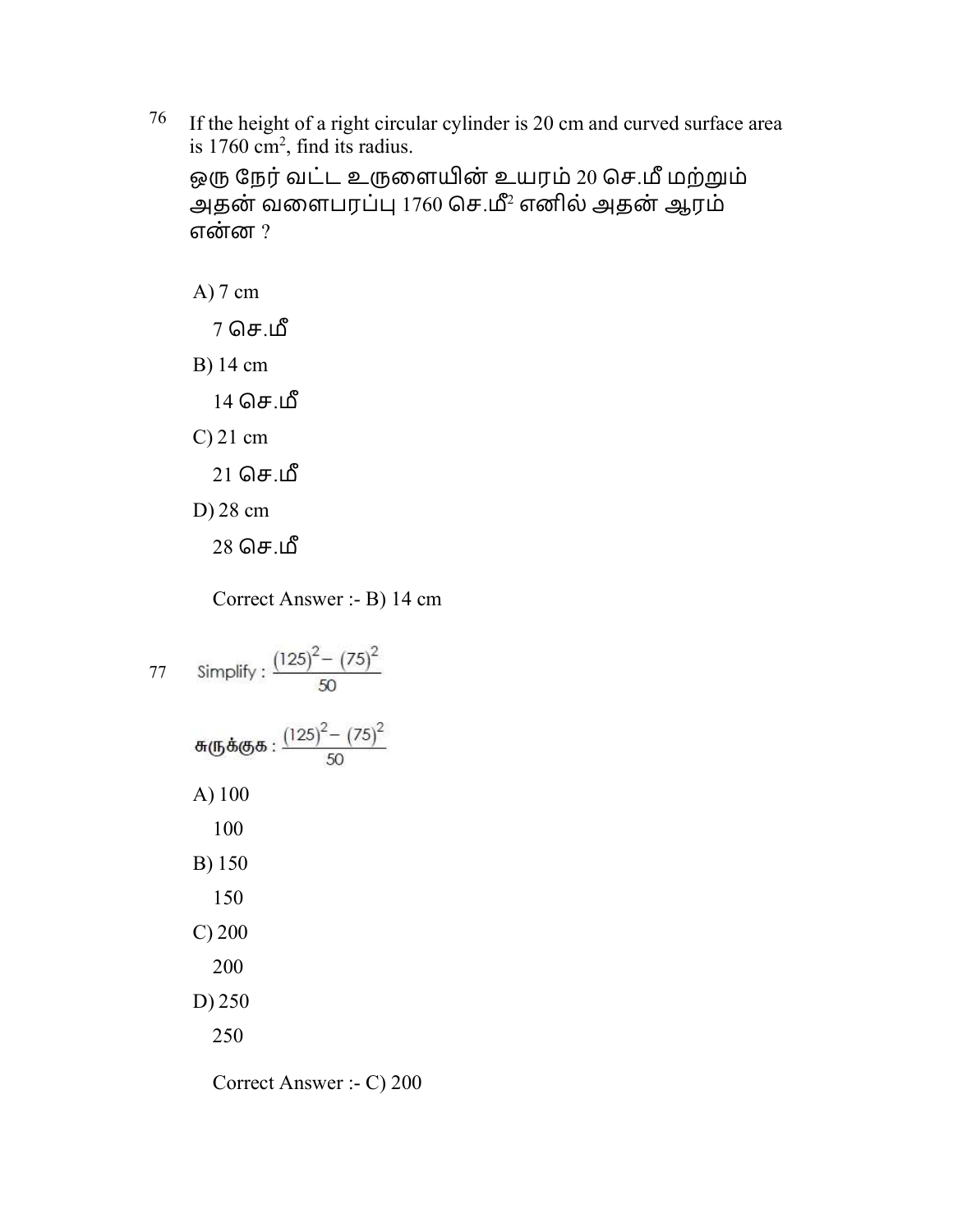76 If the height of a right circular cylinder is 20 cm and curved surface area is 1760 $cm^2$, find its radius.

ஒரு நேர் வட்ட உருளையின் உயரம் 20 செ.மீ மற்றும் அதன் வளைபரப்பு 1760 செ.மீ$^2$ எனில் அதன் ஆரம் என்ன ?

A) 7 cm

7 செ.மீ

B) 14 cm

14 செ.மீ

C) 21 cm

21 செ.மீ

D) 28 cm

28 செ.மீ

Correct Answer :- B) 14 cm

77 Simplify : $\frac{(125)^2 - (75)^2}{50}$

சுருக்குக : $\frac{(125)^2 - (75)^2}{50}$

A) 100

100

B) 150

150

C) 200

200

D) 250

250

Correct Answer :- C) 200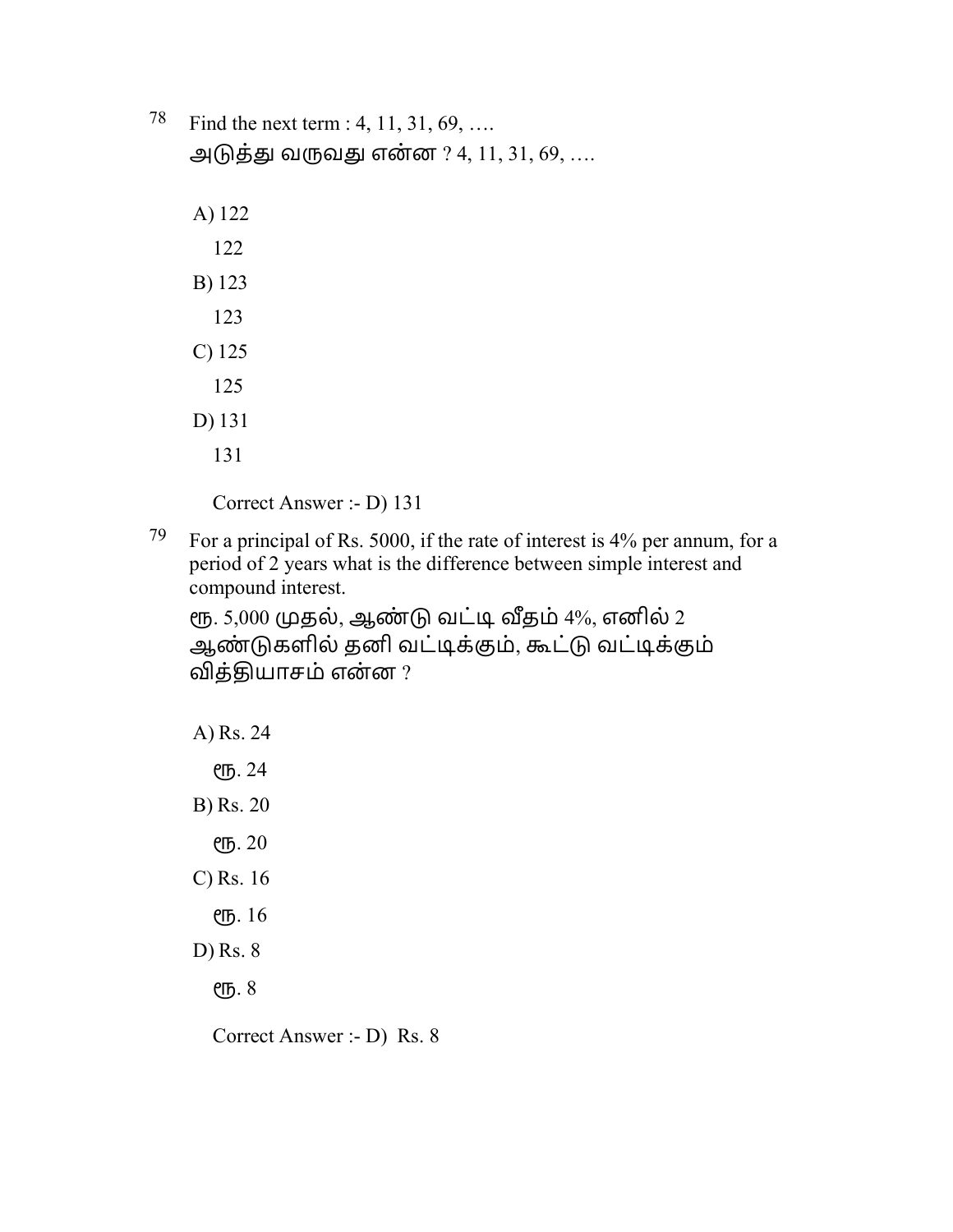78 Find the next term : 4, 11, 31, 69, ….
அடுத்து வருவது என்ன ? 4, 11, 31, 69, ….

A) 122

122

B) 123

123

C) 125

125

D) 131

131

Correct Answer :- D) 131

79 For a principal of Rs. 5000, if the rate of interest is 4% per annum, for a period of 2 years what is the difference between simple interest and compound interest.
ரூ. 5,000 முதல், ஆண்டு வட்டி வீதம் 4%, எனில் 2 ஆண்டுகளில் தனி வட்டிக்கும், கூட்டு வட்டிக்கும் வித்தியாசம் என்ன ?

A) Rs. 24

ரூ. 24

B) Rs. 20

ரூ. 20

C) Rs. 16

ரூ. 16

D) Rs. 8

ரூ. 8

Correct Answer :- D) Rs. 8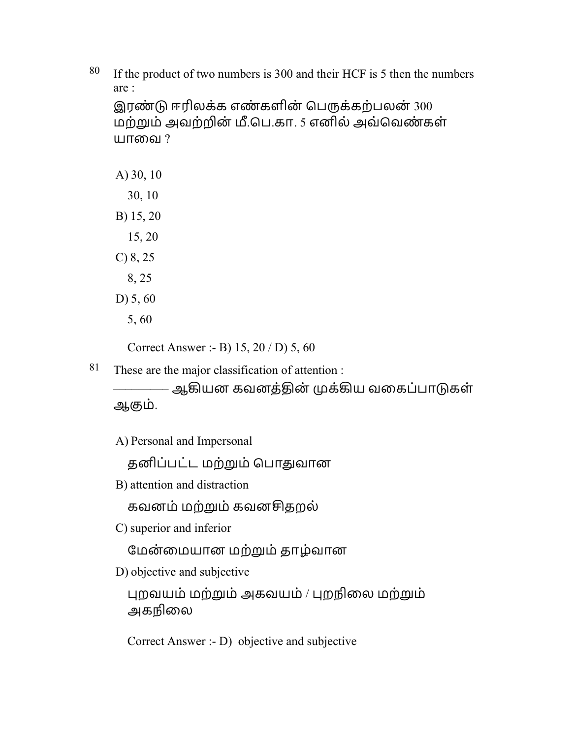80 If the product of two numbers is 300 and their HCF is 5 then the numbers are :

இரண்டு ஈரிலக்க எண்களின் பெருக்கற்பலன் 300 மற்றும் அவற்றின் மீ.பெ.கா. 5 எனில் அவ்வெண்கள் யாவை ?

A) 30, 10

30, 10

B) 15, 20

15, 20

C) 8, 25

8, 25

D) 5, 60

5, 60

Correct Answer :- B) 15, 20 / D) 5, 60

81 These are the major classification of attention :

———— ஆகியன கவனத்தின் முக்கிய வகைப்பாடுகள் ஆகும்.

A) Personal and Impersonal

தனிப்பட்ட மற்றும் பொதுவான

B) attention and distraction

கவனம் மற்றும் கவனசிதறல்

C) superior and inferior

மேன்மையான மற்றும் தாழ்வான

D) objective and subjective

புறவயம் மற்றும் அகவயம் / புறநிலை மற்றும் அகநிலை

Correct Answer :- D) objective and subjective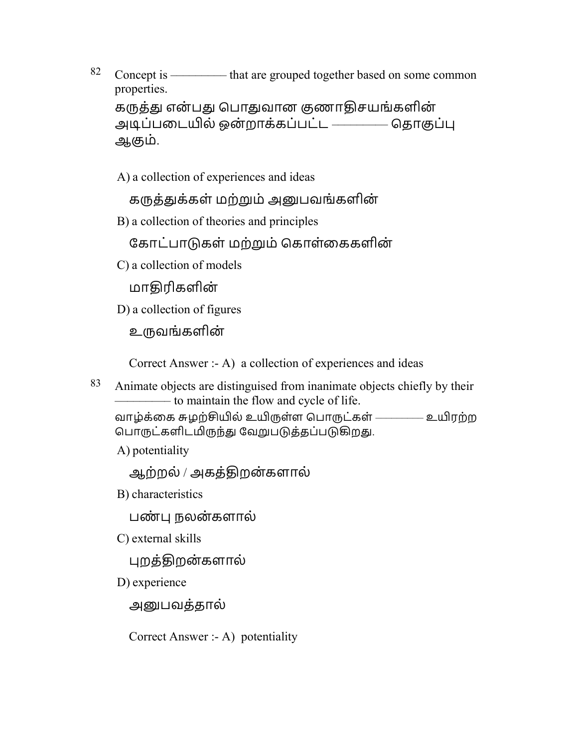82 Concept is ————— that are grouped together based on some common properties.

கருத்து என்பது பொதுவான குணாதிசயங்களின் அடிப்படையில் ஒன்றாக்கப்பட்ட ———— தொகுப்பு ஆகும்.

A) a collection of experiences and ideas

கருத்துக்கள் மற்றும் அனுபவங்களின்

B) a collection of theories and principles

கோட்பாடுகள் மற்றும் கொள்கைகளின்

C) a collection of models

மாதிரிகளின்

D) a collection of figures

உருவங்களின்

Correct Answer :- A) a collection of experiences and ideas

83 Animate objects are distinguished from inanimate objects chiefly by their ————— to maintain the flow and cycle of life.

வாழ்க்கை சுழற்சியில் உயிருள்ள பொருட்கள் ———— உயிரற்ற பொருட்களிடமிருந்து வேறுபடுத்தப்படுகிறது.

A) potentiality

ஆற்றல் / அகத்திறன்களால்

B) characteristics

பண்பு நலன்களால்

C) external skills

புறத்திறன்களால்

D) experience

அனுபவத்தால்

Correct Answer :- A) potentiality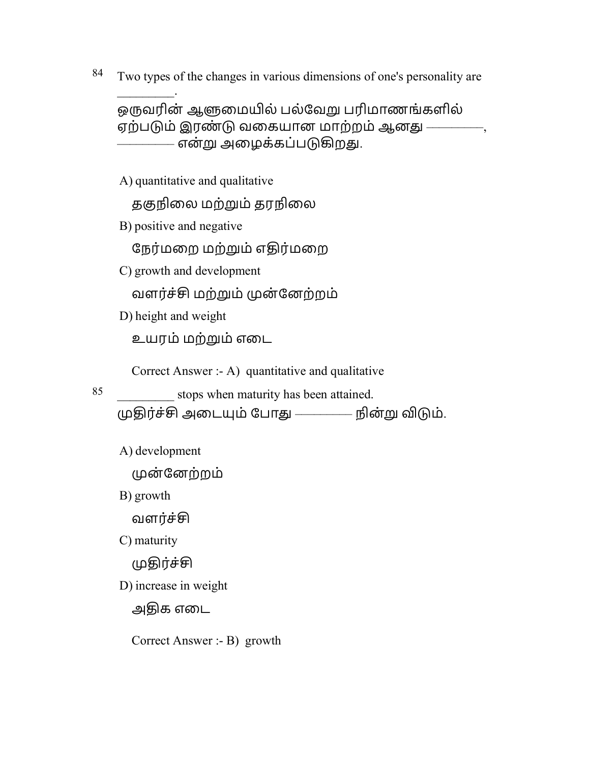84 Two types of the changes in various dimensions of one's personality are _________.

ஒருவரின் ஆளுமையில் பல்வேறு பரிமாணங்களில் ஏற்படும் இரண்டு வகையான மாற்றம் ஆனது ————, ———— என்று அழைக்கப்படுகிறது.

A) quantitative and qualitative

தகுநிலை மற்றும் தரநிலை

B) positive and negative

நேர்மறை மற்றும் எதிர்மறை

C) growth and development

வளர்ச்சி மற்றும் முன்னேற்றம்

D) height and weight

உயரம் மற்றும் எடை

Correct Answer :- A) quantitative and qualitative

85 _________ stops when maturity has been attained.

முதிர்ச்சி அடையும் போது ———— நின்று விடும்.

A) development

முன்னேற்றம்

B) growth

வளர்ச்சி

C) maturity

முதிர்ச்சி

D) increase in weight

அதிக எடை

Correct Answer :- B) growth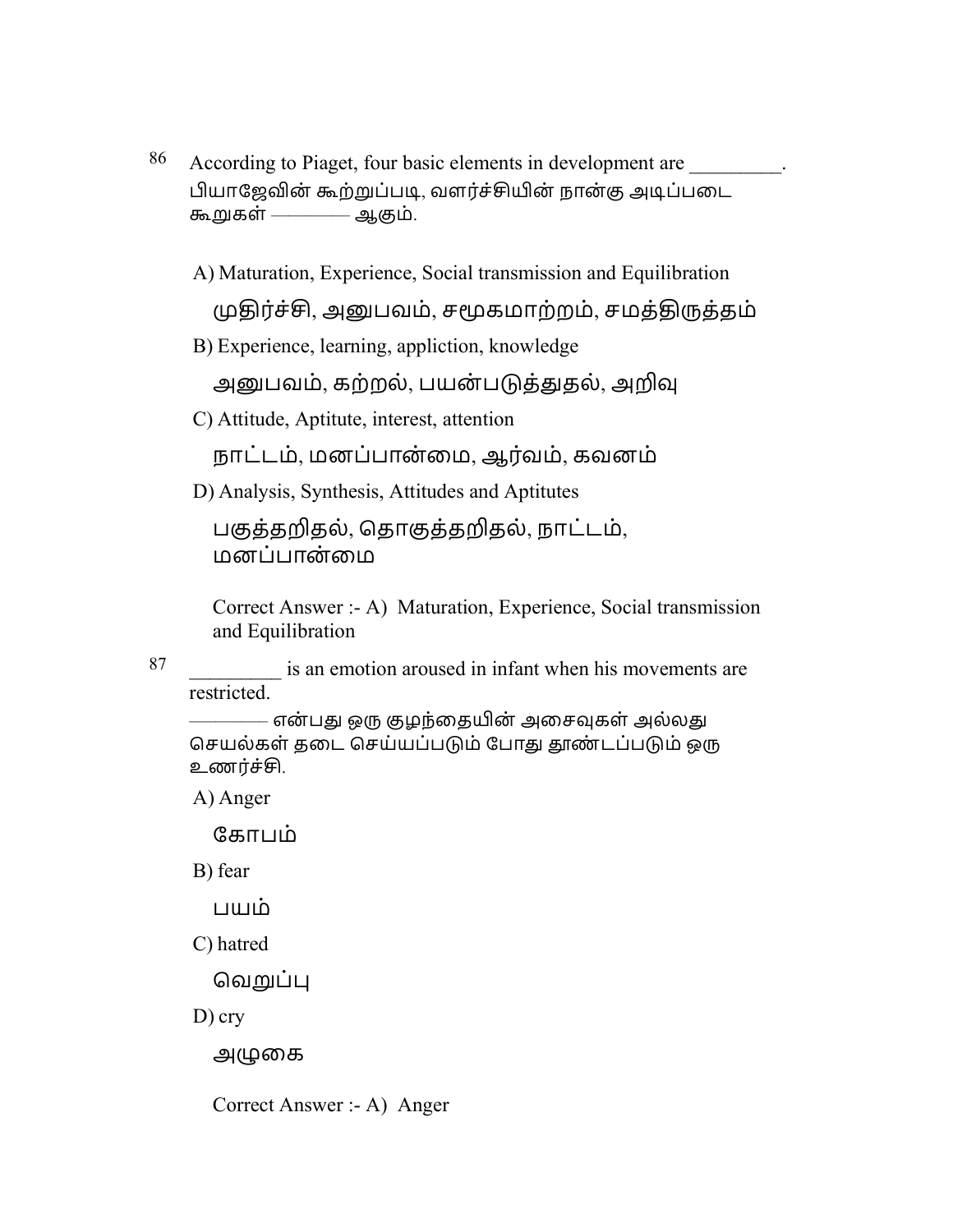86 According to Piaget, four basic elements in development are _________.
பியாஜேவின் கூற்றுப்படி, வளர்ச்சியின் நான்கு அடிப்படை கூறுகள் ———— ஆகும்.

A) Maturation, Experience, Social transmission and Equilibration

முதிர்ச்சி, அனுபவம், சமூகமாற்றம், சமத்திருத்தம்

B) Experience, learning, appliction, knowledge

அனுபவம், கற்றல், பயன்படுத்துதல், அறிவு

C) Attitude, Aptitute, interest, attention

நாட்டம், மனப்பான்மை, ஆர்வம், கவனம்

D) Analysis, Synthesis, Attitudes and Aptitutes

பகுத்தறிதல், தொகுத்தறிதல், நாட்டம், மனப்பான்மை

Correct Answer :- A) Maturation, Experience, Social transmission and Equilibration

87 _________ is an emotion aroused in infant when his movements are restricted.
———— என்பது ஒரு குழந்தையின் அசைவுகள் அல்லது செயல்கள் தடை செய்யப்படும் போது தூண்டப்படும் ஒரு உணர்ச்சி.

A) Anger

கோபம்

B) fear

பயம்

C) hatred

வெறுப்பு

D) cry

அழுகை

Correct Answer :- A) Anger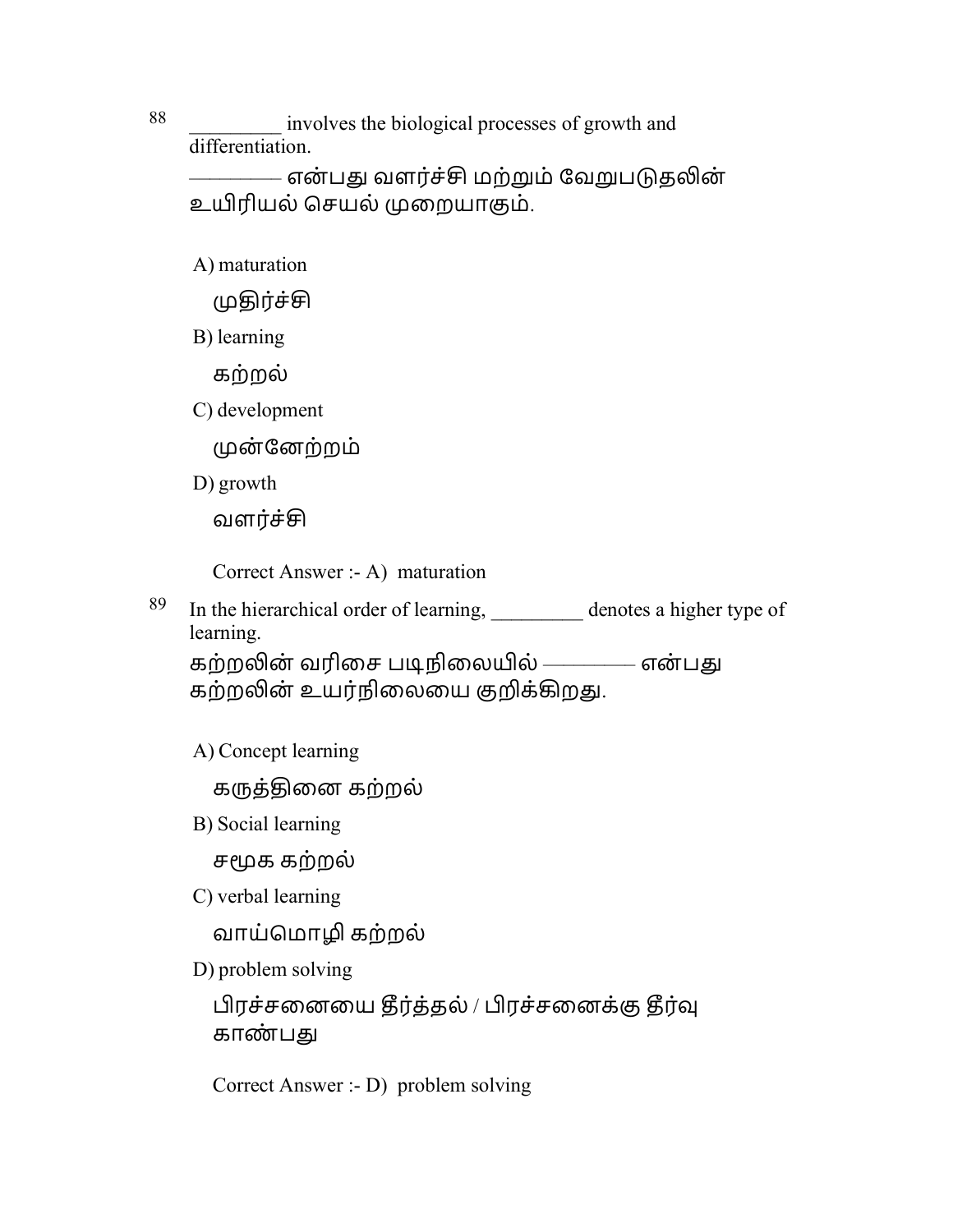88 _________ involves the biological processes of growth and differentiation.

———— என்பது வளர்ச்சி மற்றும் வேறுபடுதலின் உயிரியல் செயல் முறையாகும்.

A) maturation

முதிர்ச்சி

B) learning

கற்றல்

C) development

முன்னேற்றம்

D) growth

வளர்ச்சி

Correct Answer :- A) maturation

89 In the hierarchical order of learning, _________ denotes a higher type of learning.

கற்றலின் வரிசை படிநிலையில் ———— என்பது கற்றலின் உயர்நிலையை குறிக்கிறது.

A) Concept learning

கருத்தினை கற்றல்

B) Social learning

சமூக கற்றல்

C) verbal learning

வாய்மொழி கற்றல்

D) problem solving

பிரச்சனையை தீர்த்தல் / பிரச்சனைக்கு தீர்வு காண்பது

Correct Answer :- D) problem solving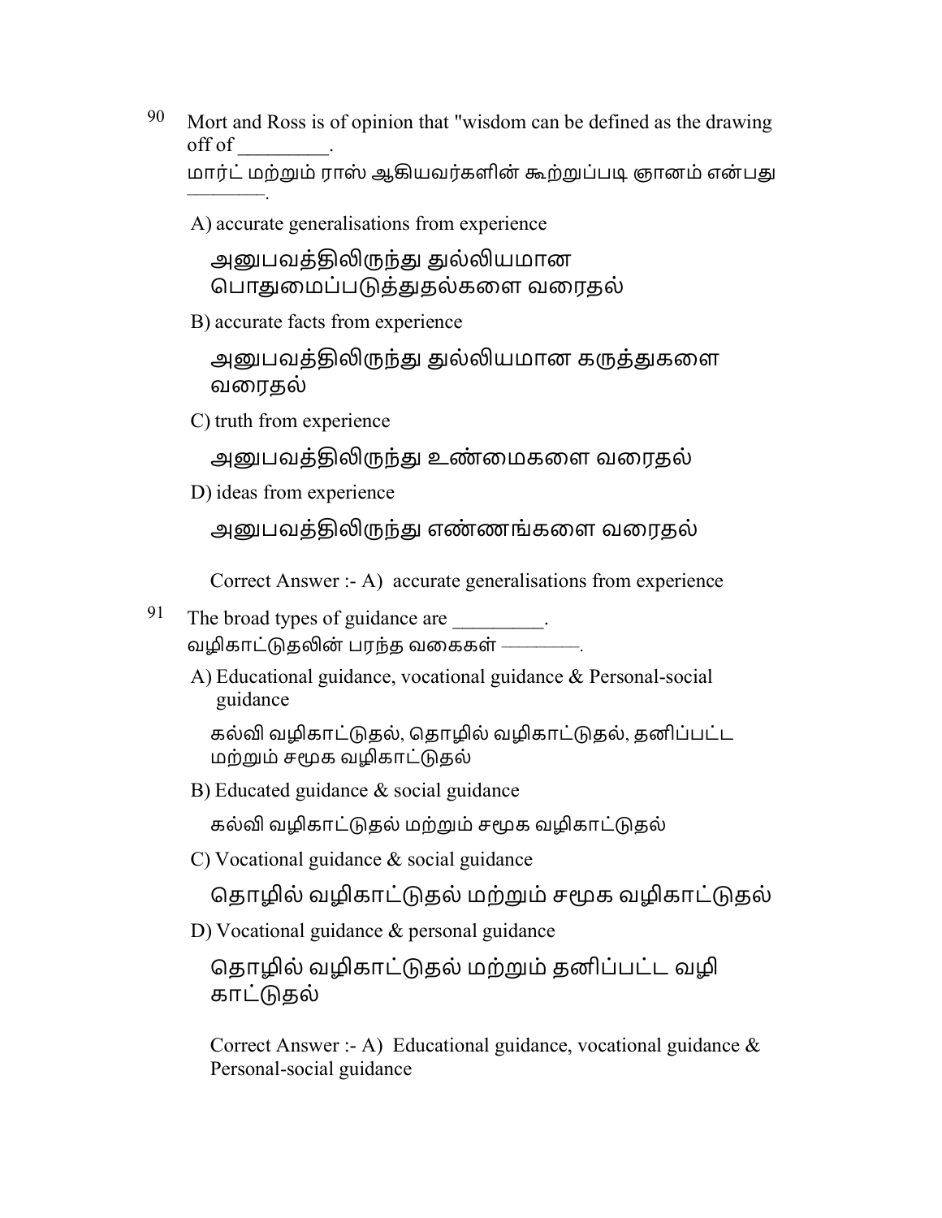90 Mort and Ross is of opinion that "wisdom can be defined as the drawing off of _________.
மார்ட் மற்றும் ராஸ் ஆகியவர்களின் கூற்றுப்படி ஞானம் என்பது ————.

A) accurate generalisations from experience

அனுபவத்திலிருந்து துல்லியமான பொதுமைப்படுத்துதல்களை வரைதல்

B) accurate facts from experience

அனுபவத்திலிருந்து துல்லியமான கருத்துகளை வரைதல்

C) truth from experience

அனுபவத்திலிருந்து உண்மைகளை வரைதல்

D) ideas from experience

அனுபவத்திலிருந்து எண்ணங்களை வரைதல்

Correct Answer :- A) accurate generalisations from experience

91 The broad types of guidance are _________.
வழிகாட்டுதலின் பரந்த வகைகள் ————.

A) Educational guidance, vocational guidance & Personal-social guidance

கல்வி வழிகாட்டுதல், தொழில் வழிகாட்டுதல், தனிப்பட்ட மற்றும் சமூக வழிகாட்டுதல்

B) Educated guidance & social guidance

கல்வி வழிகாட்டுதல் மற்றும் சமூக வழிகாட்டுதல்

C) Vocational guidance & social guidance

தொழில் வழிகாட்டுதல் மற்றும் சமூக வழிகாட்டுதல்

D) Vocational guidance & personal guidance

தொழில் வழிகாட்டுதல் மற்றும் தனிப்பட்ட வழி காட்டுதல்

Correct Answer :- A) Educational guidance, vocational guidance & Personal-social guidance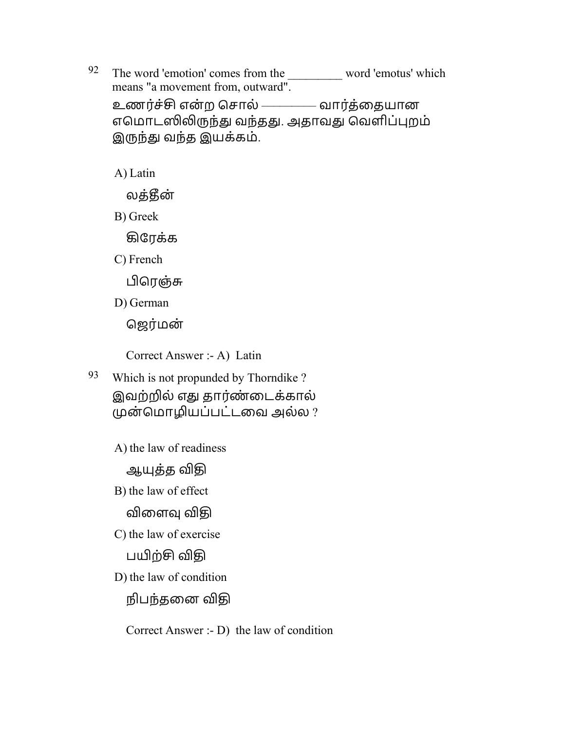92 The word 'emotion' comes from the _________ word 'emotus' which means "a movement from, outward".

உணர்ச்சி என்ற சொல் ———— வார்த்தையான எமொடஸிலிருந்து வந்தது. அதாவது வெளிப்புறம் இருந்து வந்த இயக்கம்.

A) Latin

லத்தீன்

B) Greek

கிரேக்க

C) French

பிரெஞ்சு

D) German

ஜெர்மன்

Correct Answer :- A) Latin

93 Which is not propunded by Thorndike ?

இவற்றில் எது தார்ண்டைக்கால் முன்மொழியப்பட்டவை அல்ல ?

A) the law of readiness

ஆயுத்த விதி

B) the law of effect

விளைவு விதி

C) the law of exercise

பயிற்சி விதி

D) the law of condition

நிபந்தனை விதி

Correct Answer :- D) the law of condition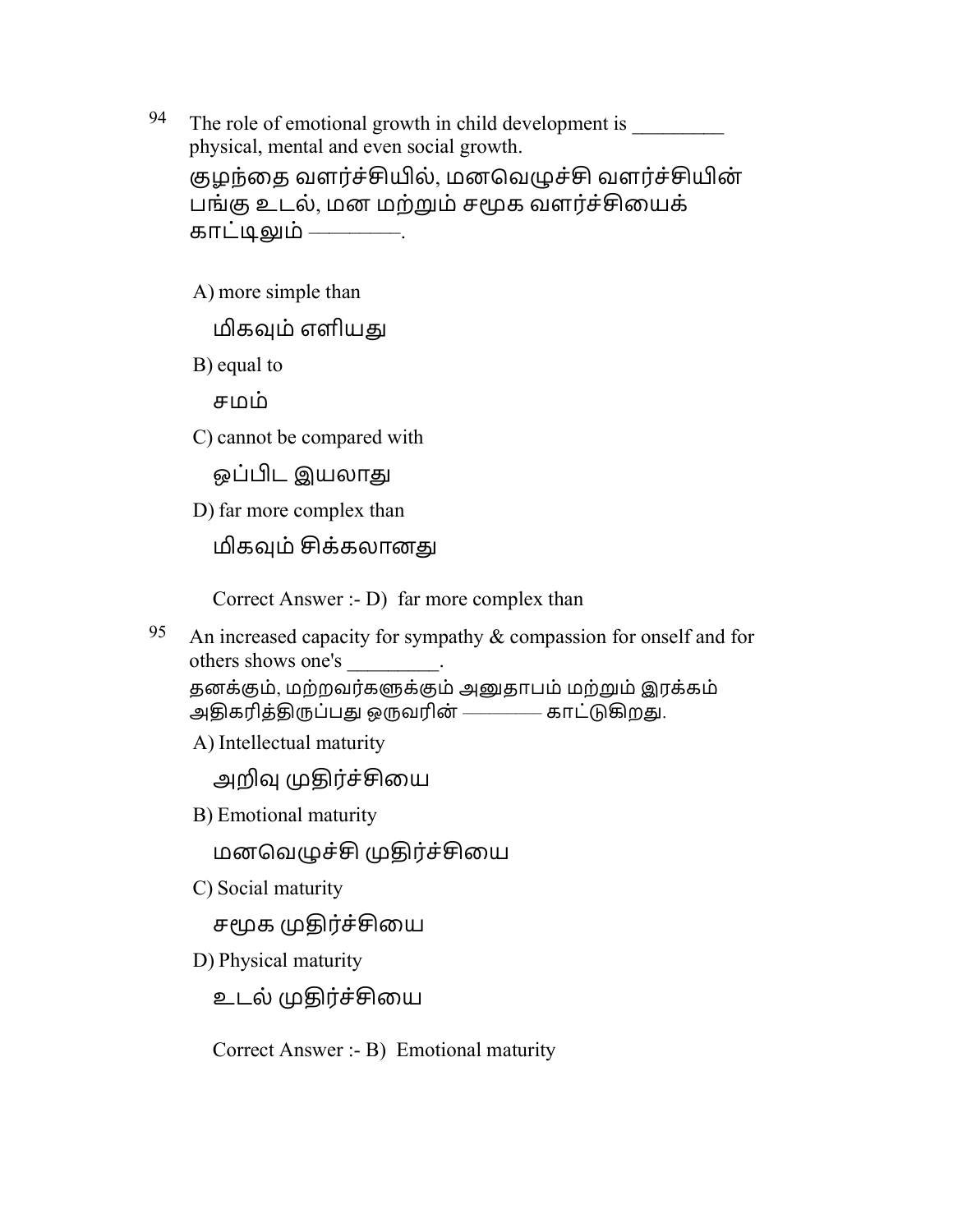94 The role of emotional growth in child development is _________ physical, mental and even social growth.

குழந்தை வளர்ச்சியில், மனவெழுச்சி வளர்ச்சியின் பங்கு உடல், மன மற்றும் சமூக வளர்ச்சியைக் காட்டிலும் ————.

A) more simple than

மிகவும் எளியது

B) equal to

சமம்

C) cannot be compared with

ஒப்பிட இயலாது

D) far more complex than

மிகவும் சிக்கலானது

Correct Answer :- D) far more complex than

95 An increased capacity for sympathy & compassion for onself and for others shows one's _________.

தனக்கும், மற்றவர்களுக்கும் அனுதாபம் மற்றும் இரக்கம் அதிகரித்திருப்பது ஒருவரின் ———— காட்டுகிறது.

A) Intellectual maturity

அறிவு முதிர்ச்சியை

B) Emotional maturity

மனவெழுச்சி முதிர்ச்சியை

C) Social maturity

சமூக முதிர்ச்சியை

D) Physical maturity

உடல் முதிர்ச்சியை

Correct Answer :- B) Emotional maturity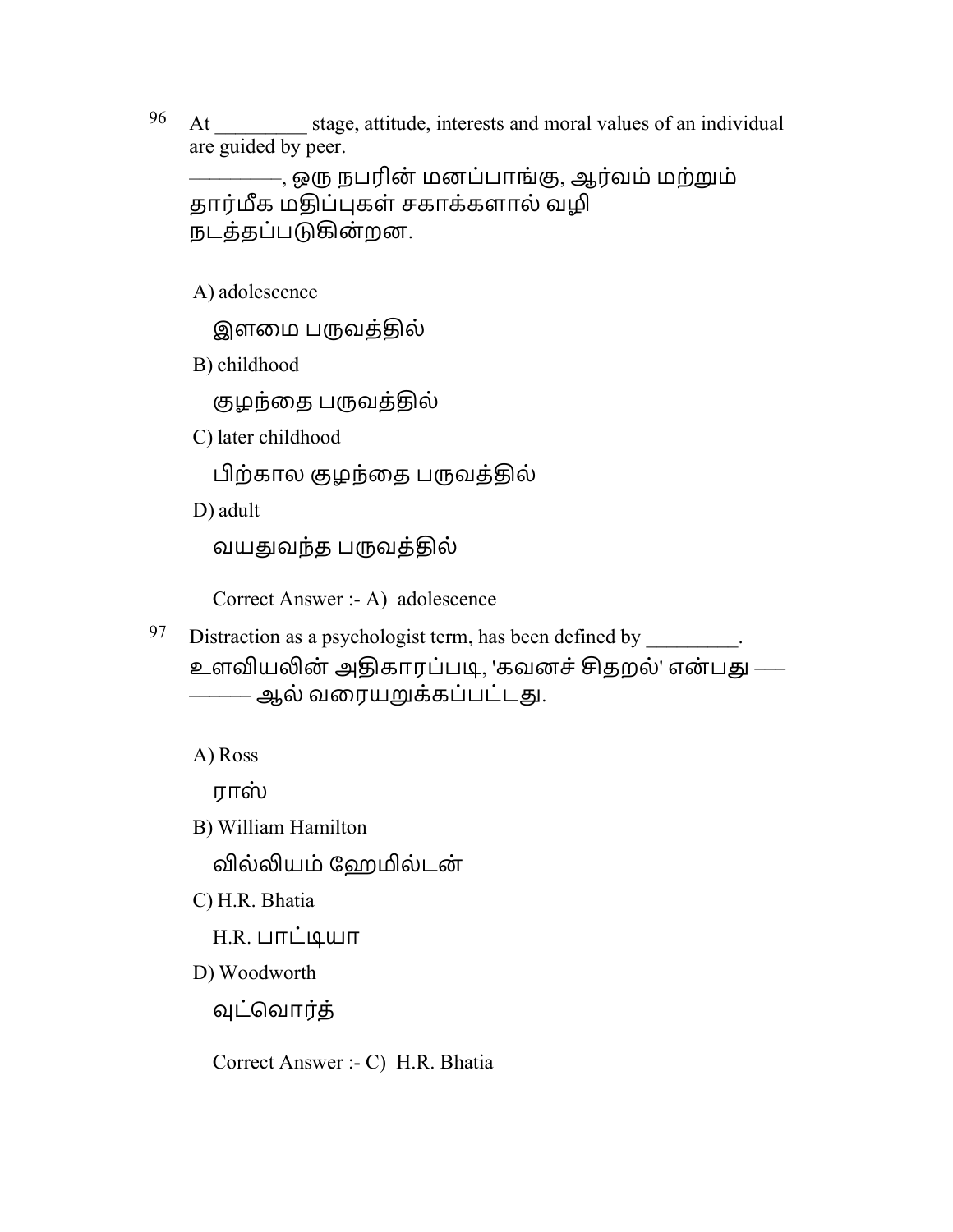96 At _________ stage, attitude, interests and moral values of an individual are guided by peer.

————, ஒரு நபரின் மனப்பாங்கு, ஆர்வம் மற்றும் தார்மீக மதிப்புகள் சகாக்களால் வழி நடத்தப்படுகின்றன.

A) adolescence

இளமை பருவத்தில்

B) childhood

குழந்தை பருவத்தில்

C) later childhood

பிற்கால குழந்தை பருவத்தில்

D) adult

வயதுவந்த பருவத்தில்

Correct Answer :- A) adolescence

97 Distraction as a psychologist term, has been defined by _________.

உளவியலின் அதிகாரப்படி, 'கவனச் சிதறல்' என்பது ———— ஆல் வரையறுக்கப்பட்டது.

A) Ross

ராஸ்

B) William Hamilton

வில்லியம் ஹேமில்டன்

C) H.R. Bhatia

H.R. பாட்டியா

D) Woodworth

வுட்வொர்த்

Correct Answer :- C) H.R. Bhatia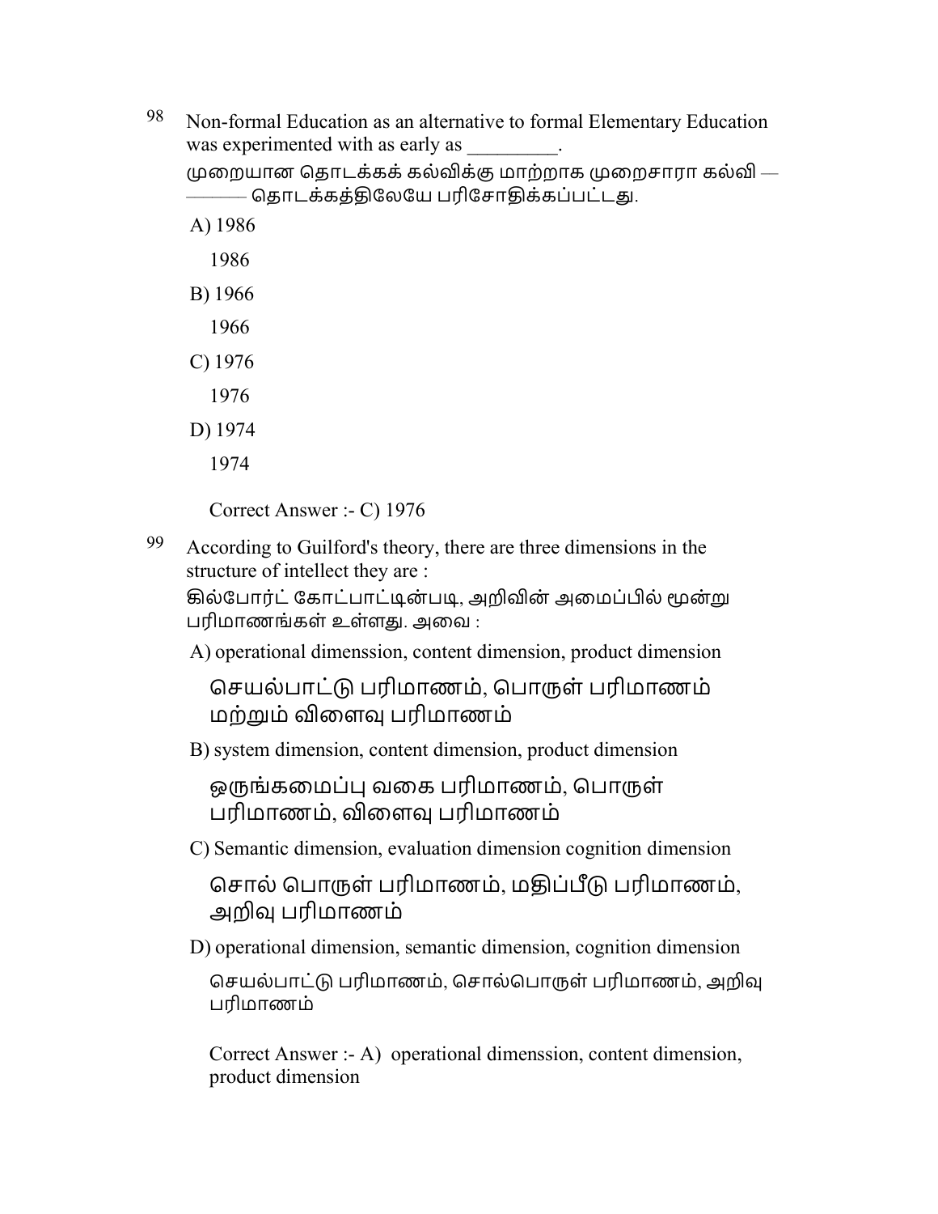98 Non-formal Education as an alternative to formal Elementary Education was experimented with as early as _________.

முறையான தொடக்கக் கல்விக்கு மாற்றாக முறைசாரா கல்வி ——— தொடக்கத்திலேயே பரிசோதிக்கப்பட்டது.

A) 1986

1986

B) 1966

1966

C) 1976

1976

D) 1974

1974

Correct Answer :- C) 1976

99 According to Guilford's theory, there are three dimensions in the structure of intellect they are :

கில்போர்ட் கோட்பாட்டின்படி, அறிவின் அமைப்பில் மூன்று பரிமாணங்கள் உள்ளது. அவை :

A) operational dimenssion, content dimension, product dimension

செயல்பாட்டு பரிமாணம், பொருள் பரிமாணம் மற்றும் விளைவு பரிமாணம்

B) system dimension, content dimension, product dimension

ஒருங்கமைப்பு வகை பரிமாணம், பொருள் பரிமாணம், விளைவு பரிமாணம்

C) Semantic dimension, evaluation dimension cognition dimension

சொல் பொருள் பரிமாணம், மதிப்பீடு பரிமாணம், அறிவு பரிமாணம்

D) operational dimension, semantic dimension, cognition dimension

செயல்பாட்டு பரிமாணம், சொல்பொருள் பரிமாணம், அறிவு பரிமாணம்

Correct Answer :- A) operational dimenssion, content dimension, product dimension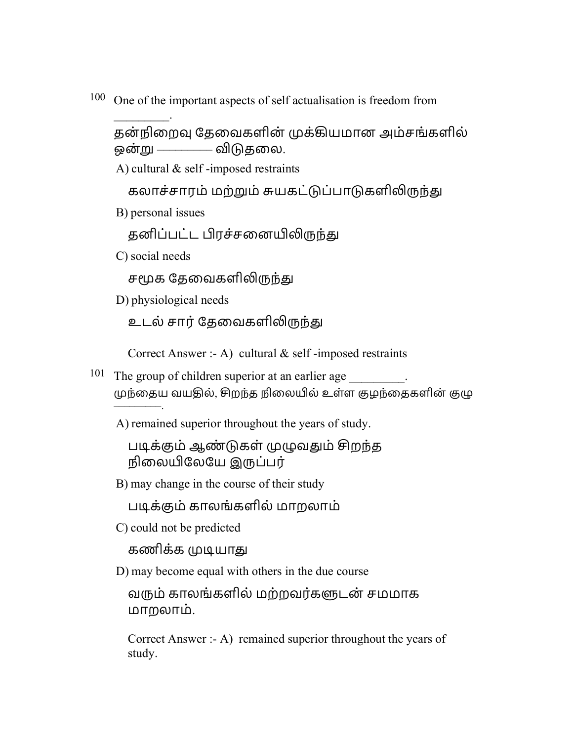100 One of the important aspects of self actualisation is freedom from _________.

தன்நிறைவு தேவைகளின் முக்கியமான அம்சங்களில் ஒன்று ———— விடுதலை.

A) cultural & self -imposed restraints

கலாச்சாரம் மற்றும் சுயகட்டுப்பாடுகளிலிருந்து

B) personal issues

தனிப்பட்ட பிரச்சனையிலிருந்து

C) social needs

சமூக தேவைகளிலிருந்து

D) physiological needs

உடல் சார் தேவைகளிலிருந்து

Correct Answer :- A) cultural & self -imposed restraints

101 The group of children superior at an earlier age _________.

முந்தைய வயதில், சிறந்த நிலையில் உள்ள குழந்தைகளின் குழு ————.

A) remained superior throughout the years of study.

படிக்கும் ஆண்டுகள் முழுவதும் சிறந்த நிலையிலேயே இருப்பர்

B) may change in the course of their study

படிக்கும் காலங்களில் மாறலாம்

C) could not be predicted

கணிக்க முடியாது

D) may become equal with others in the due course

வரும் காலங்களில் மற்றவர்களுடன் சமமாக மாறலாம்.

Correct Answer :- A) remained superior throughout the years of study.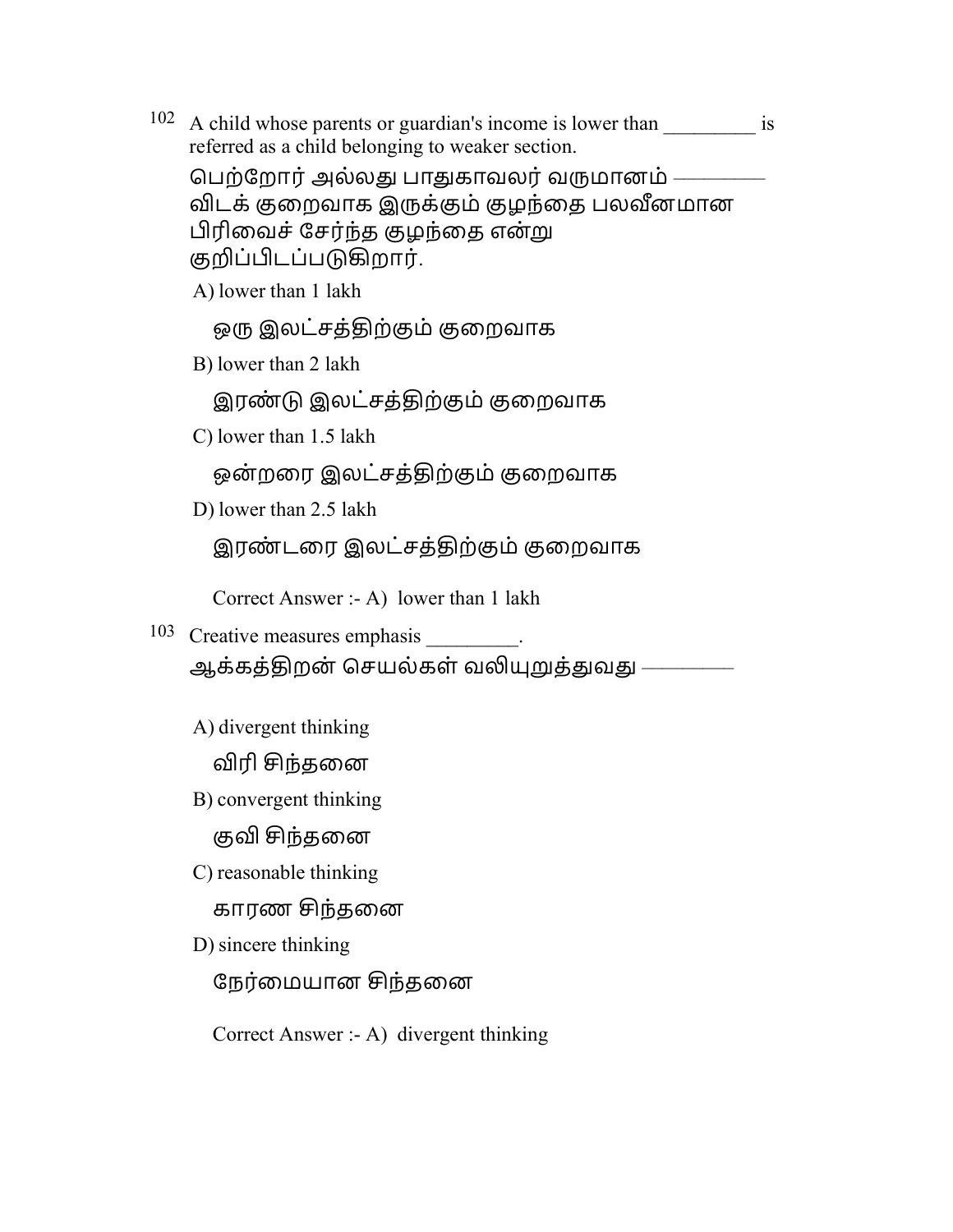102 A child whose parents or guardian's income is lower than _________ is referred as a child belonging to weaker section.

பெற்றோர் அல்லது பாதுகாவலர் வருமானம் ________ விடக் குறைவாக இருக்கும் குழந்தை பலவீனமான பிரிவைச் சேர்ந்த குழந்தை என்று குறிப்பிடப்படுகிறார்.

A) lower than 1 lakh

ஒரு இலட்சத்திற்கும் குறைவாக

B) lower than 2 lakh

இரண்டு இலட்சத்திற்கும் குறைவாக

C) lower than 1.5 lakh

ஒன்றரை இலட்சத்திற்கும் குறைவாக

D) lower than 2.5 lakh

இரண்டரை இலட்சத்திற்கும் குறைவாக

Correct Answer :- A) lower than 1 lakh

103 Creative measures emphasis _________.

ஆக்கத்திறன் செயல்கள் வலியுறுத்துவது ________

A) divergent thinking

விரி சிந்தனை

B) convergent thinking

குவி சிந்தனை

C) reasonable thinking

காரண சிந்தனை

D) sincere thinking

நேர்மையான சிந்தனை

Correct Answer :- A) divergent thinking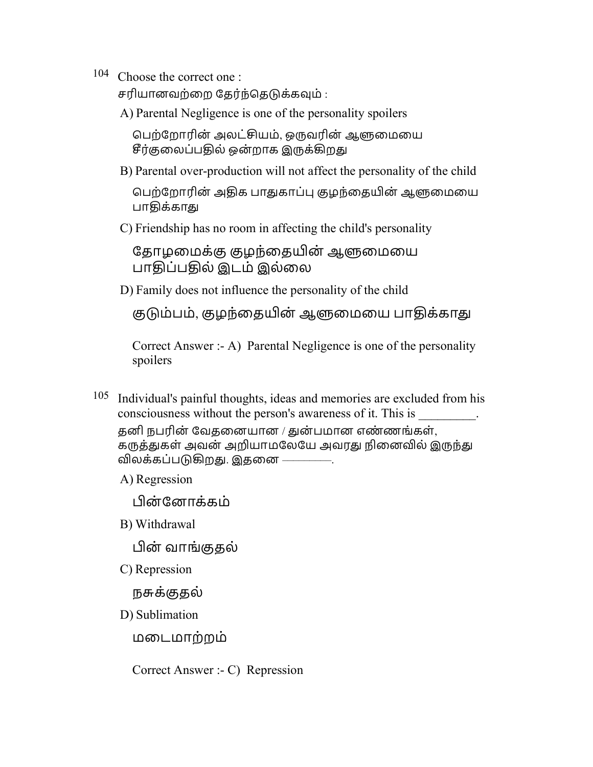104 Choose the correct one :

சரியானவற்றை தேர்ந்தெடுக்கவும் :

A) Parental Negligence is one of the personality spoilers

பெற்றோரின் அலட்சியம், ஒருவரின் ஆளுமையை சீர்குலைப்பதில் ஒன்றாக இருக்கிறது

B) Parental over-production will not affect the personality of the child

பெற்றோரின் அதிக பாதுகாப்பு குழந்தையின் ஆளுமையை பாதிக்காது

C) Friendship has no room in affecting the child's personality

தோழமைக்கு குழந்தையின் ஆளுமையை பாதிப்பதில் இடம் இல்லை

D) Family does not influence the personality of the child

குடும்பம், குழந்தையின் ஆளுமையை பாதிக்காது

Correct Answer :- A) Parental Negligence is one of the personality spoilers

105 Individual's painful thoughts, ideas and memories are excluded from his consciousness without the person's awareness of it. This is _________.

தனி நபரின் வேதனையான / துன்பமான எண்ணங்கள், கருத்துகள் அவன் அறியாமலேயே அவரது நினைவில் இருந்து விலக்கப்படுகிறது. இதனை ————.

A) Regression

பின்னோக்கம்

B) Withdrawal

பின் வாங்குதல்

C) Repression

நசுக்குதல்

D) Sublimation

மடைமாற்றம்

Correct Answer :- C) Repression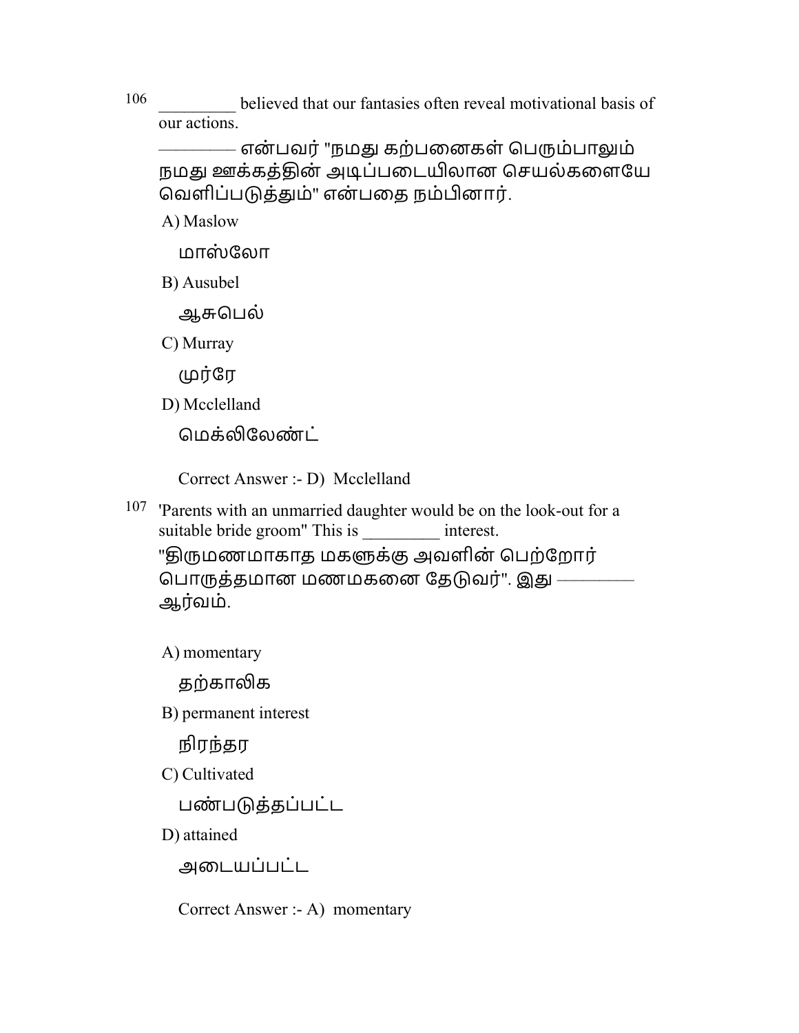106 _________ believed that our fantasies often reveal motivational basis of our actions.

———— என்பவர் "நமது கற்பனைகள் பெரும்பாலும் நமது ஊக்கத்தின் அடிப்படையிலான செயல்களையே வெளிப்படுத்தும்" என்பதை நம்பினார்.

A) Maslow

மாஸ்லோ

B) Ausubel

ஆசுபெல்

C) Murray

முர்ரே

D) Mcclelland

மெக்லிலேண்ட்

Correct Answer :- D) Mcclelland

107 'Parents with an unmarried daughter would be on the look-out for a suitable bride groom" This is _________ interest.

"திருமணமாகாத மகளுக்கு அவளின் பெற்றோர் பொருத்தமான மணமகனை தேடுவர்". இது ———— ஆர்வம்.

A) momentary

தற்காலிக

B) permanent interest

நிரந்தர

C) Cultivated

பண்படுத்தப்பட்ட

D) attained

அடையப்பட்ட

Correct Answer :- A) momentary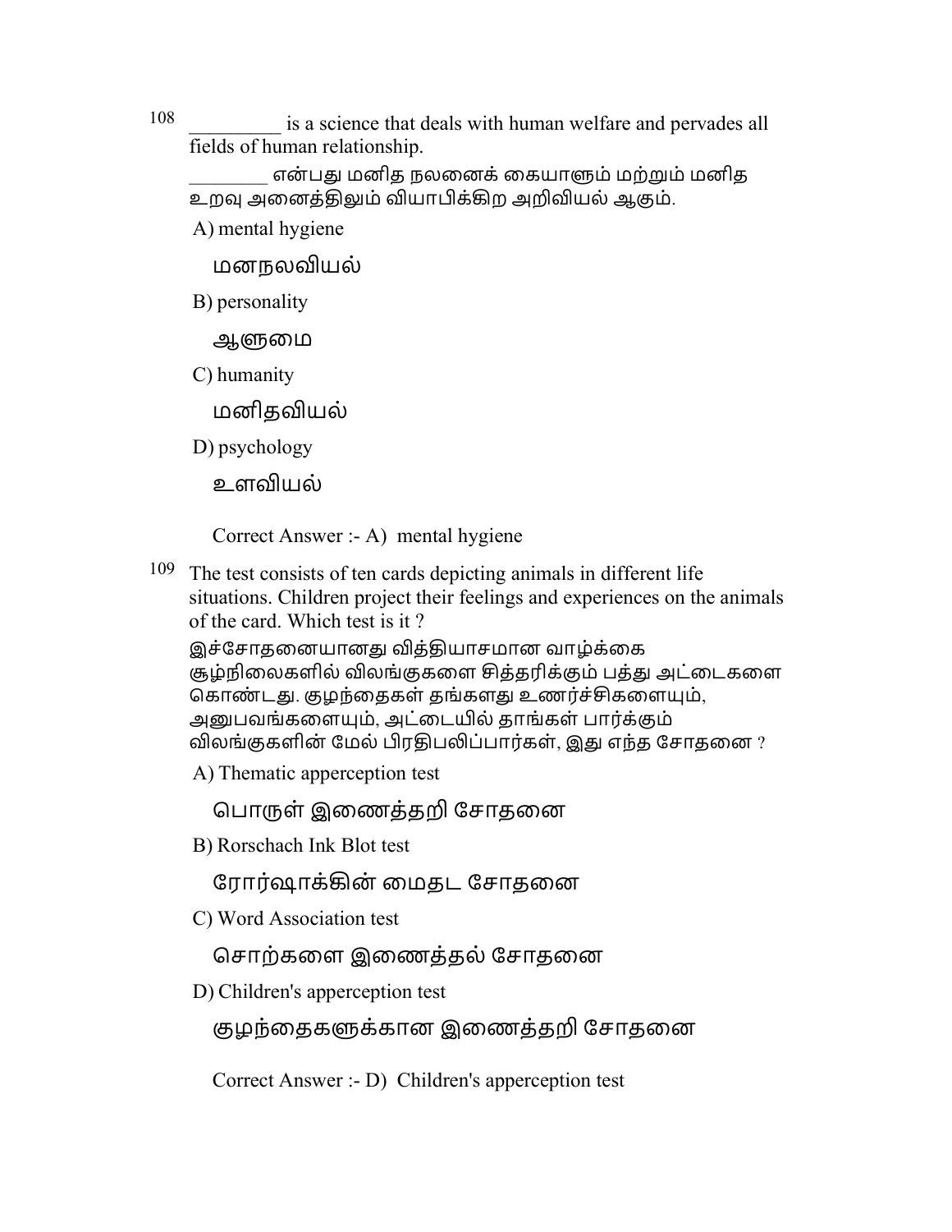108 _________ is a science that deals with human welfare and pervades all fields of human relationship.

________ என்பது மனித நலனைக் கையாளும் மற்றும் மனித உறவு அனைத்திலும் வியாபிக்கிற அறிவியல் ஆகும்.

A) mental hygiene

மனநலவியல்

B) personality

ஆளுமை

C) humanity

மனிதவியல்

D) psychology

உளவியல்

Correct Answer :- A) mental hygiene

109 The test consists of ten cards depicting animals in different life situations. Children project their feelings and experiences on the animals of the card. Which test is it ?

இச்சோதனையானது வித்தியாசமான வாழ்க்கை சூழ்நிலைகளில் விலங்குகளை சித்தரிக்கும் பத்து அட்டைகளை கொண்டது. குழந்தைகள் தங்களது உணர்ச்சிகளையும், அனுபவங்களையும், அட்டையில் தாங்கள் பார்க்கும் விலங்குகளின் மேல் பிரதிபலிப்பார்கள், இது எந்த சோதனை ?

A) Thematic apperception test

பொருள் இணைத்தறி சோதனை

B) Rorschach Ink Blot test

ரோர்ஷாக்கின் மைதட சோதனை

C) Word Association test

சொற்களை இணைத்தல் சோதனை

D) Children's apperception test

குழந்தைகளுக்கான இணைத்தறி சோதனை

Correct Answer :- D) Children's apperception test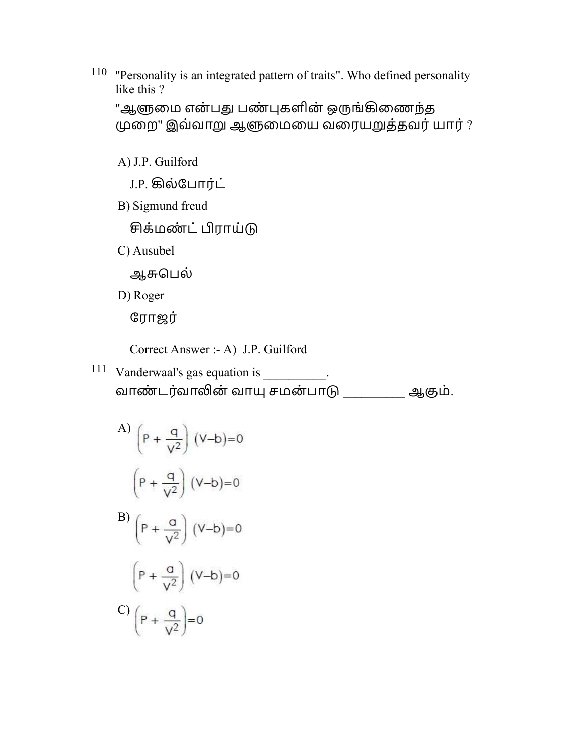110 "Personality is an integrated pattern of traits". Who defined personality like this ?

"ஆளுமை என்பது பண்புகளின் ஒருங்கிணைந்த முறை" இவ்வாறு ஆளுமையை வரையறுத்தவர் யார் ?

A) J.P. Guilford

J.P. கில்போர்ட்

B) Sigmund freud

சிக்மண்ட் பிராய்டு

C) Ausubel

ஆசுபெல்

D) Roger

ரோஜர்

Correct Answer :- A) J.P. Guilford

111 Vanderwaal's gas equation is __________.

வாண்டர்வாலின் வாயு சமன்பாடு _________ ஆகும்.

A) $\left(P + \frac{q}{V^2}\right)(V-b)=0$

$\left(P + \frac{q}{V^2}\right)(V-b)=0$

B) $\left(P + \frac{a}{V^2}\right)(V-b)=0$

$\left(P + \frac{a}{V^2}\right)(V-b)=0$

C) $\left(P + \frac{q}{V^2}\right)=0$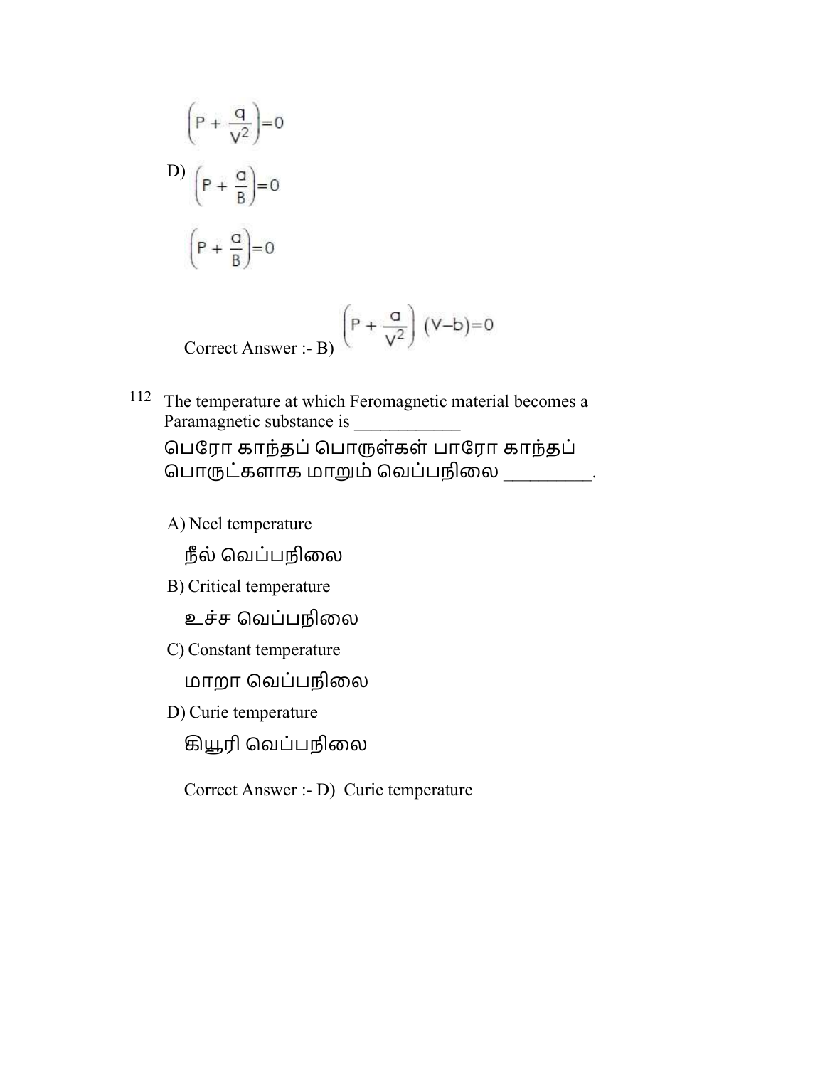$$\left(P + \frac{q}{V^2}\right)=0$$

D) $\left(P + \frac{a}{B}\right)=0$

$$\left(P + \frac{a}{B}\right)=0$$

Correct Answer :- B) $\left(P + \frac{a}{V^2}\right)(V-b)=0$

112 The temperature at which Feromagnetic material becomes a Paramagnetic substance is ____________

பெரோ காந்தப் பொருள்கள் பாரோ காந்தப் பொருட்களாக மாறும் வெப்பநிலை _________.

A) Neel temperature

நீல் வெப்பநிலை

B) Critical temperature

உச்ச வெப்பநிலை

C) Constant temperature

மாறா வெப்பநிலை

D) Curie temperature

கியூரி வெப்பநிலை

Correct Answer :- D) Curie temperature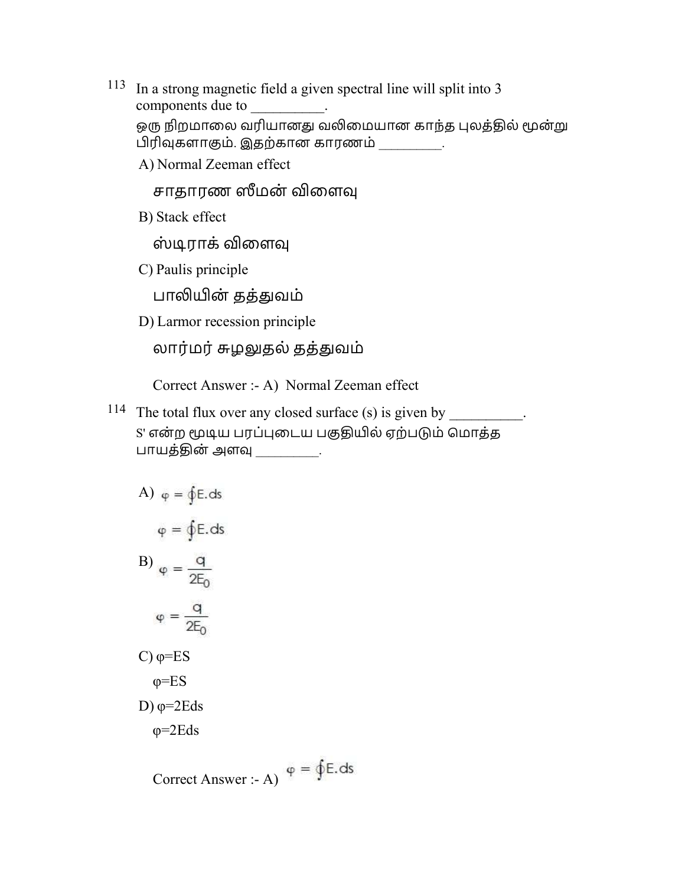113 In a strong magnetic field a given spectral line will split into 3 components due to __________.
ஒரு நிறமாலை வரியானது வலிமையான காந்த புலத்தில் மூன்று பிரிவுகளாகும். இதற்கான காரணம் ________.

A) Normal Zeeman effect

சாதாரண ஸீமன் விளைவு

B) Stack effect

ஸ்டிராக் விளைவு

C) Paulis principle

பாலியின் தத்துவம்

D) Larmor recession principle

லார்மர் சுழலுதல் தத்துவம்

Correct Answer :- A) Normal Zeeman effect

114 The total flux over any closed surface (s) is given by __________.
S' என்ற மூடிய பரப்புடைய பகுதியில் ஏற்படும் மொத்த பாயத்தின் அளவு ________.

A) $\varphi = \oint E.ds$

$\varphi = \oint E.ds$

B) $\varphi = \frac{q}{2E_0}$

$\varphi = \frac{q}{2E_0}$

C) $\varphi$=ES

$\varphi$=ES

D) $\varphi$=2Eds

$\varphi$=2Eds

Correct Answer :- A) $\varphi = \oint E.ds$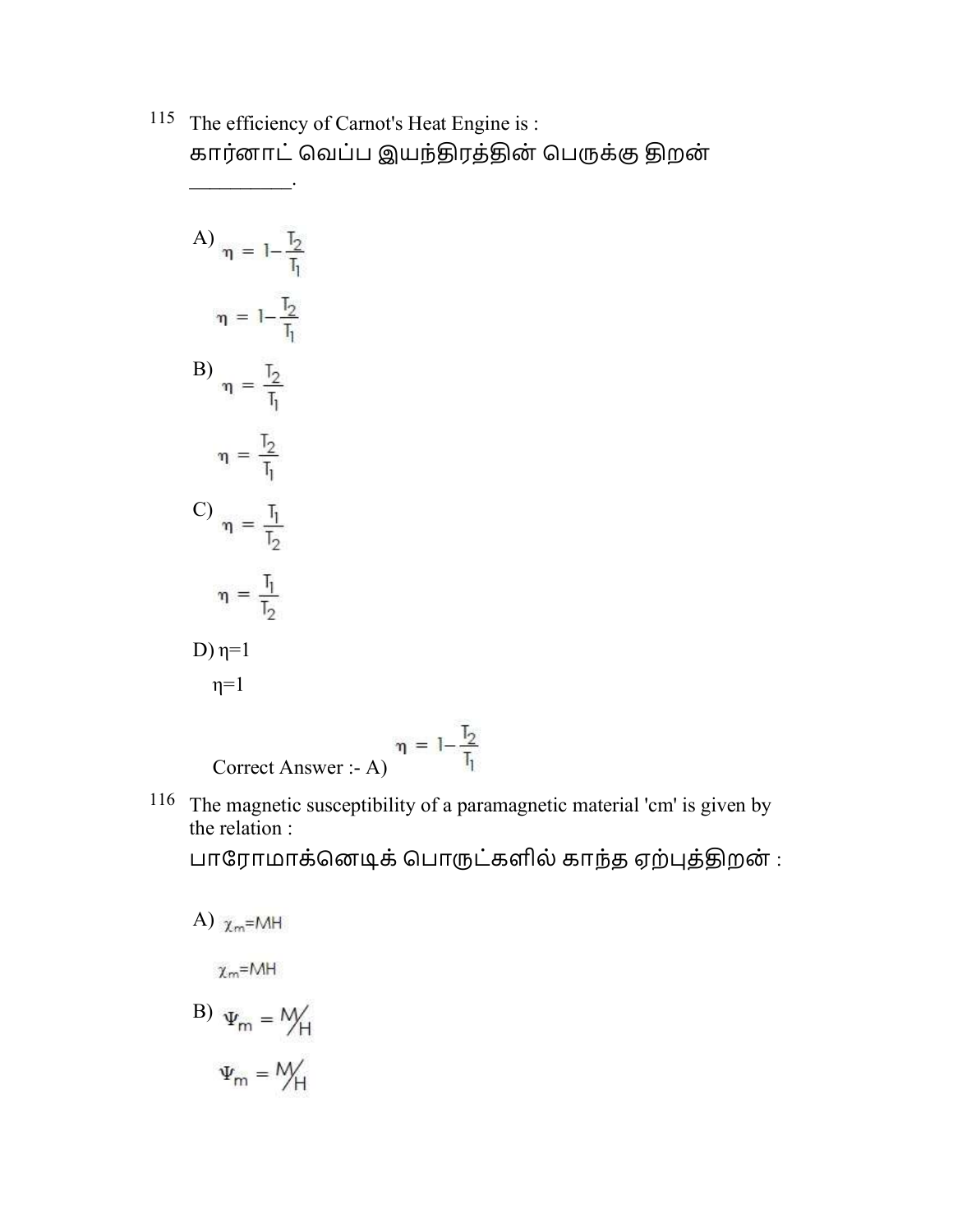115 The efficiency of Carnot's Heat Engine is :

கார்னாட் வெப்ப இயந்திரத்தின் பெருக்கு திறன் __________.

A) $\eta = 1-\frac{T_2}{T_1}$

$\eta = 1-\frac{T_2}{T_1}$

B) $\eta = \frac{T_2}{T_1}$

$\eta = \frac{T_2}{T_1}$

C) $\eta = \frac{T_1}{T_2}$

$\eta = \frac{T_1}{T_2}$

D) $\eta=1$

$\eta=1$

Correct Answer :- A) $\eta = 1-\frac{T_2}{T_1}$

116 The magnetic susceptibility of a paramagnetic material 'cm' is given by the relation :

பாரோமாக்னெடிக் பொருட்களில் காந்த ஏற்புத்திறன் :

A) $\chi_m=MH$

$\chi_m=MH$

B) $\Psi_m = M/H$

$\Psi_m = M/H$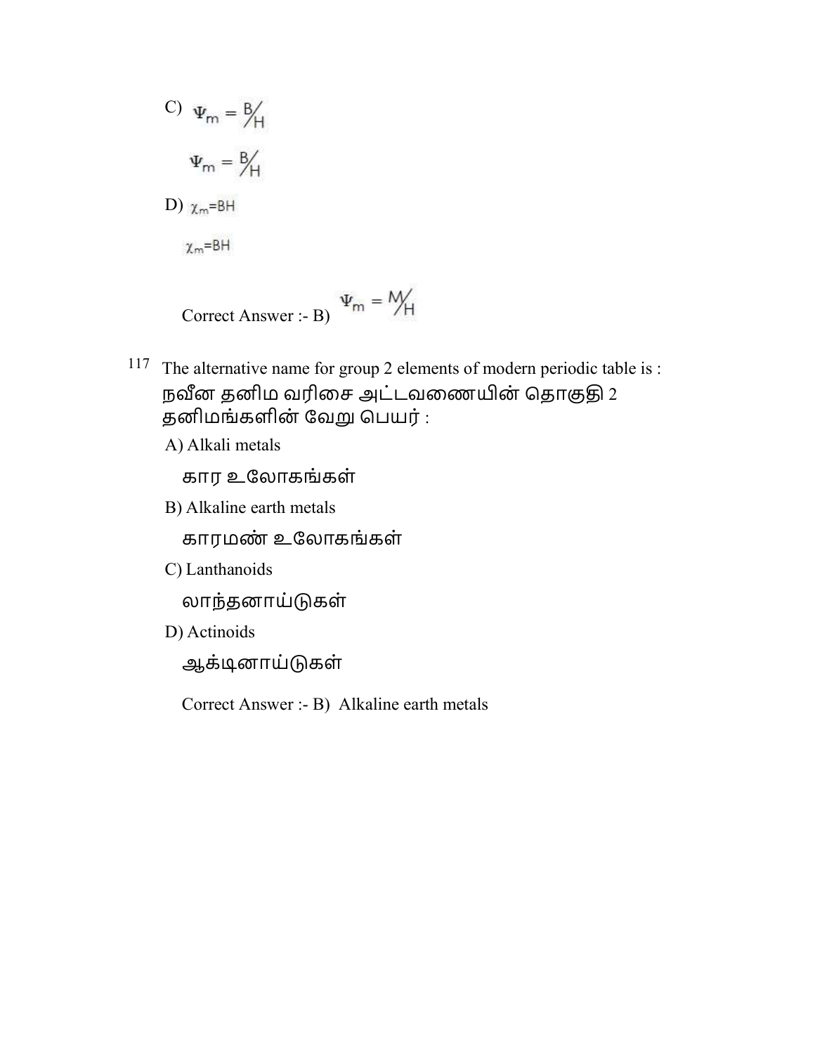C) $\Psi_m = B/H$

$\Psi_m = B/H$

D) $\chi_m = BH$

$\chi_m = BH$

Correct Answer :- B) $\Psi_m = M/H$

117 The alternative name for group 2 elements of modern periodic table is :
நவீன தனிம வரிசை அட்டவணையின் தொகுதி 2 தனிமங்களின் வேறு பெயர் :

A) Alkali metals

கார உலோகங்கள்

B) Alkaline earth metals

காரமண் உலோகங்கள்

C) Lanthanoids

லாந்தனாய்டுகள்

D) Actinoids

ஆக்டினாய்டுகள்

Correct Answer :- B) Alkaline earth metals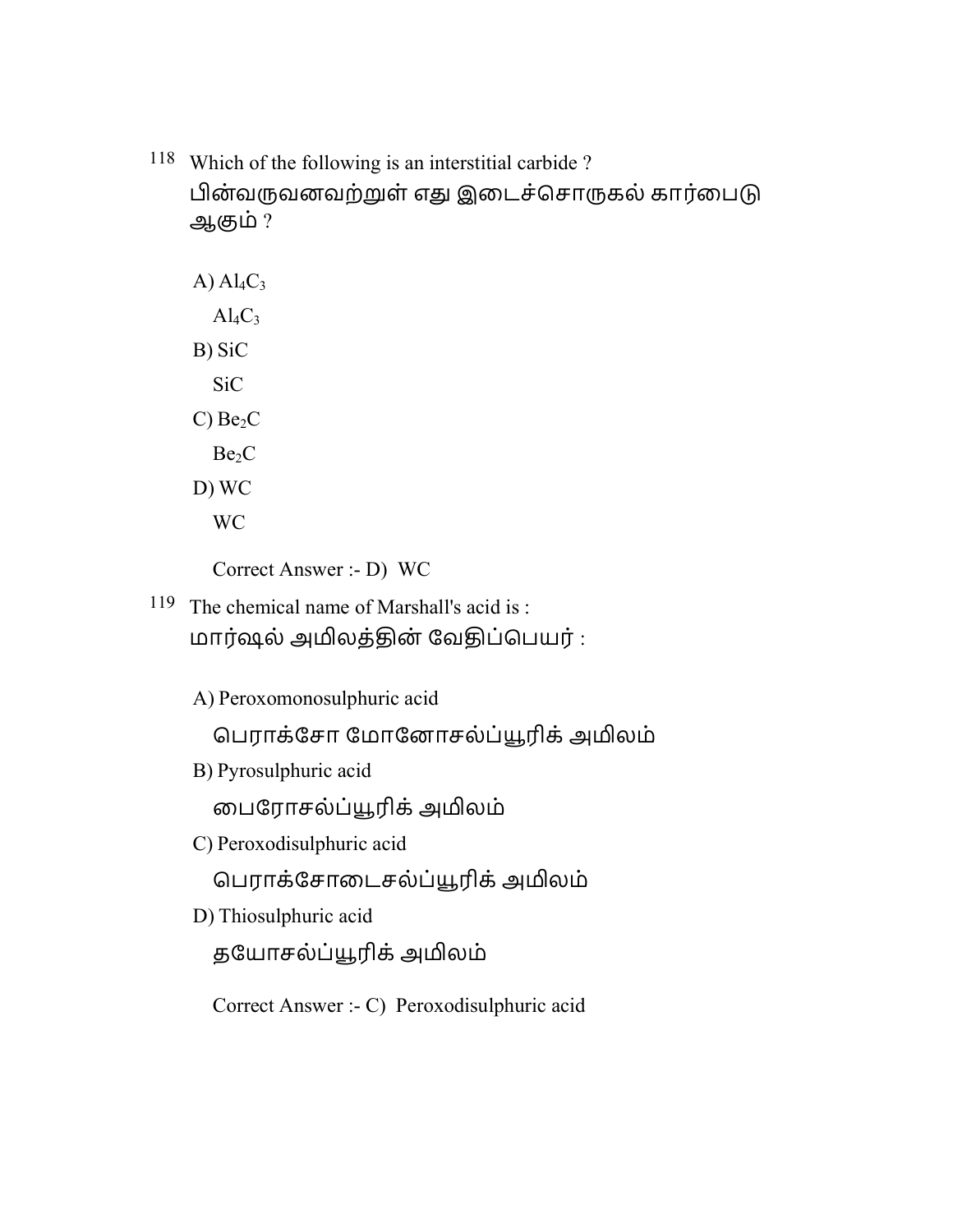118 Which of the following is an interstitial carbide ?
பின்வருவனவற்றுள் எது இடைச்சொருகல் கார்பைடு ஆகும் ?

A) $Al_4C_3$

$Al_4C_3$

B) SiC

SiC

C) $Be_2C$

$Be_2C$

D) WC

WC

Correct Answer :- D) WC

119 The chemical name of Marshall's acid is :
மார்ஷல் அமிலத்தின் வேதிப்பெயர் :

A) Peroxomonosulphuric acid

பெராக்சோ மோனோசல்ப்யூரிக் அமிலம்

B) Pyrosulphuric acid

பைரோசல்ப்யூரிக் அமிலம்

C) Peroxodisulphuric acid

பெராக்சோடைசல்ப்யூரிக் அமிலம்

D) Thiosulphuric acid

தயோசல்ப்யூரிக் அமிலம்

Correct Answer :- C) Peroxodisulphuric acid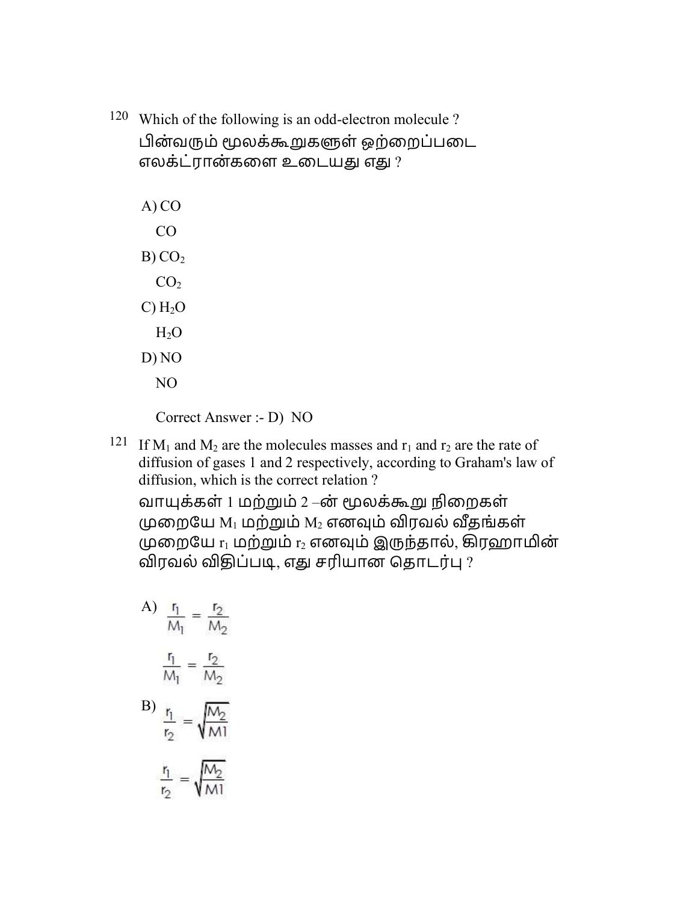120 Which of the following is an odd-electron molecule ?

பின்வரும் மூலக்கூறுகளுள் ஒற்றைப்படை எலக்ட்ரான்களை உடையது எது ?

A) CO

   CO

B) $CO_2$

   $CO_2$

C) $H_2O$

   $H_2O$

D) NO

   NO

   Correct Answer :- D) NO

121 If $M_1$ and $M_2$ are the molecules masses and $r_1$ and $r_2$ are the rate of diffusion of gases 1 and 2 respectively, according to Graham's law of diffusion, which is the correct relation ?

வாயுக்கள் 1 மற்றும் 2 –ன் மூலக்கூறு நிறைகள் முறையே $M_1$ மற்றும் $M_2$ எனவும் விரவல் வீதங்கள் முறையே $r_1$ மற்றும் $r_2$ எனவும் இருந்தால், கிரஹாமின் விரவல் விதிப்படி, எது சரியான தொடர்பு ?

A) $\frac{r_1}{M_1} = \frac{r_2}{M_2}$

   $\frac{r_1}{M_1} = \frac{r_2}{M_2}$

B) $\frac{r_1}{r_2} = \sqrt{\frac{M_2}{M1}}$

   $\frac{r_1}{r_2} = \sqrt{\frac{M_2}{M1}}$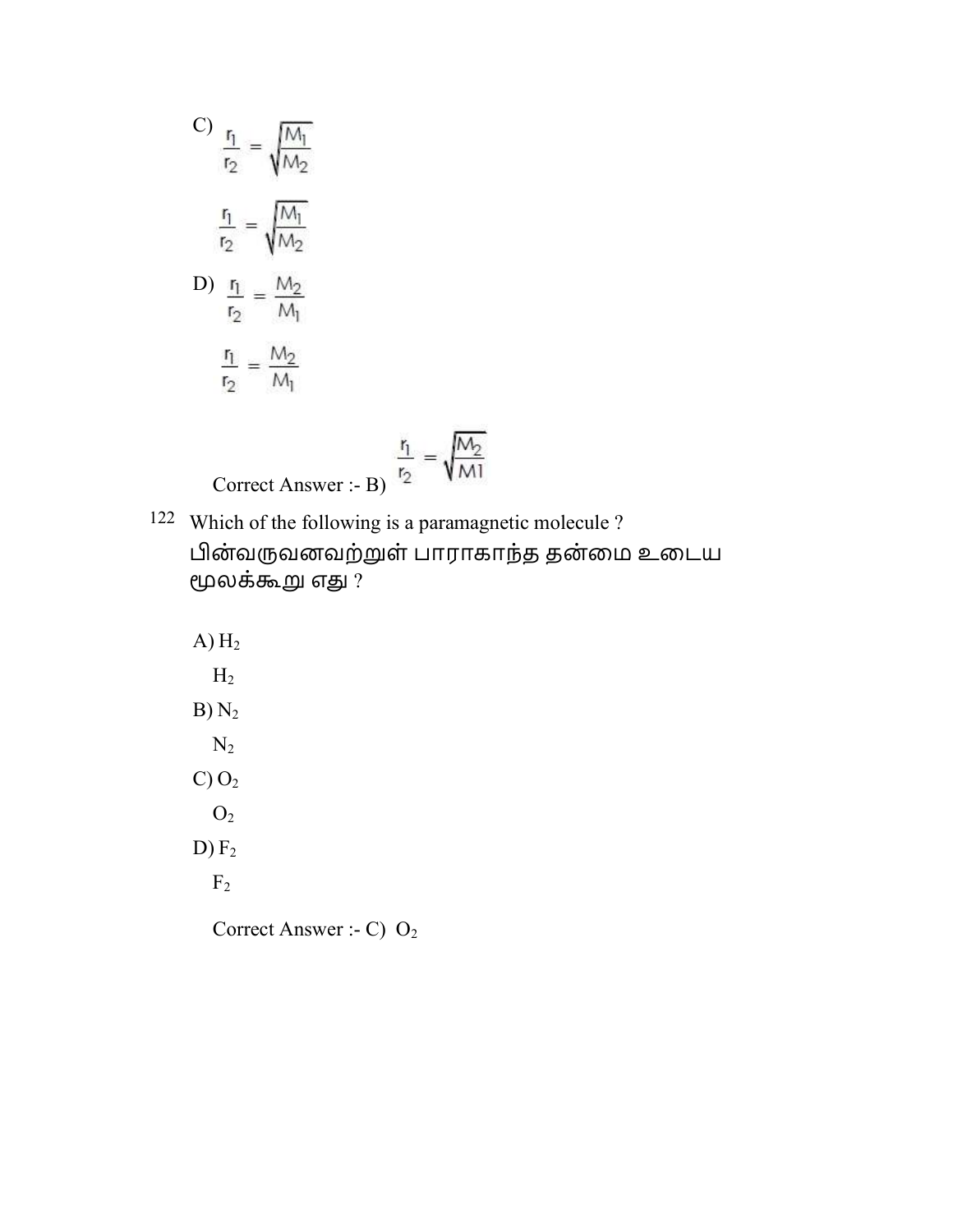C) $\frac{r_1}{r_2} = \sqrt{\frac{M_1}{M_2}}$

$\frac{r_1}{r_2} = \sqrt{\frac{M_1}{M_2}}$

D) $\frac{r_1}{r_2} = \frac{M_2}{M_1}$

$\frac{r_1}{r_2} = \frac{M_2}{M_1}$

Correct Answer :- B) $\frac{r_1}{r_2} = \sqrt{\frac{M_2}{M1}}$

122 Which of the following is a paramagnetic molecule ?
பின்வருவனவற்றுள் பாராகாந்த தன்மை உடைய மூலக்கூறு எது ?

A) $H_2$

$H_2$

B) $N_2$

$N_2$

C) $O_2$

$O_2$

D) $F_2$

$F_2$

Correct Answer :- C) $O_2$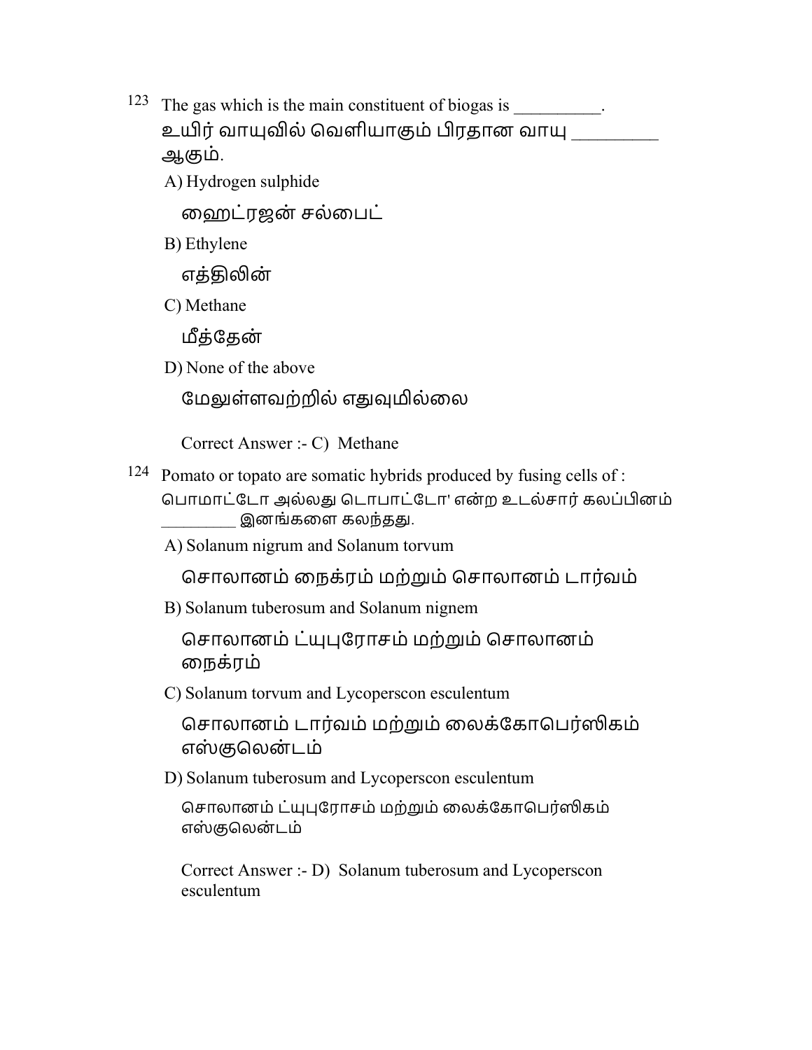123 The gas which is the main constituent of biogas is __________.
உயிர் வாயுவில் வெளியாகும் பிரதான வாயு _________ ஆகும்.

A) Hydrogen sulphide

ஹைட்ரஜன் சல்பைட்

B) Ethylene

எத்திலின்

C) Methane

மீத்தேன்

D) None of the above

மேலுள்ளவற்றில் எதுவுமில்லை

Correct Answer :- C) Methane

124 Pomato or topato are somatic hybrids produced by fusing cells of :
பொமாட்டோ அல்லது டொபாட்டோ' என்ற உடல்சார் கலப்பினம் _________ இனங்களை கலந்தது.

A) Solanum nigrum and Solanum torvum

சொலானம் நைக்ரம் மற்றும் சொலானம் டார்வம்

B) Solanum tuberosum and Solanum nignem

சொலானம் ட்யுபுரோசம் மற்றும் சொலானம் நைக்ரம்

C) Solanum torvum and Lycoperscon esculentum

சொலானம் டார்வம் மற்றும் லைக்கோபெர்ஸிகம் எஸ்குலென்டம்

D) Solanum tuberosum and Lycoperscon esculentum

சொலானம் ட்யுபுரோசம் மற்றும் லைக்கோபெர்ஸிகம் எஸ்குலென்டம்

Correct Answer :- D) Solanum tuberosum and Lycoperscon esculentum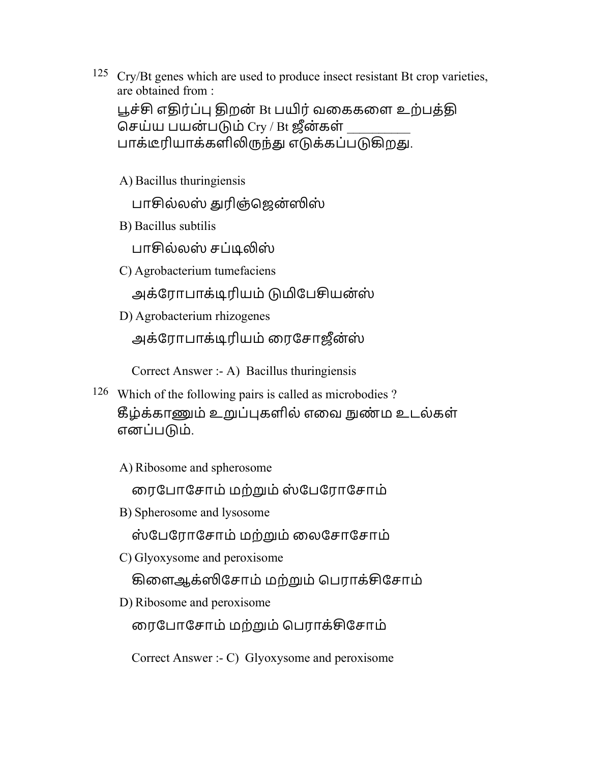125 Cry/Bt genes which are used to produce insect resistant Bt crop varieties, are obtained from :

பூச்சி எதிர்ப்பு திறன் Bt பயிர் வகைகளை உற்பத்தி செய்ய பயன்படும் Cry / Bt ஜீன்கள் _________ பாக்டீரியாக்களிலிருந்து எடுக்கப்படுகிறது.

A) Bacillus thuringiensis

பாசில்லஸ் துரிஞ்ஜென்ஸிஸ்

B) Bacillus subtilis

பாசில்லஸ் சப்டிலிஸ்

C) Agrobacterium tumefaciens

அக்ரோபாக்டிரியம் டுமிபேசியன்ஸ்

D) Agrobacterium rhizogenes

அக்ரோபாக்டிரியம் ரைசோஜீன்ஸ்

Correct Answer :- A) Bacillus thuringiensis

126 Which of the following pairs is called as microbodies ?

கீழ்க்காணும் உறுப்புகளில் எவை நுண்ம உடல்கள் எனப்படும்.

A) Ribosome and spherosome

ரைபோசோம் மற்றும் ஸ்பேரோசோம்

B) Spherosome and lysosome

ஸ்பேரோசோம் மற்றும் லைசோசோம்

C) Glyoxysome and peroxisome

கிளைஆக்ஸிசோம் மற்றும் பெராக்சிசோம்

D) Ribosome and peroxisome

ரைபோசோம் மற்றும் பெராக்சிசோம்

Correct Answer :- C) Glyoxysome and peroxisome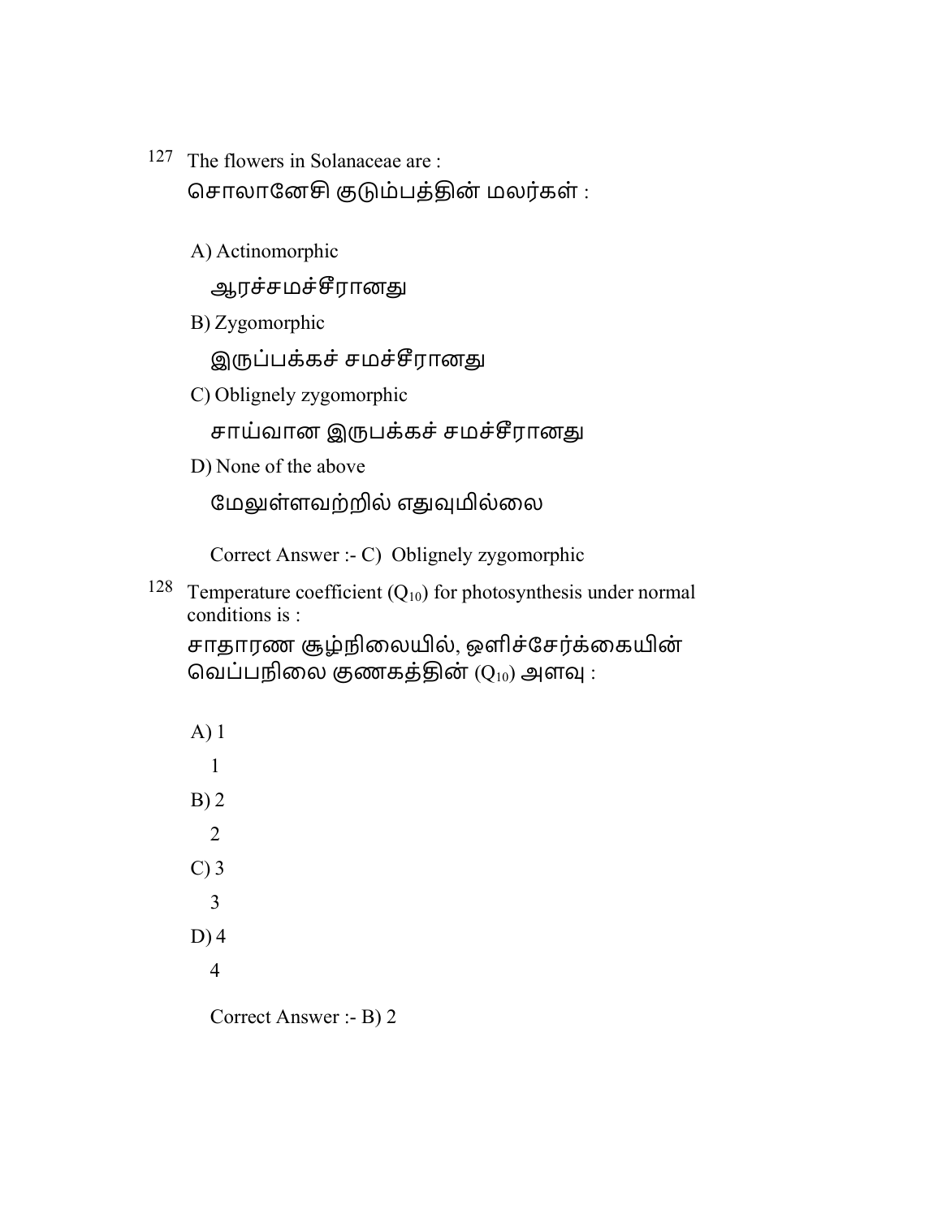127 The flowers in Solanaceae are :

சொலானேசி குடும்பத்தின் மலர்கள் :

A) Actinomorphic

ஆரச்சமச்சீரானது

B) Zygomorphic

இருப்பக்கச் சமச்சீரானது

C) Oblignely zygomorphic

சாய்வான இருபக்கச் சமச்சீரானது

D) None of the above

மேலுள்ளவற்றில் எதுவுமில்லை

Correct Answer :- C) Oblignely zygomorphic

128 Temperature coefficient ($Q_{10}$) for photosynthesis under normal conditions is :

சாதாரண சூழ்நிலையில், ஒளிச்சேர்க்கையின் வெப்பநிலை குணகத்தின் ($Q_{10}$) அளவு :

A) 1

1

B) 2

2

C) 3

3

D) 4

4

Correct Answer :- B) 2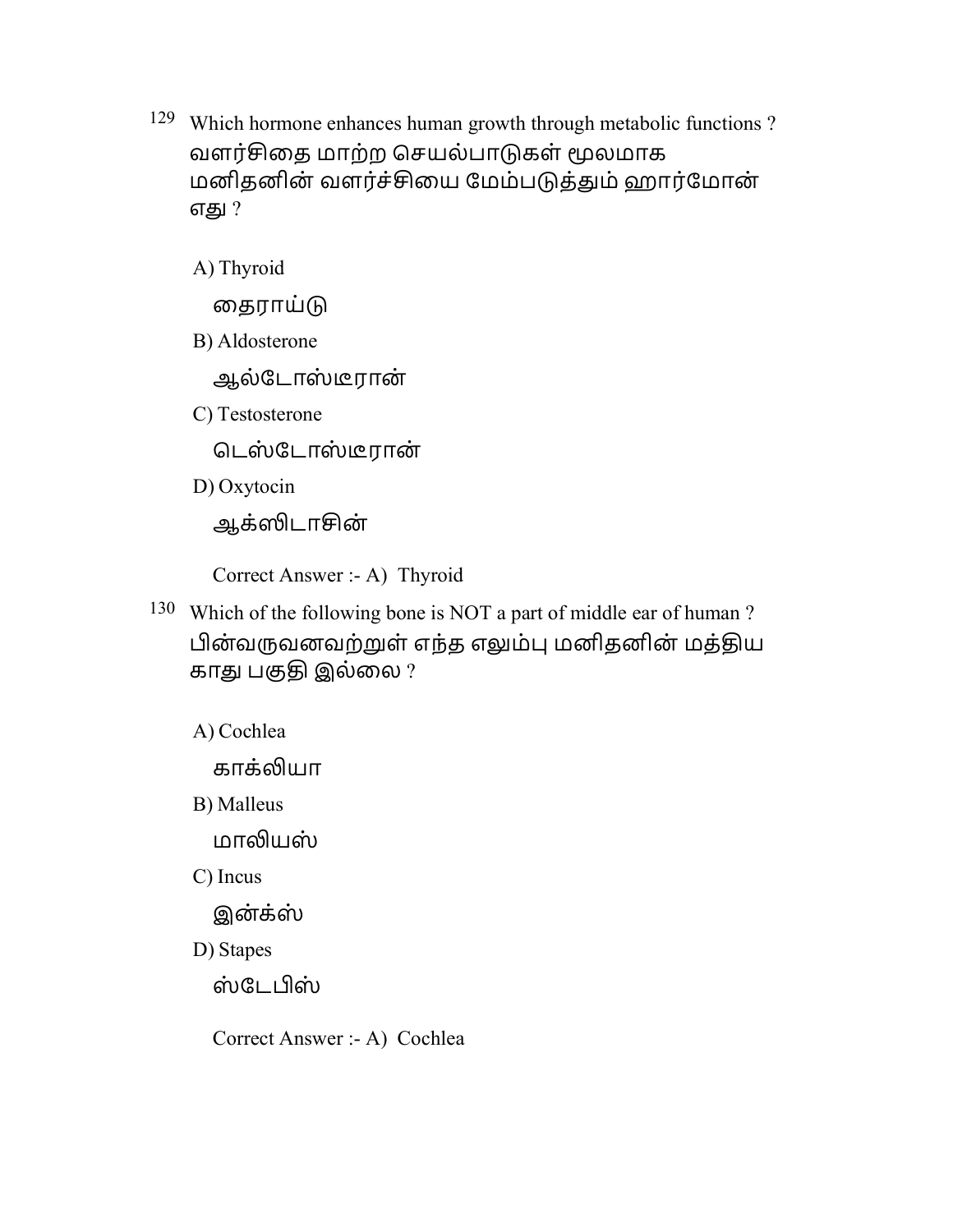129 Which hormone enhances human growth through metabolic functions ?
வளர்சிதை மாற்ற செயல்பாடுகள் மூலமாக மனிதனின் வளர்ச்சியை மேம்படுத்தும் ஹார்மோன் எது ?

A) Thyroid

தைராய்டு

B) Aldosterone

ஆல்டோஸ்டீரான்

C) Testosterone

டெஸ்டோஸ்டீரான்

D) Oxytocin

ஆக்ஸிடாசின்

Correct Answer :- A) Thyroid

130 Which of the following bone is NOT a part of middle ear of human ?
பின்வருவனவற்றுள் எந்த எலும்பு மனிதனின் மத்திய காது பகுதி இல்லை ?

A) Cochlea

காக்லியா

B) Malleus

மாலியஸ்

C) Incus

இன்க்ஸ்

D) Stapes

ஸ்டேபிஸ்

Correct Answer :- A) Cochlea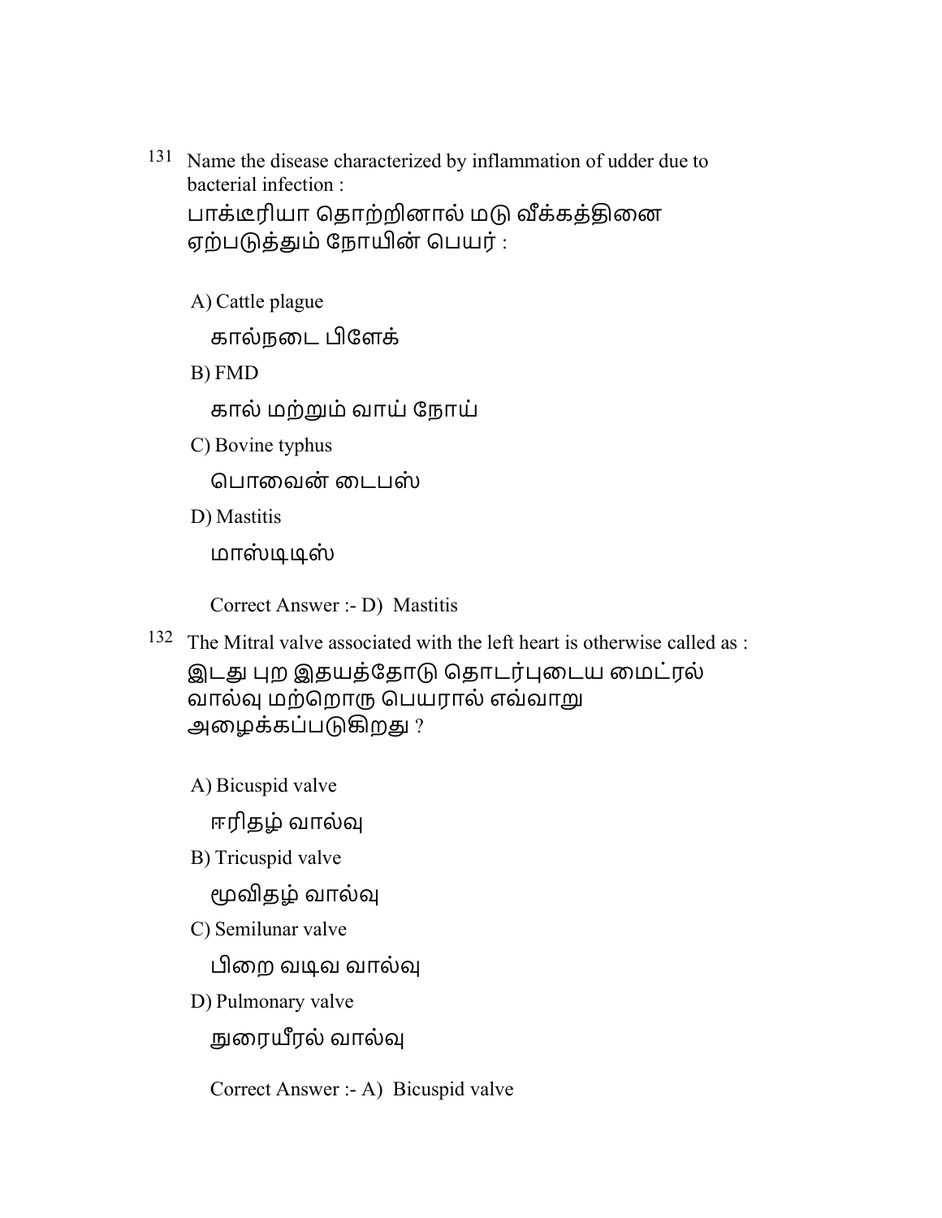131 Name the disease characterized by inflammation of udder due to bacterial infection :
பாக்டீரியா தொற்றினால் மடு வீக்கத்தினை ஏற்படுத்தும் நோயின் பெயர் :

A) Cattle plague
கால்நடை பிளேக்

B) FMD
கால் மற்றும் வாய் நோய்

C) Bovine typhus
பொவைன் டைபஸ்

D) Mastitis
மாஸ்டிடிஸ்

Correct Answer :- D) Mastitis

132 The Mitral valve associated with the left heart is otherwise called as :
இடது புற இதயத்தோடு தொடர்புடைய மைட்ரல் வால்வு மற்றொரு பெயரால் எவ்வாறு அழைக்கப்படுகிறது ?

A) Bicuspid valve
ஈரிதழ் வால்வு

B) Tricuspid valve
மூவிதழ் வால்வு

C) Semilunar valve
பிறை வடிவ வால்வு

D) Pulmonary valve
நுரையீரல் வால்வு

Correct Answer :- A) Bicuspid valve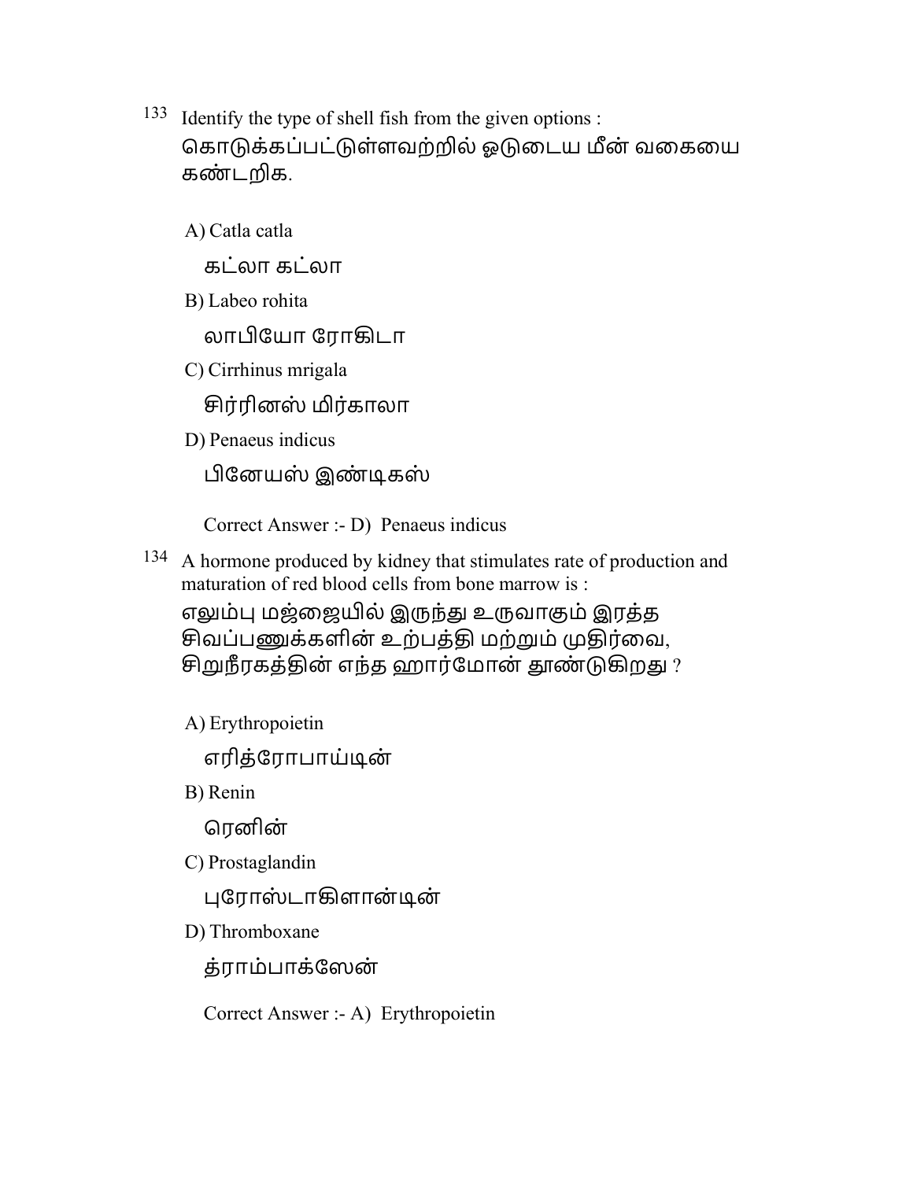133 Identify the type of shell fish from the given options :
கொடுக்கப்பட்டுள்ளவற்றில் ஓடுடைய மீன் வகையை கண்டறிக.

A) Catla catla

கட்லா கட்லா

B) Labeo rohita

லாபியோ ரோகிடா

C) Cirrhinus mrigala

சிர்ரினஸ் மிர்காலா

D) Penaeus indicus

பினேயஸ் இண்டிகஸ்

Correct Answer :- D) Penaeus indicus

134 A hormone produced by kidney that stimulates rate of production and maturation of red blood cells from bone marrow is :
எலும்பு மஜ்ஜையில் இருந்து உருவாகும் இரத்த சிவப்பணுக்களின் உற்பத்தி மற்றும் முதிர்வை, சிறுநீரகத்தின் எந்த ஹார்மோன் தூண்டுகிறது ?

A) Erythropoietin

எரித்ரோபாய்டின்

B) Renin

ரெனின்

C) Prostaglandin

புரோஸ்டாகிளான்டின்

D) Thromboxane

த்ராம்பாக்ஸேன்

Correct Answer :- A) Erythropoietin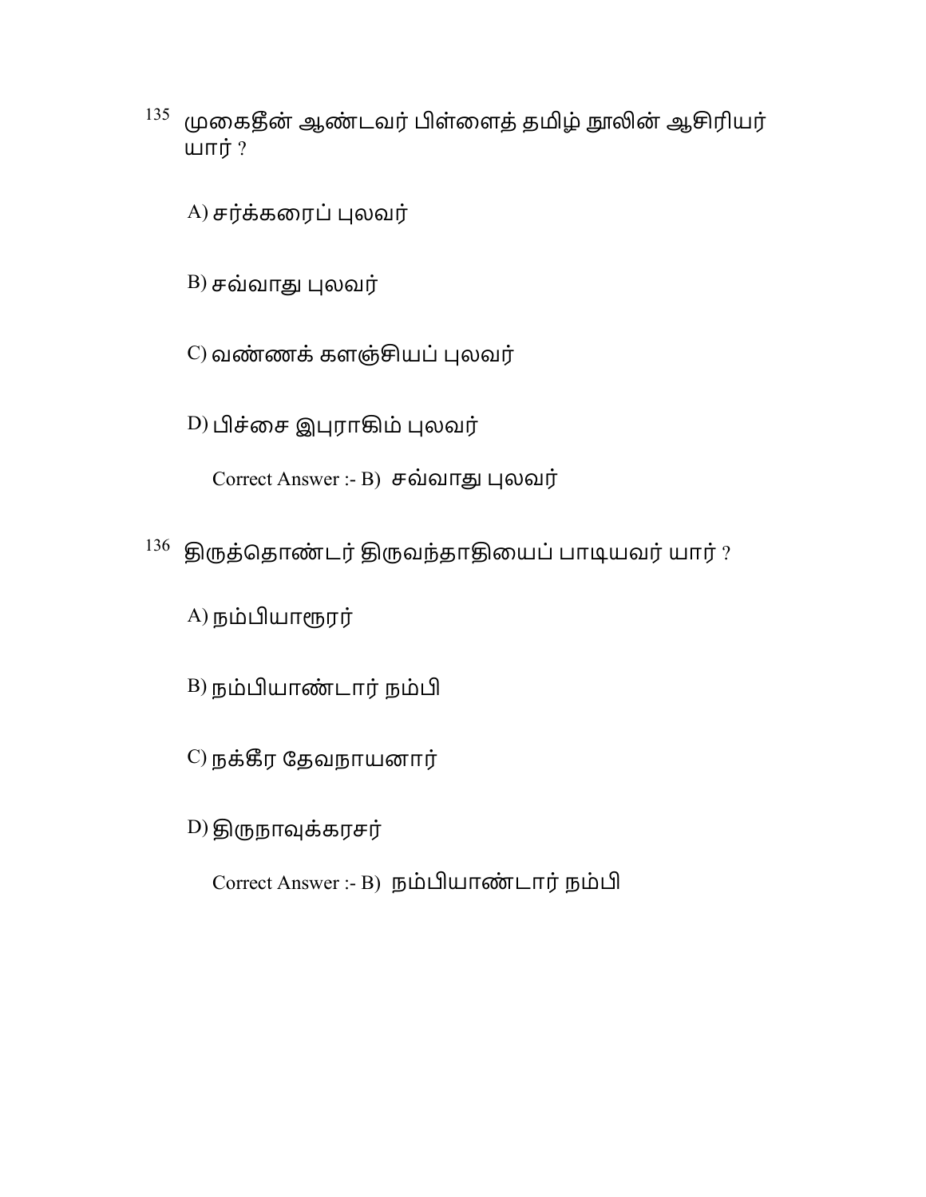135 முகைதீன் ஆண்டவர் பிள்ளைத் தமிழ் நூலின் ஆசிரியர் யார் ?

A) சர்க்கரைப் புலவர்

B) சவ்வாது புலவர்

C) வண்ணக் களஞ்சியப் புலவர்

D) பிச்சை இபுராகிம் புலவர்

Correct Answer :- B) சவ்வாது புலவர்

136 திருத்தொண்டர் திருவந்தாதியைப் பாடியவர் யார் ?

A) நம்பியாரூரர்

B) நம்பியாண்டார் நம்பி

C) நக்கீர தேவநாயனார்

D) திருநாவுக்கரசர்

Correct Answer :- B) நம்பியாண்டார் நம்பி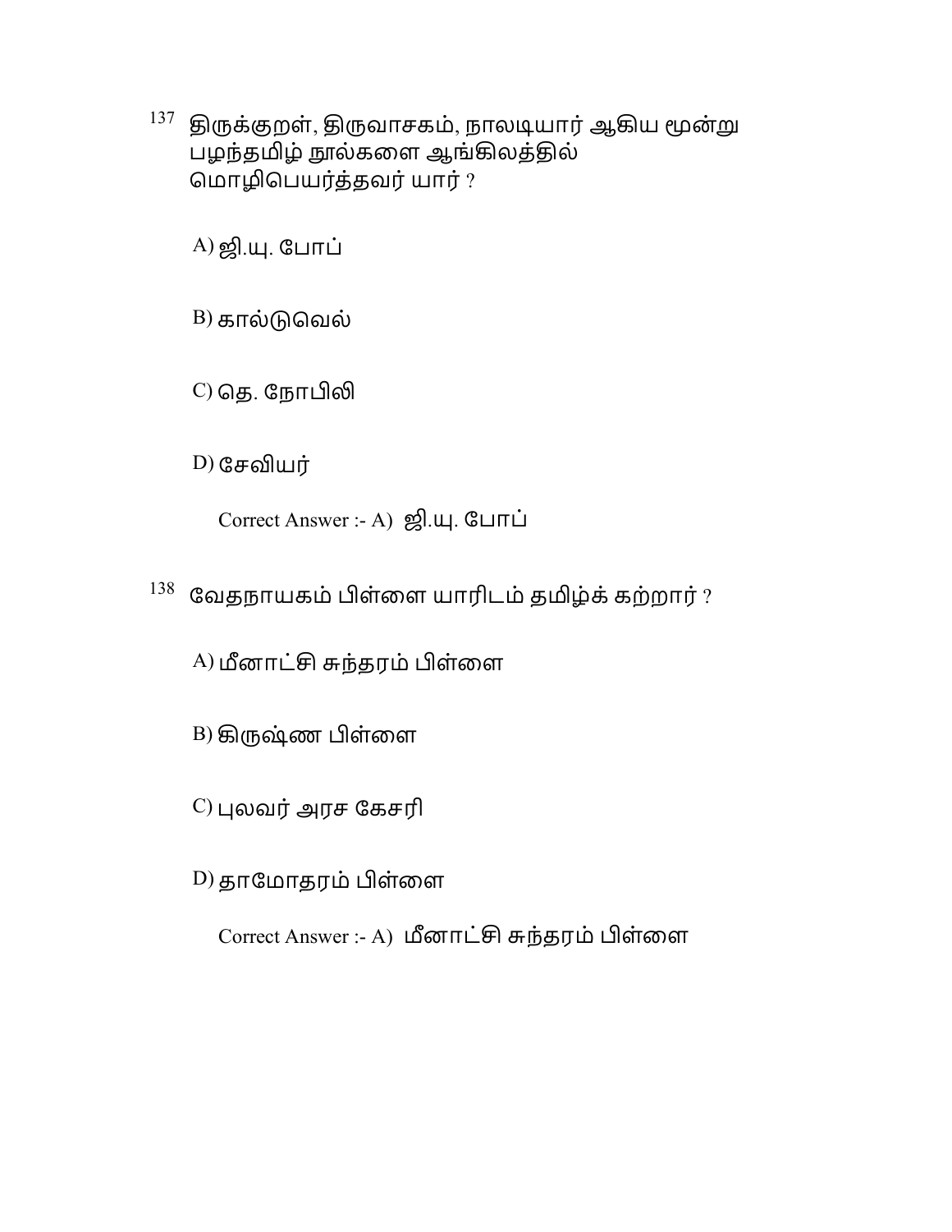137 திருக்குறள், திருவாசகம், நாலடியார் ஆகிய மூன்று பழந்தமிழ் நூல்களை ஆங்கிலத்தில் மொழிபெயர்த்தவர் யார் ?

A) ஜி.யு. போப்

B) கால்டுவெல்

C) தெ. நோபிலி

D) சேவியர்

Correct Answer :- A) ஜி.யு. போப்

138 வேதநாயகம் பிள்ளை யாரிடம் தமிழ்க் கற்றார் ?

A) மீனாட்சி சுந்தரம் பிள்ளை

B) கிருஷ்ண பிள்ளை

C) புலவர் அரச கேசரி

D) தாமோதரம் பிள்ளை

Correct Answer :- A) மீனாட்சி சுந்தரம் பிள்ளை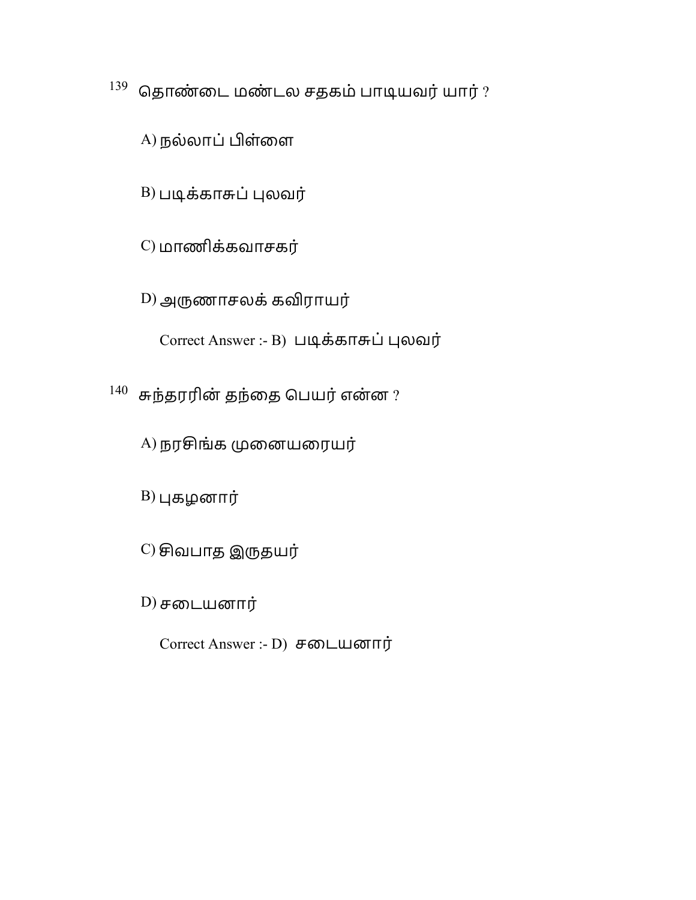139 தொண்டை மண்டல சதகம் பாடியவர் யார் ?

A) நல்லாப் பிள்ளை

B) படிக்காசுப் புலவர்

C) மாணிக்கவாசகர்

D) அருணாசலக் கவிராயர்

Correct Answer :- B) படிக்காசுப் புலவர்

140 சுந்தரரின் தந்தை பெயர் என்ன ?

A) நரசிங்க முனையரையர்

B) புகழனார்

C) சிவபாத இருதயர்

D) சடையனார்

Correct Answer :- D) சடையனார்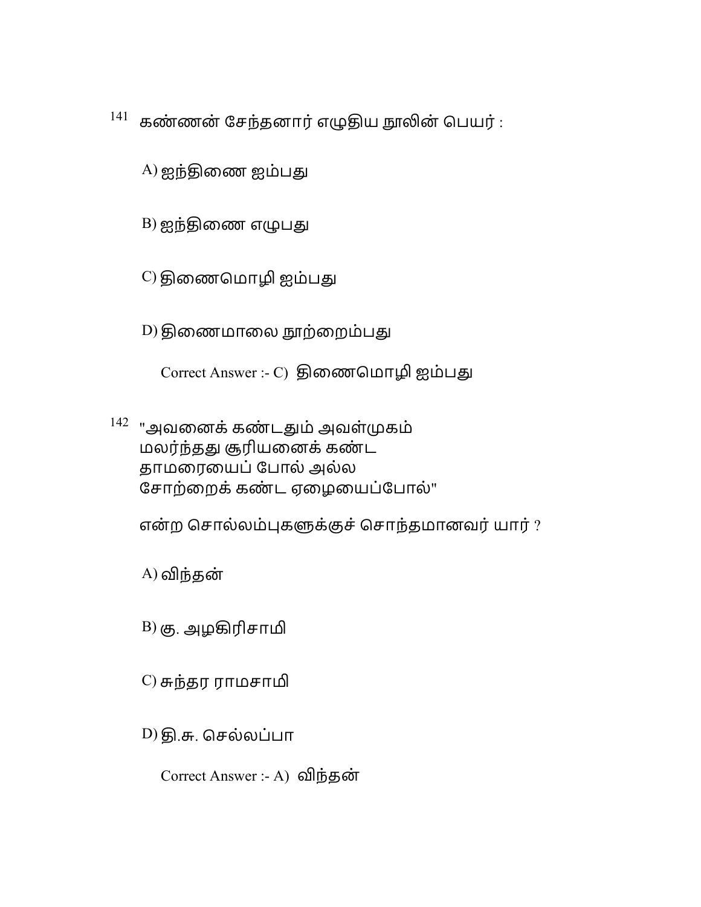141 கண்ணன் சேந்தனார் எழுதிய நூலின் பெயர் :

A) ஐந்திணை ஐம்பது

B) ஐந்திணை எழுபது

C) திணைமொழி ஐம்பது

D) திணைமாலை நூற்றைம்பது

Correct Answer :- C) திணைமொழி ஐம்பது

142 "அவனைக் கண்டதும் அவள்முகம்
மலர்ந்தது சூரியனைக் கண்ட
தாமரையைப் போல் அல்ல
சோற்றைக் கண்ட ஏழையைப்போல்"

என்ற சொல்லம்புகளுக்குச் சொந்தமானவர் யார் ?

A) விந்தன்

B) கு. அழகிரிசாமி

C) சுந்தர ராமசாமி

D) தி.சு. செல்லப்பா

Correct Answer :- A) விந்தன்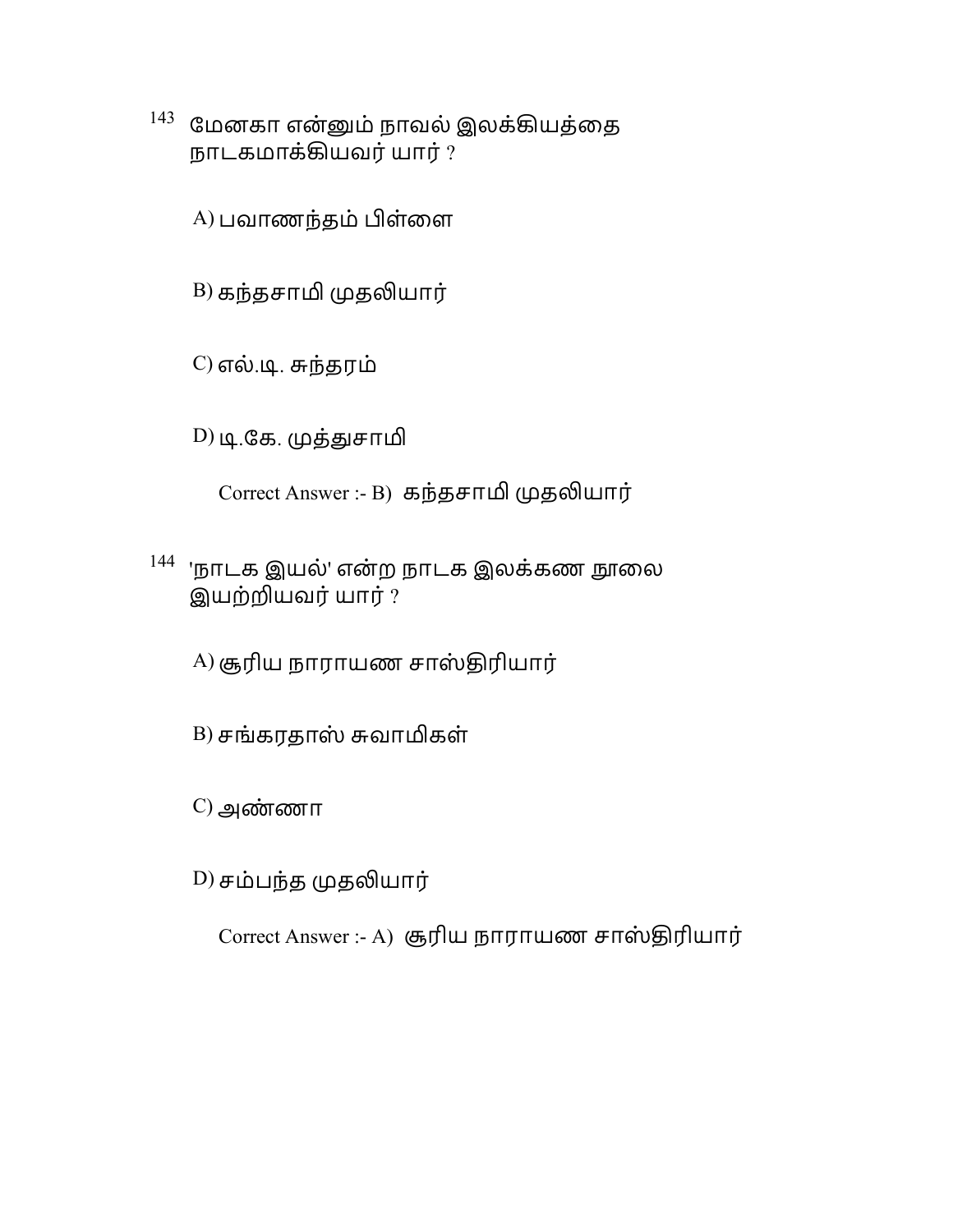143 மேனகா என்னும் நாவல் இலக்கியத்தை நாடகமாக்கியவர் யார் ?

A) பவாணந்தம் பிள்ளை

B) கந்தசாமி முதலியார்

C) எல்.டி. சுந்தரம்

D) டி.கே. முத்துசாமி

Correct Answer :- B) கந்தசாமி முதலியார்

144 'நாடக இயல்' என்ற நாடக இலக்கண நூலை இயற்றியவர் யார் ?

A) சூரிய நாராயண சாஸ்திரியார்

B) சங்கரதாஸ் சுவாமிகள்

C) அண்ணா

D) சம்பந்த முதலியார்

Correct Answer :- A) சூரிய நாராயண சாஸ்திரியார்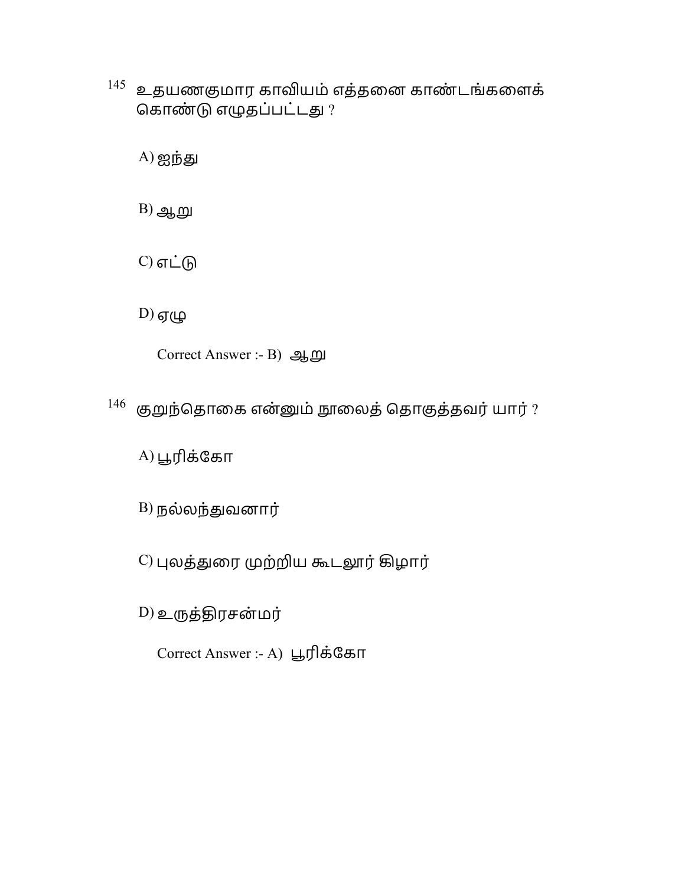145 உதயணகுமார காவியம் எத்தனை காண்டங்களைக் கொண்டு எழுதப்பட்டது ?

A) ஐந்து

B) ஆறு

C) எட்டு

D) ஏழு

Correct Answer :- B) ஆறு

146 குறுந்தொகை என்னும் நூலைத் தொகுத்தவர் யார் ?

A) பூரிக்கோ

B) நல்லந்துவனார்

C) புலத்துரை முற்றிய கூடலூர் கிழார்

D) உருத்திரசன்மர்

Correct Answer :- A) பூரிக்கோ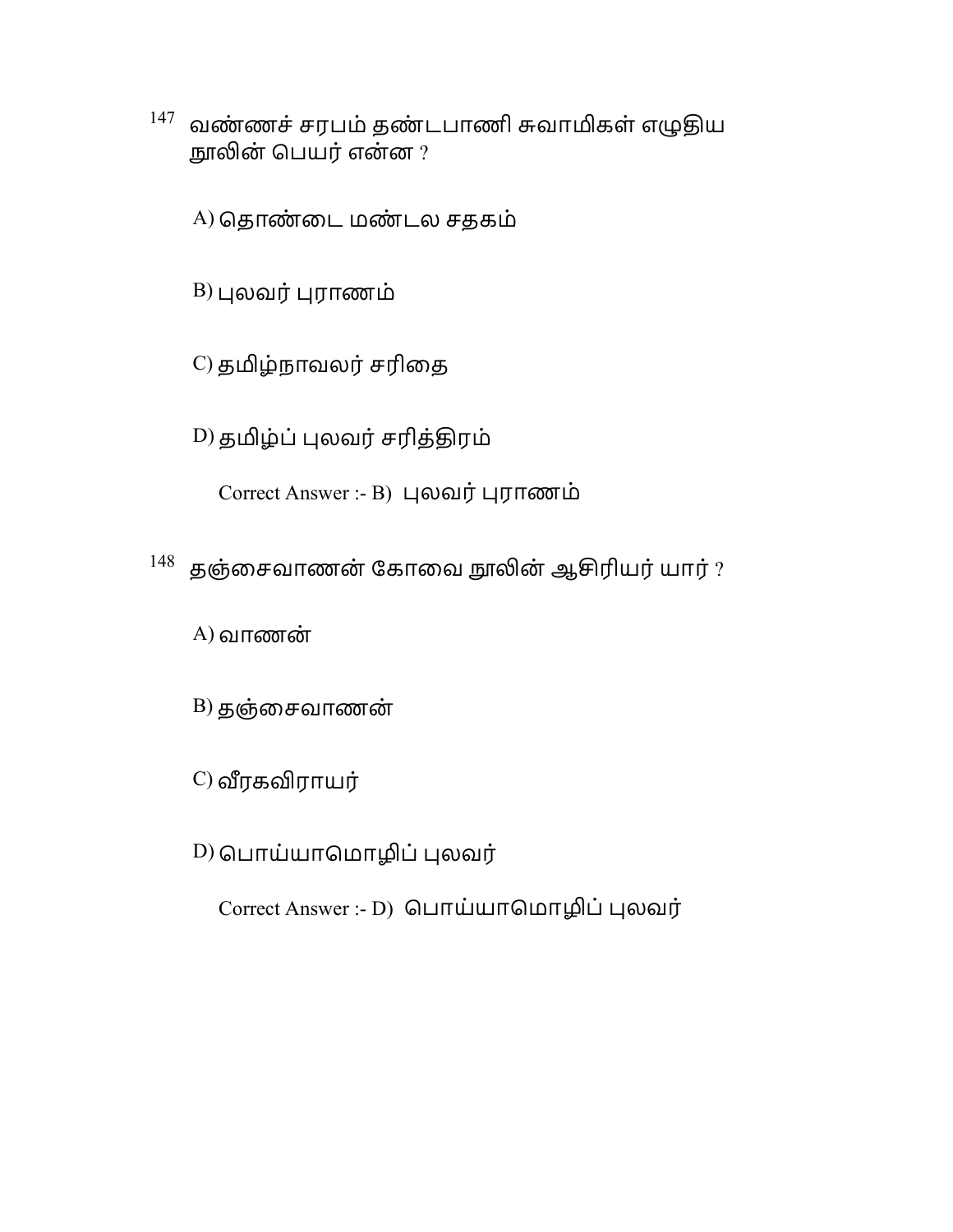147 வண்ணச் சரபம் தண்டபாணி சுவாமிகள் எழுதிய நூலின் பெயர் என்ன ?

A) தொண்டை மண்டல சதகம்

B) புலவர் புராணம்

C) தமிழ்நாவலர் சரிதை

D) தமிழ்ப் புலவர் சரித்திரம்

Correct Answer :- B) புலவர் புராணம்

148 தஞ்சைவாணன் கோவை நூலின் ஆசிரியர் யார் ?

A) வாணன்

B) தஞ்சைவாணன்

C) வீரகவிராயர்

D) பொய்யாமொழிப் புலவர்

Correct Answer :- D) பொய்யாமொழிப் புலவர்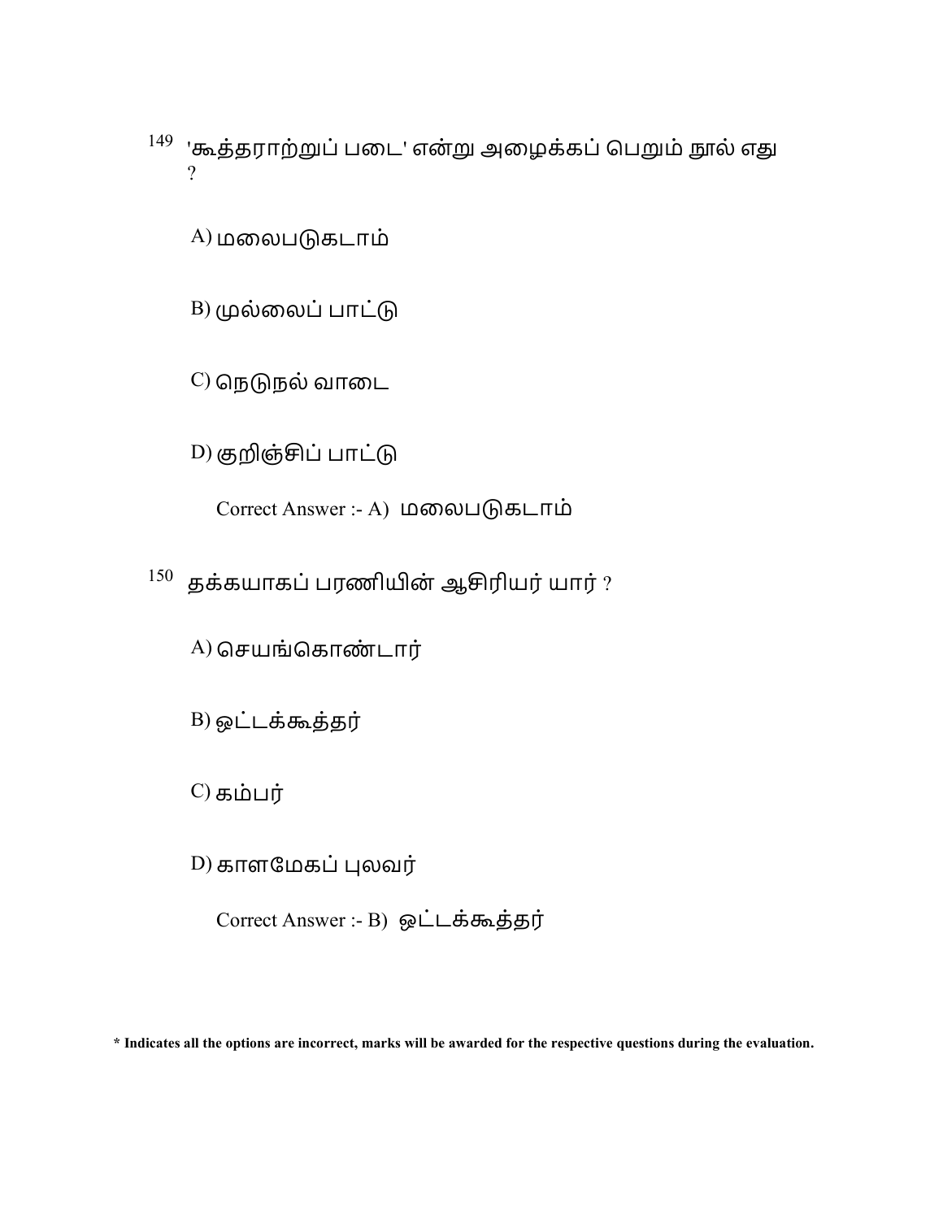149 'கூத்தராற்றுப் படை' என்று அழைக்கப் பெறும் நூல் எது ?

A) மலைபடுகடாம்

B) முல்லைப் பாட்டு

C) நெடுநல் வாடை

D) குறிஞ்சிப் பாட்டு

Correct Answer :- A) மலைபடுகடாம்

150 தக்கயாகப் பரணியின் ஆசிரியர் யார் ?

A) செயங்கொண்டார்

B) ஒட்டக்கூத்தர்

C) கம்பர்

D) காளமேகப் புலவர்

Correct Answer :- B) ஒட்டக்கூத்தர்

**\* Indicates all the options are incorrect, marks will be awarded for the respective questions during the evaluation.**